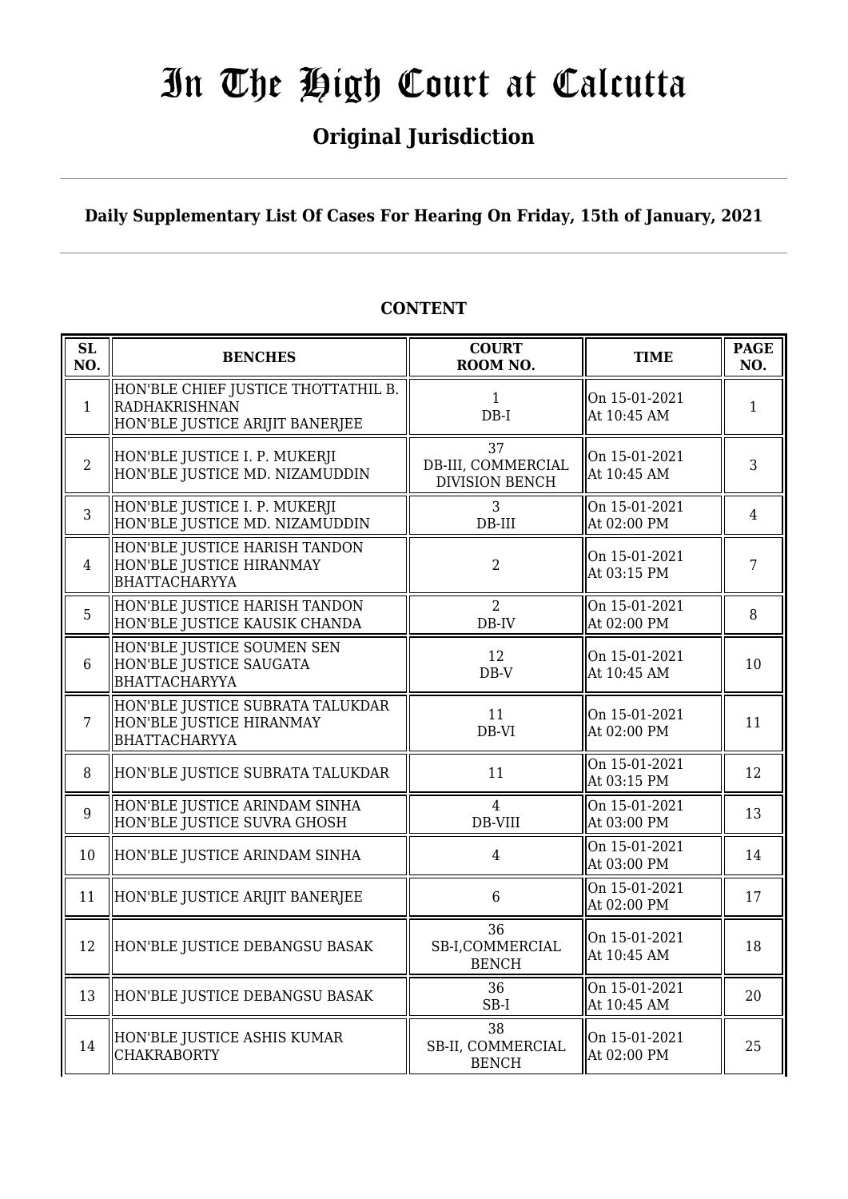# In The High Court at Calcutta

## Original Jurisdiction

### Daily Supplementary List Of Cases For Hearing On Friday, 15th of January, 2021

**CONTENT**

| SL NO. | BENCHES | COURT ROOM NO. | TIME | PAGE NO. |
|---|---|---|---|---|
| 1 | HON'BLE CHIEF JUSTICE THOTTATHIL B. RADHAKRISHNAN<br>HON'BLE JUSTICE ARIJIT BANERJEE | 1<br>DB-I | On 15-01-2021<br>At 10:45 AM | 1 |
| 2 | HON'BLE JUSTICE I. P. MUKERJI<br>HON'BLE JUSTICE MD. NIZAMUDDIN | 37<br>DB-III, COMMERCIAL DIVISION BENCH | On 15-01-2021<br>At 10:45 AM | 3 |
| 3 | HON'BLE JUSTICE I. P. MUKERJI<br>HON'BLE JUSTICE MD. NIZAMUDDIN | 3<br>DB-III | On 15-01-2021<br>At 02:00 PM | 4 |
| 4 | HON'BLE JUSTICE HARISH TANDON<br>HON'BLE JUSTICE HIRANMAY BHATTACHARYYA | 2 | On 15-01-2021<br>At 03:15 PM | 7 |
| 5 | HON'BLE JUSTICE HARISH TANDON<br>HON'BLE JUSTICE KAUSIK CHANDA | 2<br>DB-IV | On 15-01-2021<br>At 02:00 PM | 8 |
| 6 | HON'BLE JUSTICE SOUMEN SEN<br>HON'BLE JUSTICE SAUGATA BHATTACHARYYA | 12<br>DB-V | On 15-01-2021<br>At 10:45 AM | 10 |
| 7 | HON'BLE JUSTICE SUBRATA TALUKDAR<br>HON'BLE JUSTICE HIRANMAY BHATTACHARYYA | 11<br>DB-VI | On 15-01-2021<br>At 02:00 PM | 11 |
| 8 | HON'BLE JUSTICE SUBRATA TALUKDAR | 11 | On 15-01-2021<br>At 03:15 PM | 12 |
| 9 | HON'BLE JUSTICE ARINDAM SINHA<br>HON'BLE JUSTICE SUVRA GHOSH | 4<br>DB-VIII | On 15-01-2021<br>At 03:00 PM | 13 |
| 10 | HON'BLE JUSTICE ARINDAM SINHA | 4 | On 15-01-2021<br>At 03:00 PM | 14 |
| 11 | HON'BLE JUSTICE ARIJIT BANERJEE | 6 | On 15-01-2021<br>At 02:00 PM | 17 |
| 12 | HON'BLE JUSTICE DEBANGSU BASAK | 36<br>SB-I,COMMERCIAL BENCH | On 15-01-2021<br>At 10:45 AM | 18 |
| 13 | HON'BLE JUSTICE DEBANGSU BASAK | 36<br>SB-I | On 15-01-2021<br>At 10:45 AM | 20 |
| 14 | HON'BLE JUSTICE ASHIS KUMAR CHAKRABORTY | 38<br>SB-II, COMMERCIAL BENCH | On 15-01-2021<br>At 02:00 PM | 25 |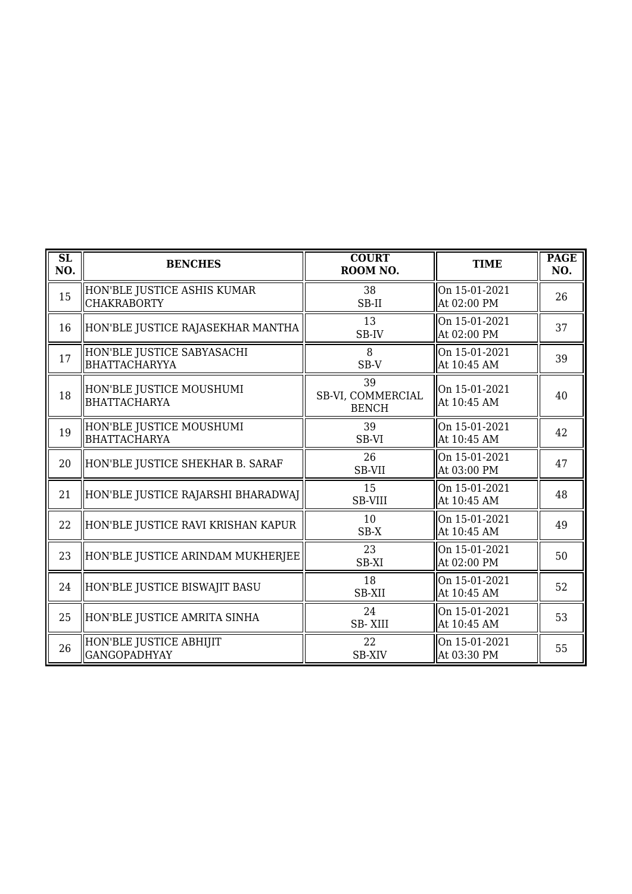| SL NO. | BENCHES | COURT ROOM NO. | TIME | PAGE NO. |
|---|---|---|---|---|
| 15 | HON'BLE JUSTICE ASHIS KUMAR CHAKRABORTY | 38 SB-II | On 15-01-2021 At 02:00 PM | 26 |
| 16 | HON'BLE JUSTICE RAJASEKHAR MANTHA | 13 SB-IV | On 15-01-2021 At 02:00 PM | 37 |
| 17 | HON'BLE JUSTICE SABYASACHI BHATTACHARYYA | 8 SB-V | On 15-01-2021 At 10:45 AM | 39 |
| 18 | HON'BLE JUSTICE MOUSHUMI BHATTACHARYA | 39 SB-VI, COMMERCIAL BENCH | On 15-01-2021 At 10:45 AM | 40 |
| 19 | HON'BLE JUSTICE MOUSHUMI BHATTACHARYA | 39 SB-VI | On 15-01-2021 At 10:45 AM | 42 |
| 20 | HON'BLE JUSTICE SHEKHAR B. SARAF | 26 SB-VII | On 15-01-2021 At 03:00 PM | 47 |
| 21 | HON'BLE JUSTICE RAJARSHI BHARADWAJ | 15 SB-VIII | On 15-01-2021 At 10:45 AM | 48 |
| 22 | HON'BLE JUSTICE RAVI KRISHAN KAPUR | 10 SB-X | On 15-01-2021 At 10:45 AM | 49 |
| 23 | HON'BLE JUSTICE ARINDAM MUKHERJEE | 23 SB-XI | On 15-01-2021 At 02:00 PM | 50 |
| 24 | HON'BLE JUSTICE BISWAJIT BASU | 18 SB-XII | On 15-01-2021 At 10:45 AM | 52 |
| 25 | HON'BLE JUSTICE AMRITA SINHA | 24 SB- XIII | On 15-01-2021 At 10:45 AM | 53 |
| 26 | HON'BLE JUSTICE ABHIJIT GANGOPADHYAY | 22 SB-XIV | On 15-01-2021 At 03:30 PM | 55 |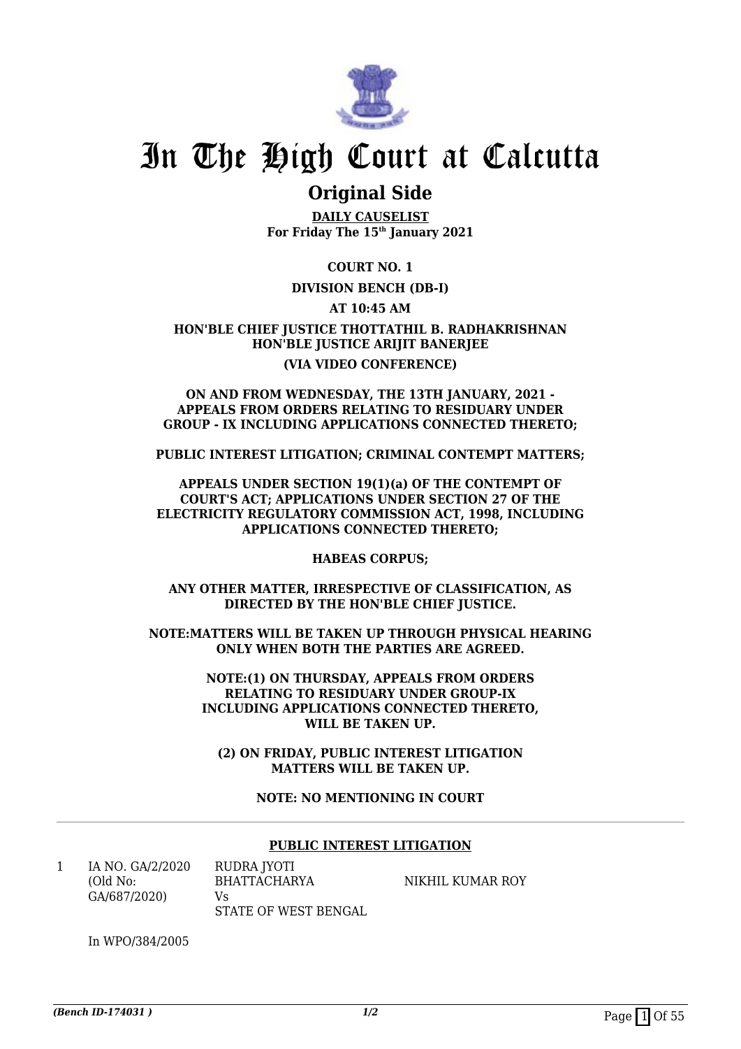# In The High Court at Calcutta

## Original Side

**DAILY CAUSELIST**
**For Friday The 15th January 2021**

**COURT NO. 1**

**DIVISION BENCH (DB-I)**

**AT 10:45 AM**

**HON'BLE CHIEF JUSTICE THOTTATHIL B. RADHAKRISHNAN**
**HON'BLE JUSTICE ARIJIT BANERJEE**

**(VIA VIDEO CONFERENCE)**

**ON AND FROM WEDNESDAY, THE 13TH JANUARY, 2021 - APPEALS FROM ORDERS RELATING TO RESIDUARY UNDER GROUP - IX INCLUDING APPLICATIONS CONNECTED THERETO;**

**PUBLIC INTEREST LITIGATION; CRIMINAL CONTEMPT MATTERS;**

**APPEALS UNDER SECTION 19(1)(a) OF THE CONTEMPT OF COURT'S ACT; APPLICATIONS UNDER SECTION 27 OF THE ELECTRICITY REGULATORY COMMISSION ACT, 1998, INCLUDING APPLICATIONS CONNECTED THERETO;**

**HABEAS CORPUS;**

**ANY OTHER MATTER, IRRESPECTIVE OF CLASSIFICATION, AS DIRECTED BY THE HON'BLE CHIEF JUSTICE.**

**NOTE:MATTERS WILL BE TAKEN UP THROUGH PHYSICAL HEARING ONLY WHEN BOTH THE PARTIES ARE AGREED.**

**NOTE:(1) ON THURSDAY, APPEALS FROM ORDERS RELATING TO RESIDUARY UNDER GROUP-IX INCLUDING APPLICATIONS CONNECTED THERETO, WILL BE TAKEN UP.**

**(2) ON FRIDAY, PUBLIC INTEREST LITIGATION MATTERS WILL BE TAKEN UP.**

**NOTE: NO MENTIONING IN COURT**

---

**PUBLIC INTEREST LITIGATION**

| | | | |
|---|---|---|---|
| 1 | IA NO. GA/2/2020 (Old No: GA/687/2020) | RUDRA JYOTI BHATTACHARYA Vs STATE OF WEST BENGAL | NIKHIL KUMAR ROY |

In WPO/384/2005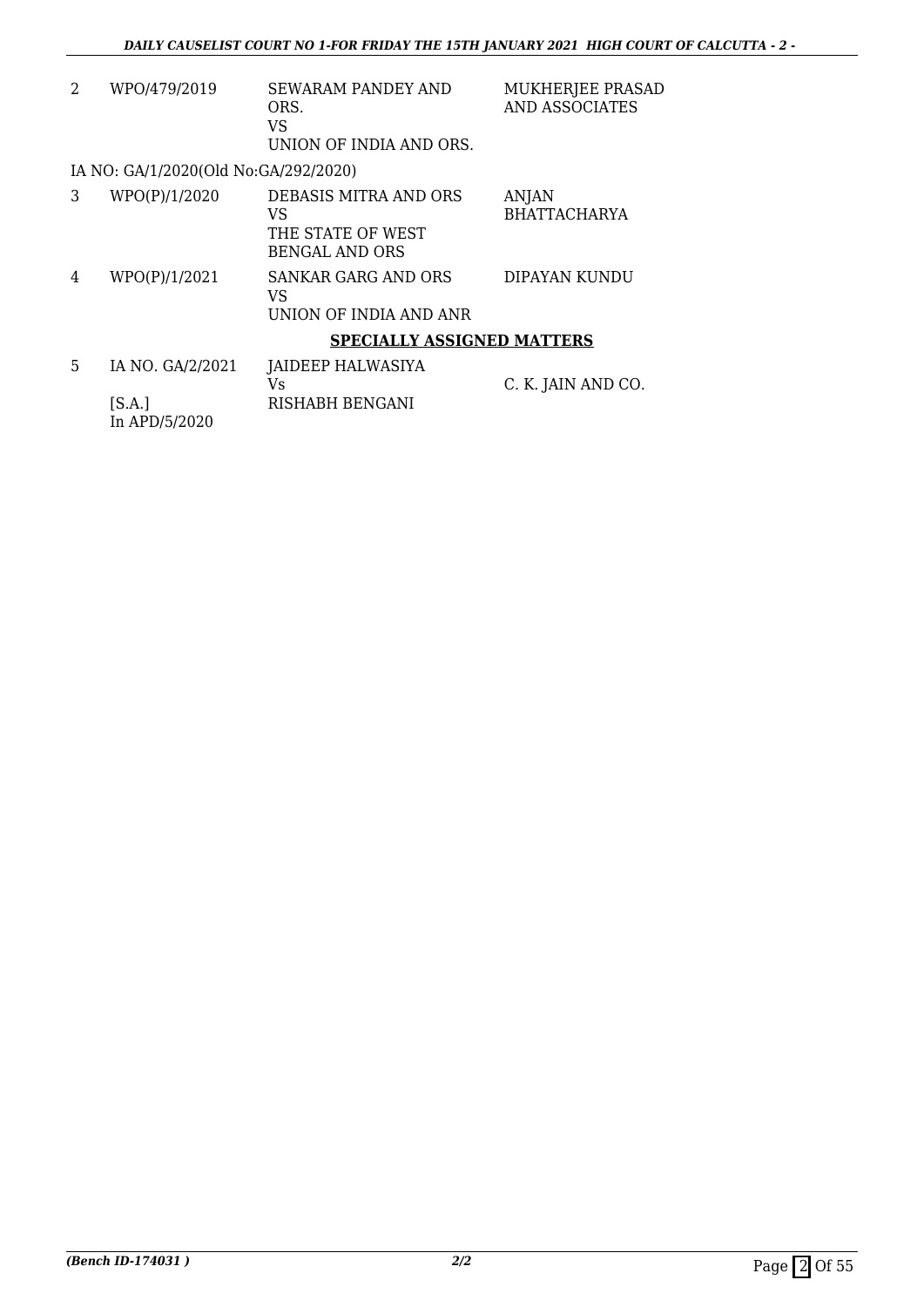| | | | |
|---|---|---|---|
| 2 | WPO/479/2019 | SEWARAM PANDEY AND ORS.<br>VS<br>UNION OF INDIA AND ORS. | MUKHERJEE PRASAD AND ASSOCIATES |

IA NO: GA/1/2020(Old No:GA/292/2020)

| | | | |
|---|---|---|---|
| 3 | WPO(P)/1/2020 | DEBASIS MITRA AND ORS<br>VS<br>THE STATE OF WEST BENGAL AND ORS | ANJAN BHATTACHARYA |
| 4 | WPO(P)/1/2021 | SANKAR GARG AND ORS<br>VS<br>UNION OF INDIA AND ANR | DIPAYAN KUNDU |

**SPECIALLY ASSIGNED MATTERS**

| | | | |
|---|---|---|---|
| 5 | IA NO. GA/2/2021<br>[S.A.]<br>In APD/5/2020 | JAIDEEP HALWASIYA<br>Vs<br>RISHABH BENGANI | C. K. JAIN AND CO. |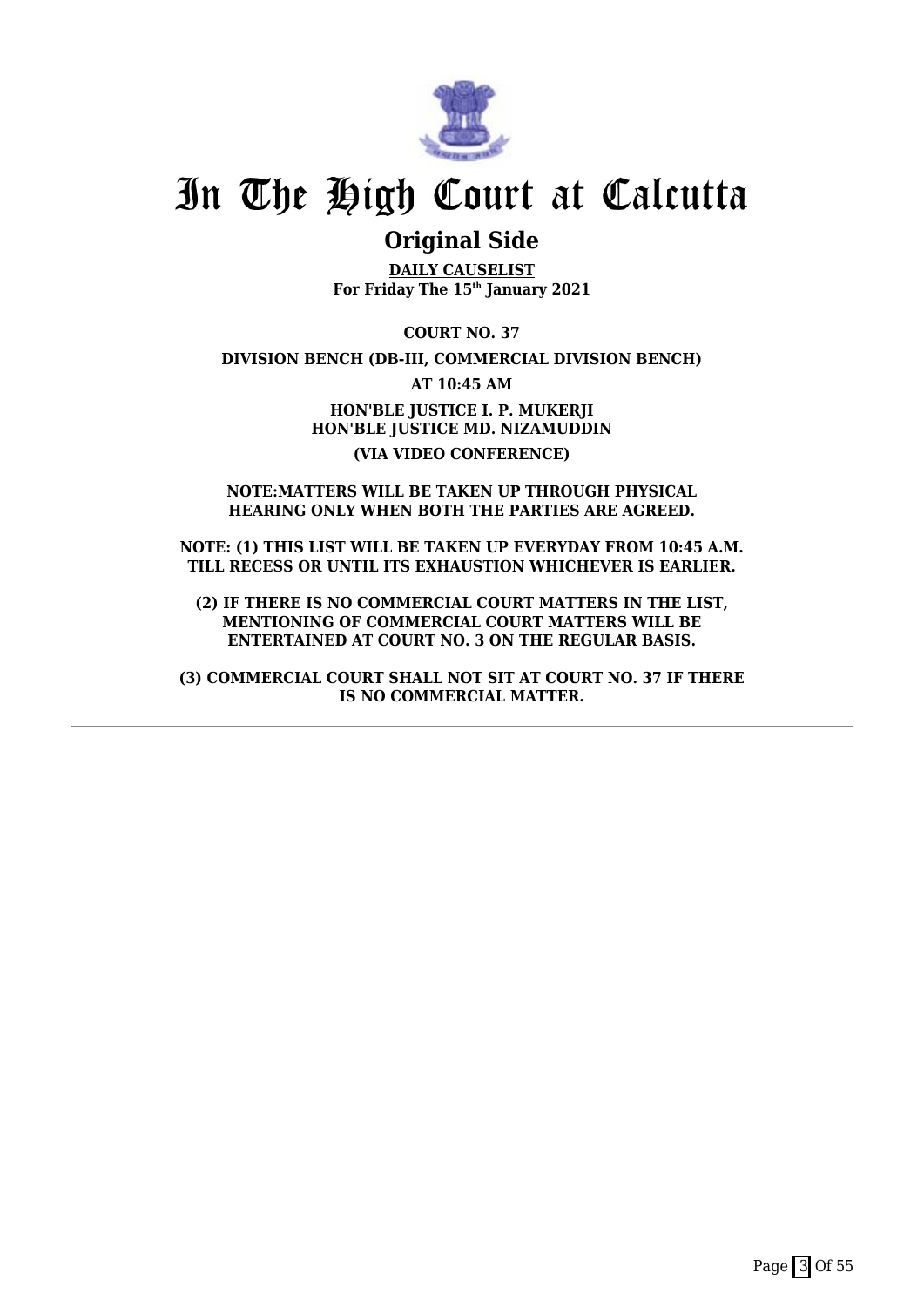# In The High Court at Calcutta

## Original Side

**DAILY CAUSELIST**
**For Friday The 15th January 2021**

**COURT NO. 37**

**DIVISION BENCH (DB-III, COMMERCIAL DIVISION BENCH)**

**AT 10:45 AM**

**HON'BLE JUSTICE I. P. MUKERJI**
**HON'BLE JUSTICE MD. NIZAMUDDIN**

**(VIA VIDEO CONFERENCE)**

**NOTE:MATTERS WILL BE TAKEN UP THROUGH PHYSICAL HEARING ONLY WHEN BOTH THE PARTIES ARE AGREED.**

**NOTE: (1) THIS LIST WILL BE TAKEN UP EVERYDAY FROM 10:45 A.M. TILL RECESS OR UNTIL ITS EXHAUSTION WHICHEVER IS EARLIER.**

**(2) IF THERE IS NO COMMERCIAL COURT MATTERS IN THE LIST, MENTIONING OF COMMERCIAL COURT MATTERS WILL BE ENTERTAINED AT COURT NO. 3 ON THE REGULAR BASIS.**

**(3) COMMERCIAL COURT SHALL NOT SIT AT COURT NO. 37 IF THERE IS NO COMMERCIAL MATTER.**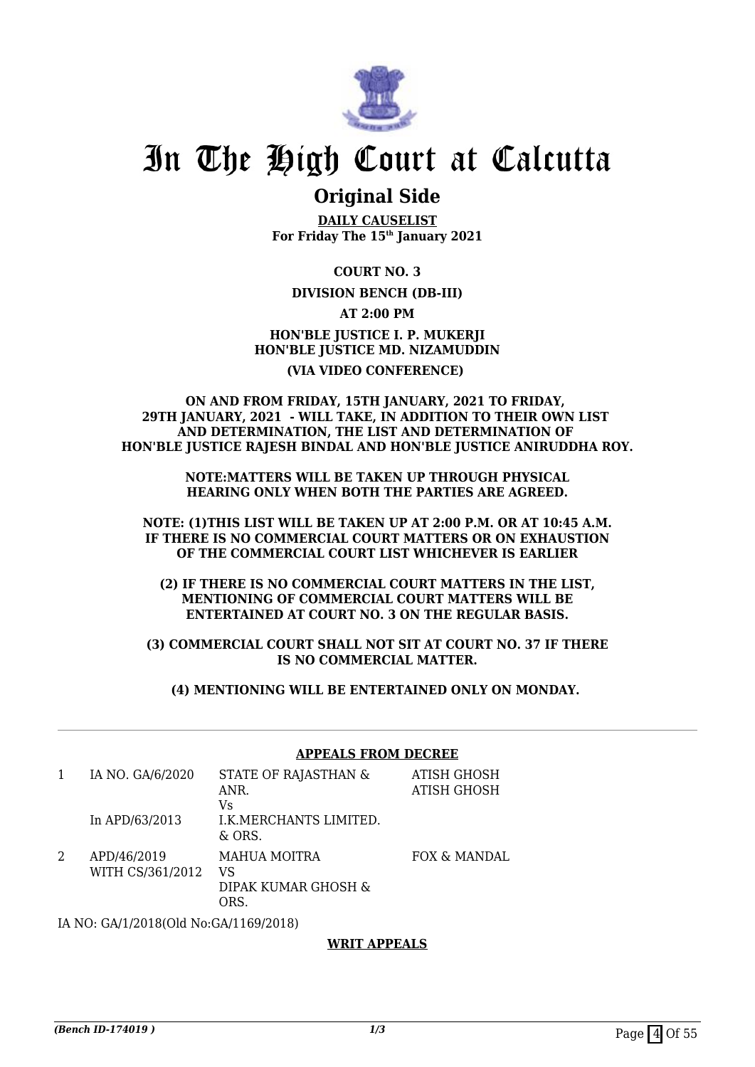# In The High Court at Calcutta

## Original Side

**DAILY CAUSELIST**
**For Friday The 15th January 2021**

**COURT NO. 3**

**DIVISION BENCH (DB-III)**

**AT 2:00 PM**

**HON'BLE JUSTICE I. P. MUKERJI**
**HON'BLE JUSTICE MD. NIZAMUDDIN**

**(VIA VIDEO CONFERENCE)**

**ON AND FROM FRIDAY, 15TH JANUARY, 2021 TO FRIDAY, 29TH JANUARY, 2021 - WILL TAKE, IN ADDITION TO THEIR OWN LIST AND DETERMINATION, THE LIST AND DETERMINATION OF HON'BLE JUSTICE RAJESH BINDAL AND HON'BLE JUSTICE ANIRUDDHA ROY.**

**NOTE:MATTERS WILL BE TAKEN UP THROUGH PHYSICAL HEARING ONLY WHEN BOTH THE PARTIES ARE AGREED.**

**NOTE: (1)THIS LIST WILL BE TAKEN UP AT 2:00 P.M. OR AT 10:45 A.M. IF THERE IS NO COMMERCIAL COURT MATTERS OR ON EXHAUSTION OF THE COMMERCIAL COURT LIST WHICHEVER IS EARLIER**

**(2) IF THERE IS NO COMMERCIAL COURT MATTERS IN THE LIST, MENTIONING OF COMMERCIAL COURT MATTERS WILL BE ENTERTAINED AT COURT NO. 3 ON THE REGULAR BASIS.**

**(3) COMMERCIAL COURT SHALL NOT SIT AT COURT NO. 37 IF THERE IS NO COMMERCIAL MATTER.**

**(4) MENTIONING WILL BE ENTERTAINED ONLY ON MONDAY.**

---

### APPEALS FROM DECREE

| | | | |
|---|---|---|---|
| 1 | IA NO. GA/6/2020<br><br>In APD/63/2013 | STATE OF RAJASTHAN & ANR.<br>Vs<br>I.K.MERCHANTS LIMITED. & ORS. | ATISH GHOSH<br>ATISH GHOSH |
| 2 | APD/46/2019<br>WITH CS/361/2012 | MAHUA MOITRA<br>VS<br>DIPAK KUMAR GHOSH & ORS. | FOX & MANDAL |

IA NO: GA/1/2018(Old No:GA/1169/2018)

### WRIT APPEALS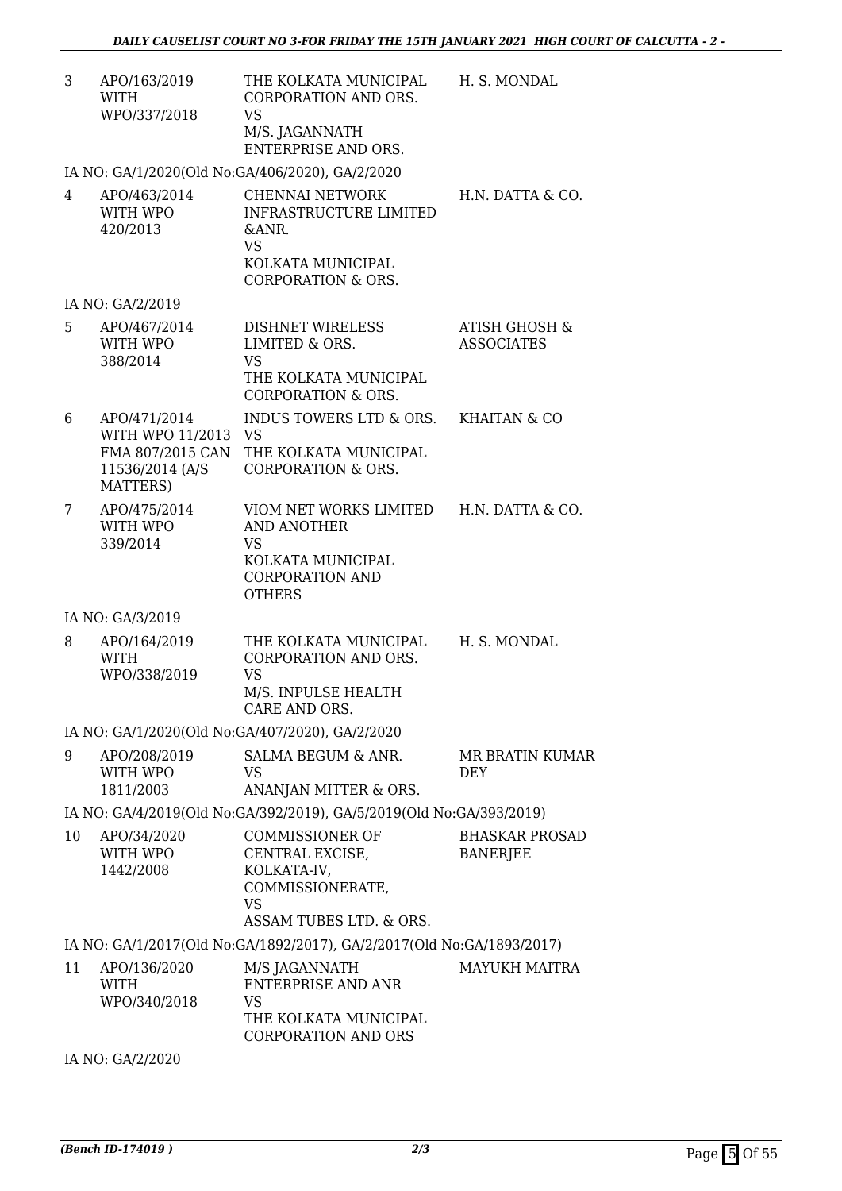| | | | |
|---|---|---|---|
| 3 | APO/163/2019 WITH WPO/337/2018 | THE KOLKATA MUNICIPAL CORPORATION AND ORS. VS M/S. JAGANNATH ENTERPRISE AND ORS. | H. S. MONDAL |

IA NO: GA/1/2020(Old No:GA/406/2020), GA/2/2020

| | | | |
|---|---|---|---|
| 4 | APO/463/2014 WITH WPO 420/2013 | CHENNAI NETWORK INFRASTRUCTURE LIMITED &ANR. VS KOLKATA MUNICIPAL CORPORATION & ORS. | H.N. DATTA & CO. |

IA NO: GA/2/2019

| | | | |
|---|---|---|---|
| 5 | APO/467/2014 WITH WPO 388/2014 | DISHNET WIRELESS LIMITED & ORS. VS THE KOLKATA MUNICIPAL CORPORATION & ORS. | ATISH GHOSH & ASSOCIATES |
| 6 | APO/471/2014 WITH WPO 11/2013 FMA 807/2015 CAN 11536/2014 (A/S MATTERS) | INDUS TOWERS LTD & ORS. VS THE KOLKATA MUNICIPAL CORPORATION & ORS. | KHAITAN & CO |
| 7 | APO/475/2014 WITH WPO 339/2014 | VIOM NET WORKS LIMITED AND ANOTHER VS KOLKATA MUNICIPAL CORPORATION AND OTHERS | H.N. DATTA & CO. |

IA NO: GA/3/2019

| | | | |
|---|---|---|---|
| 8 | APO/164/2019 WITH WPO/338/2019 | THE KOLKATA MUNICIPAL CORPORATION AND ORS. VS M/S. INPULSE HEALTH CARE AND ORS. | H. S. MONDAL |

IA NO: GA/1/2020(Old No:GA/407/2020), GA/2/2020

| | | | |
|---|---|---|---|
| 9 | APO/208/2019 WITH WPO 1811/2003 | SALMA BEGUM & ANR. VS ANANJAN MITTER & ORS. | MR BRATIN KUMAR DEY |

IA NO: GA/4/2019(Old No:GA/392/2019), GA/5/2019(Old No:GA/393/2019)

| | | | |
|---|---|---|---|
| 10 | APO/34/2020 WITH WPO 1442/2008 | COMMISSIONER OF CENTRAL EXCISE, KOLKATA-IV, COMMISSIONERATE, VS ASSAM TUBES LTD. & ORS. | BHASKAR PROSAD BANERJEE |

IA NO: GA/1/2017(Old No:GA/1892/2017), GA/2/2017(Old No:GA/1893/2017)

| | | | |
|---|---|---|---|
| 11 | APO/136/2020 WITH WPO/340/2018 | M/S JAGANNATH ENTERPRISE AND ANR VS THE KOLKATA MUNICIPAL CORPORATION AND ORS | MAYUKH MAITRA |

IA NO: GA/2/2020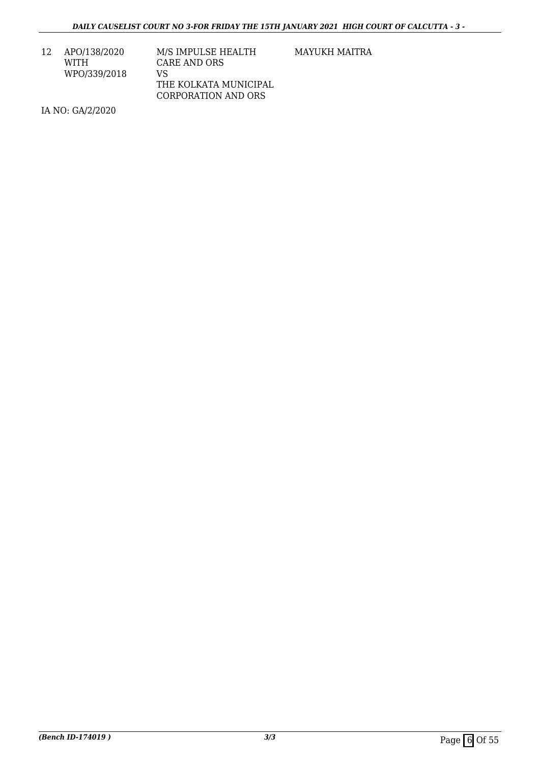| | | | |
|---|---|---|---|
| 12 | APO/138/2020 WITH WPO/339/2018 | M/S IMPULSE HEALTH CARE AND ORS VS THE KOLKATA MUNICIPAL CORPORATION AND ORS | MAYUKH MAITRA |

IA NO: GA/2/2020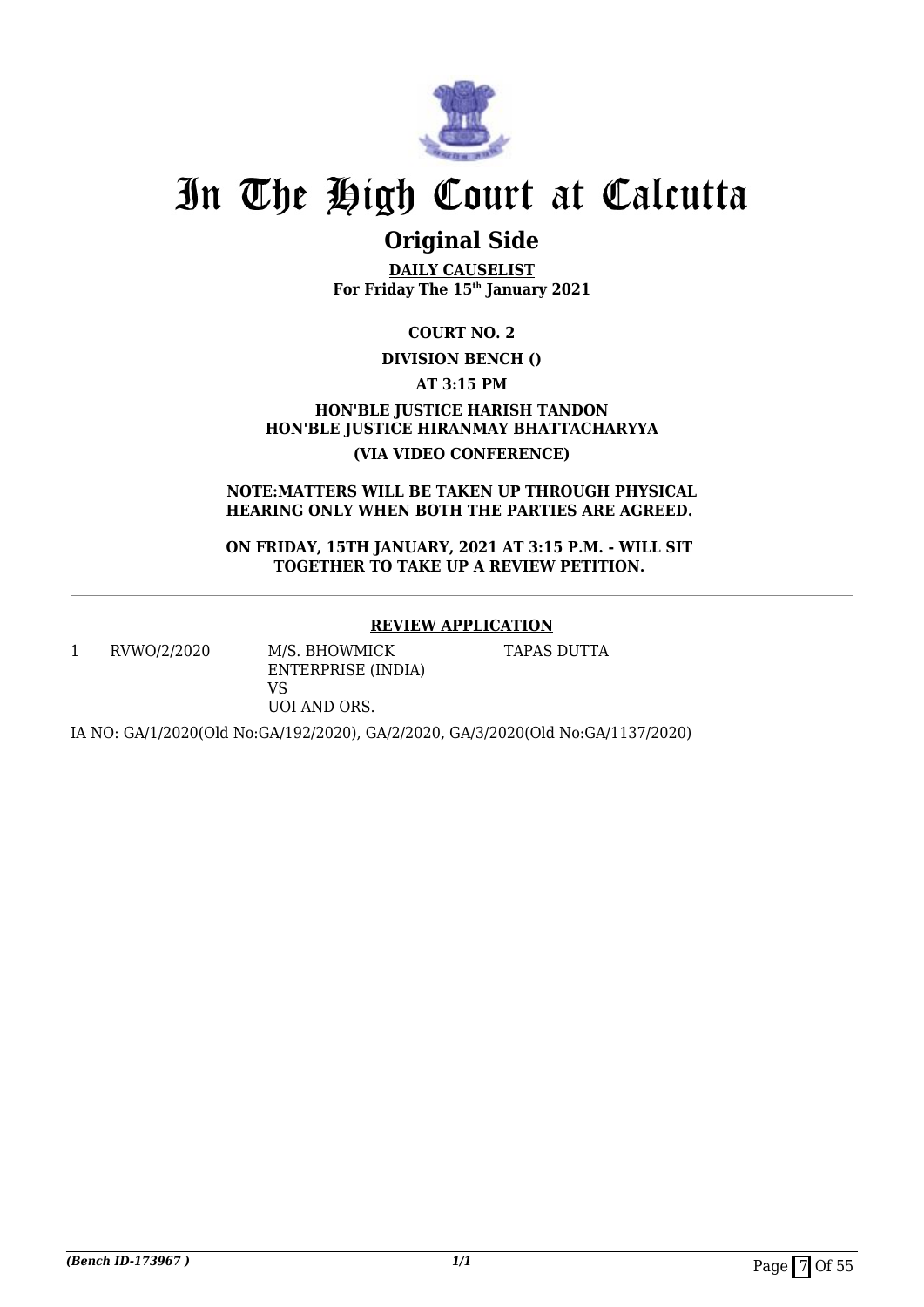# In The High Court at Calcutta

## Original Side

**DAILY CAUSELIST**
**For Friday The 15th January 2021**

**COURT NO. 2**

**DIVISION BENCH ()**

**AT 3:15 PM**

**HON'BLE JUSTICE HARISH TANDON**
**HON'BLE JUSTICE HIRANMAY BHATTACHARYYA**

**(VIA VIDEO CONFERENCE)**

**NOTE:MATTERS WILL BE TAKEN UP THROUGH PHYSICAL HEARING ONLY WHEN BOTH THE PARTIES ARE AGREED.**

**ON FRIDAY, 15TH JANUARY, 2021 AT 3:15 P.M. - WILL SIT TOGETHER TO TAKE UP A REVIEW PETITION.**

---

**REVIEW APPLICATION**

| | | | |
|---|---|---|---|
| 1 | RVWO/2/2020 | M/S. BHOWMICK ENTERPRISE (INDIA) VS UOI AND ORS. | TAPAS DUTTA |

IA NO: GA/1/2020(Old No:GA/192/2020), GA/2/2020, GA/3/2020(Old No:GA/1137/2020)

*(Bench ID-173967 )* 1/1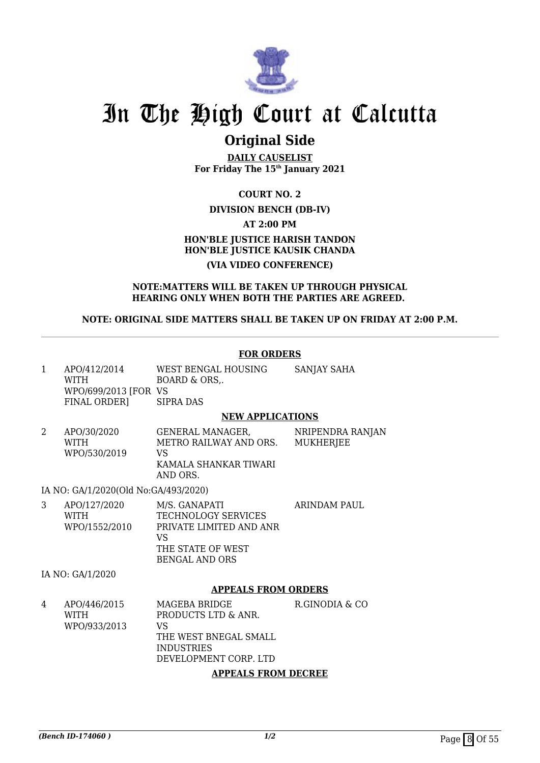# In The High Court at Calcutta

## Original Side

**DAILY CAUSELIST**
**For Friday The 15th January 2021**

**COURT NO. 2**

**DIVISION BENCH (DB-IV)**

**AT 2:00 PM**

**HON'BLE JUSTICE HARISH TANDON**
**HON'BLE JUSTICE KAUSIK CHANDA**

**(VIA VIDEO CONFERENCE)**

**NOTE:MATTERS WILL BE TAKEN UP THROUGH PHYSICAL HEARING ONLY WHEN BOTH THE PARTIES ARE AGREED.**

**NOTE: ORIGINAL SIDE MATTERS SHALL BE TAKEN UP ON FRIDAY AT 2:00 P.M.**

---

### FOR ORDERS

| | | | |
|---|---|---|---|
| 1 | APO/412/2014 WITH WPO/699/2013 [FOR FINAL ORDER] | WEST BENGAL HOUSING BOARD & ORS,. VS SIPRA DAS | SANJAY SAHA |

### NEW APPLICATIONS

| | | | |
|---|---|---|---|
| 2 | APO/30/2020 WITH WPO/530/2019 | GENERAL MANAGER, METRO RAILWAY AND ORS. VS KAMALA SHANKAR TIWARI AND ORS. | NRIPENDRA RANJAN MUKHERJEE |

IA NO: GA/1/2020(Old No:GA/493/2020)

| | | | |
|---|---|---|---|
| 3 | APO/127/2020 WITH WPO/1552/2010 | M/S. GANAPATI TECHNOLOGY SERVICES PRIVATE LIMITED AND ANR VS THE STATE OF WEST BENGAL AND ORS | ARINDAM PAUL |

IA NO: GA/1/2020

### APPEALS FROM ORDERS

| | | | |
|---|---|---|---|
| 4 | APO/446/2015 WITH WPO/933/2013 | MAGEBA BRIDGE PRODUCTS LTD & ANR. VS THE WEST BNEGAL SMALL INDUSTRIES DEVELOPMENT CORP. LTD | R.GINODIA & CO |

### APPEALS FROM DECREE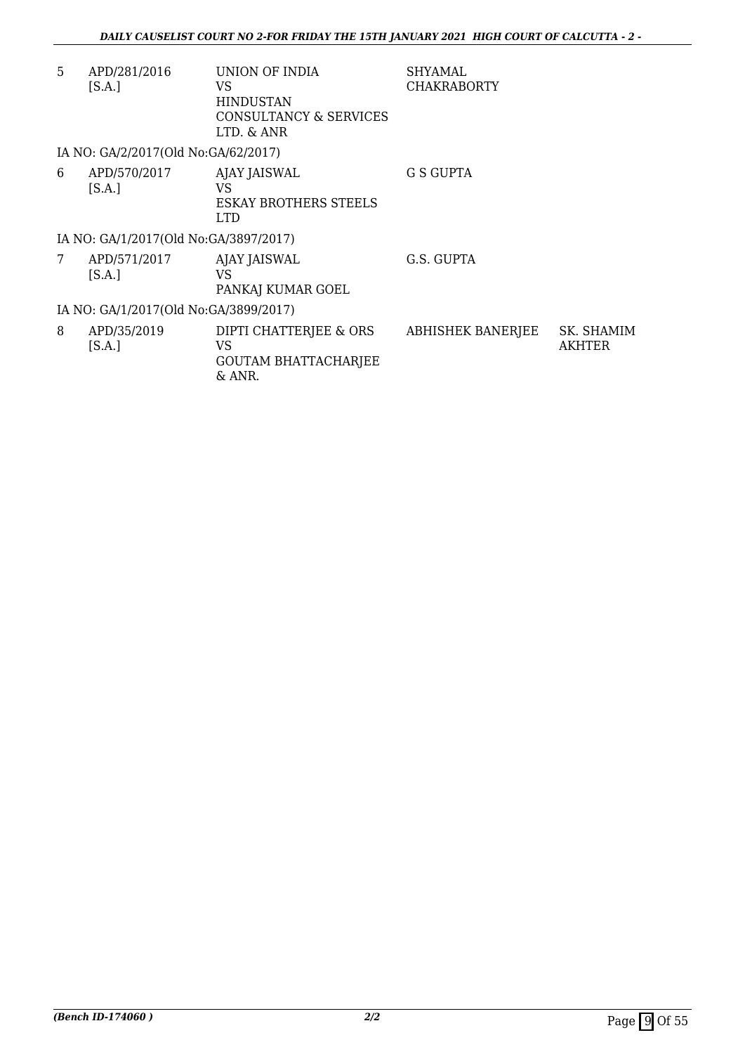| | | | | |
|---|---|---|---|---|
| 5 | APD/281/2016 [S.A.] | UNION OF INDIA VS HINDUSTAN CONSULTANCY & SERVICES LTD. & ANR | SHYAMAL CHAKRABORTY | |
| IA NO: GA/2/2017(Old No:GA/62/2017) | | | | |
| 6 | APD/570/2017 [S.A.] | AJAY JAISWAL VS ESKAY BROTHERS STEELS LTD | G S GUPTA | |
| IA NO: GA/1/2017(Old No:GA/3897/2017) | | | | |
| 7 | APD/571/2017 [S.A.] | AJAY JAISWAL VS PANKAJ KUMAR GOEL | G.S. GUPTA | |
| IA NO: GA/1/2017(Old No:GA/3899/2017) | | | | |
| 8 | APD/35/2019 [S.A.] | DIPTI CHATTERJEE & ORS VS GOUTAM BHATTACHARJEE & ANR. | ABHISHEK BANERJEE | SK. SHAMIM AKHTER |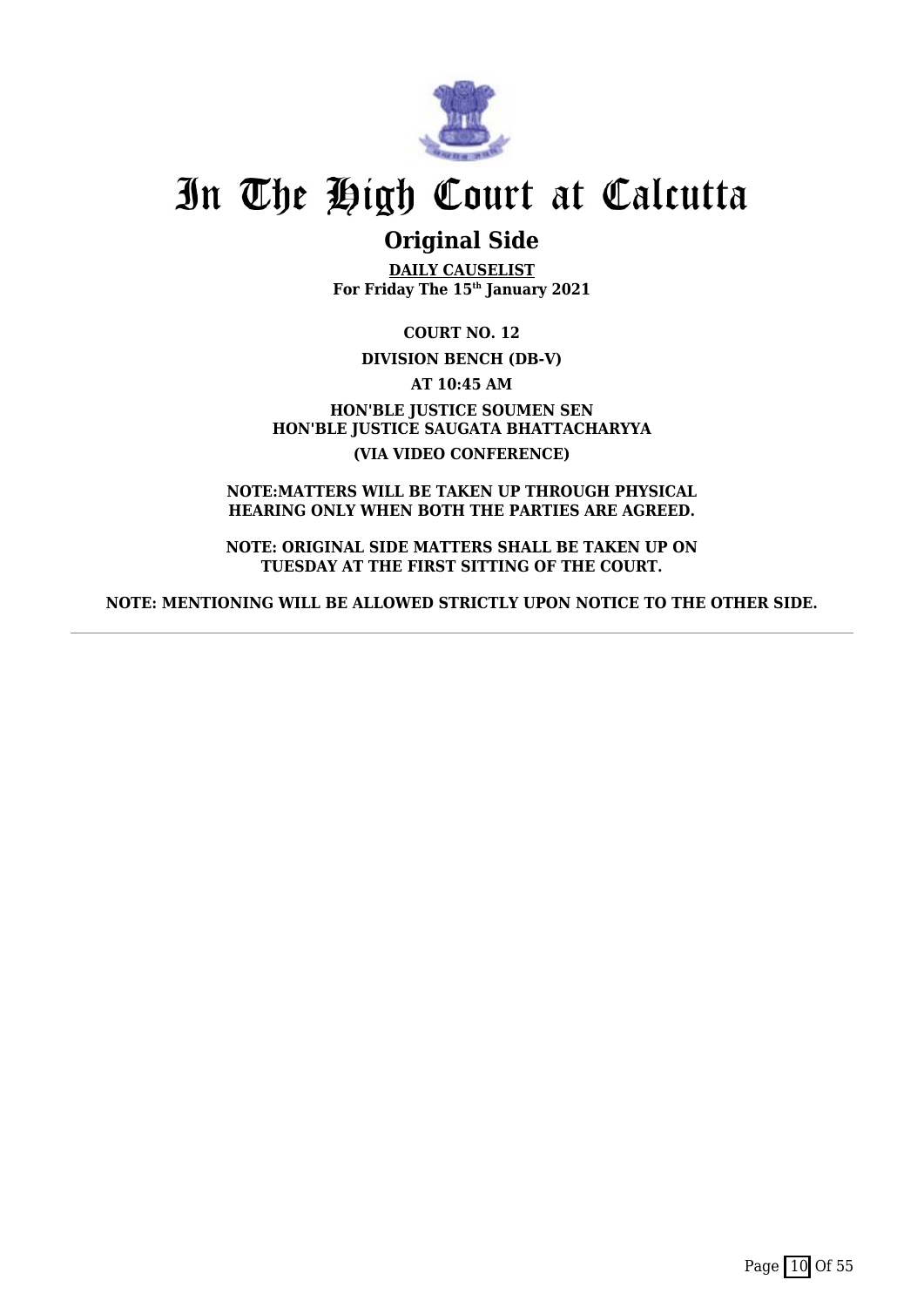# In The High Court at Calcutta

## Original Side

**DAILY CAUSELIST**
**For Friday The 15th January 2021**

**COURT NO. 12**

**DIVISION BENCH (DB-V)**

**AT 10:45 AM**

**HON'BLE JUSTICE SOUMEN SEN**
**HON'BLE JUSTICE SAUGATA BHATTACHARYYA**

**(VIA VIDEO CONFERENCE)**

**NOTE:MATTERS WILL BE TAKEN UP THROUGH PHYSICAL HEARING ONLY WHEN BOTH THE PARTIES ARE AGREED.**

**NOTE: ORIGINAL SIDE MATTERS SHALL BE TAKEN UP ON TUESDAY AT THE FIRST SITTING OF THE COURT.**

**NOTE: MENTIONING WILL BE ALLOWED STRICTLY UPON NOTICE TO THE OTHER SIDE.**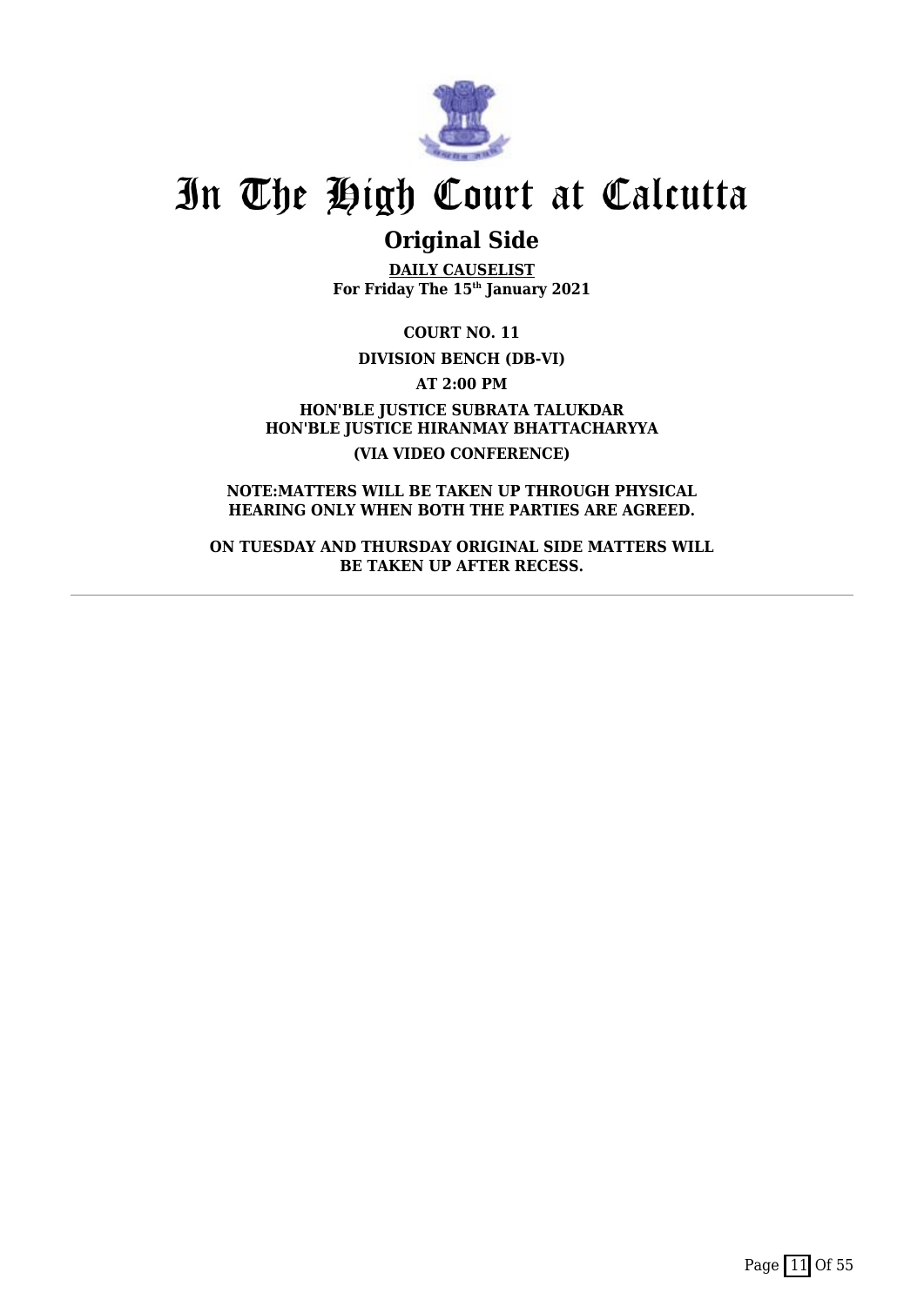# In The High Court at Calcutta

## Original Side

**DAILY CAUSELIST**
**For Friday The 15th January 2021**

**COURT NO. 11**

**DIVISION BENCH (DB-VI)**

**AT 2:00 PM**

**HON'BLE JUSTICE SUBRATA TALUKDAR**
**HON'BLE JUSTICE HIRANMAY BHATTACHARYYA**

**(VIA VIDEO CONFERENCE)**

**NOTE:MATTERS WILL BE TAKEN UP THROUGH PHYSICAL HEARING ONLY WHEN BOTH THE PARTIES ARE AGREED.**

**ON TUESDAY AND THURSDAY ORIGINAL SIDE MATTERS WILL BE TAKEN UP AFTER RECESS.**

---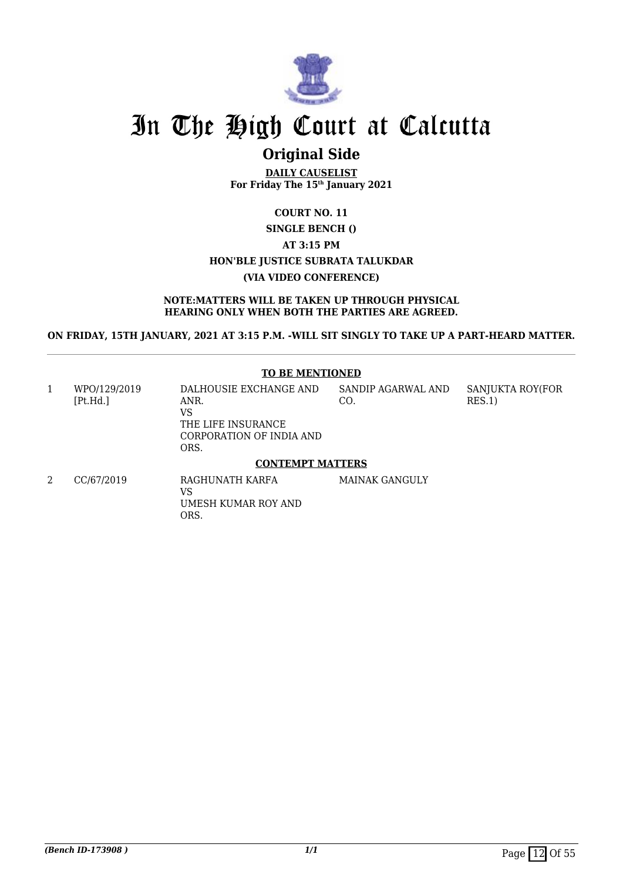# In The High Court at Calcutta

## Original Side

**DAILY CAUSELIST**
**For Friday The 15th January 2021**

**COURT NO. 11**

**SINGLE BENCH ()**

**AT 3:15 PM**

**HON'BLE JUSTICE SUBRATA TALUKDAR**

**(VIA VIDEO CONFERENCE)**

**NOTE:MATTERS WILL BE TAKEN UP THROUGH PHYSICAL HEARING ONLY WHEN BOTH THE PARTIES ARE AGREED.**

**ON FRIDAY, 15TH JANUARY, 2021 AT 3:15 P.M. -WILL SIT SINGLY TO TAKE UP A PART-HEARD MATTER.**

**TO BE MENTIONED**

| | | | | |
|---|---|---|---|---|
| 1 | WPO/129/2019 [Pt.Hd.] | DALHOUSIE EXCHANGE AND ANR. VS THE LIFE INSURANCE CORPORATION OF INDIA AND ORS. | SANDIP AGARWAL AND CO. | SANJUKTA ROY(FOR RES.1) |

**CONTEMPT MATTERS**

| | | | | |
|---|---|---|---|---|
| 2 | CC/67/2019 | RAGHUNATH KARFA VS UMESH KUMAR ROY AND ORS. | MAINAK GANGULY | |

*(Bench ID-173908 )* 1/1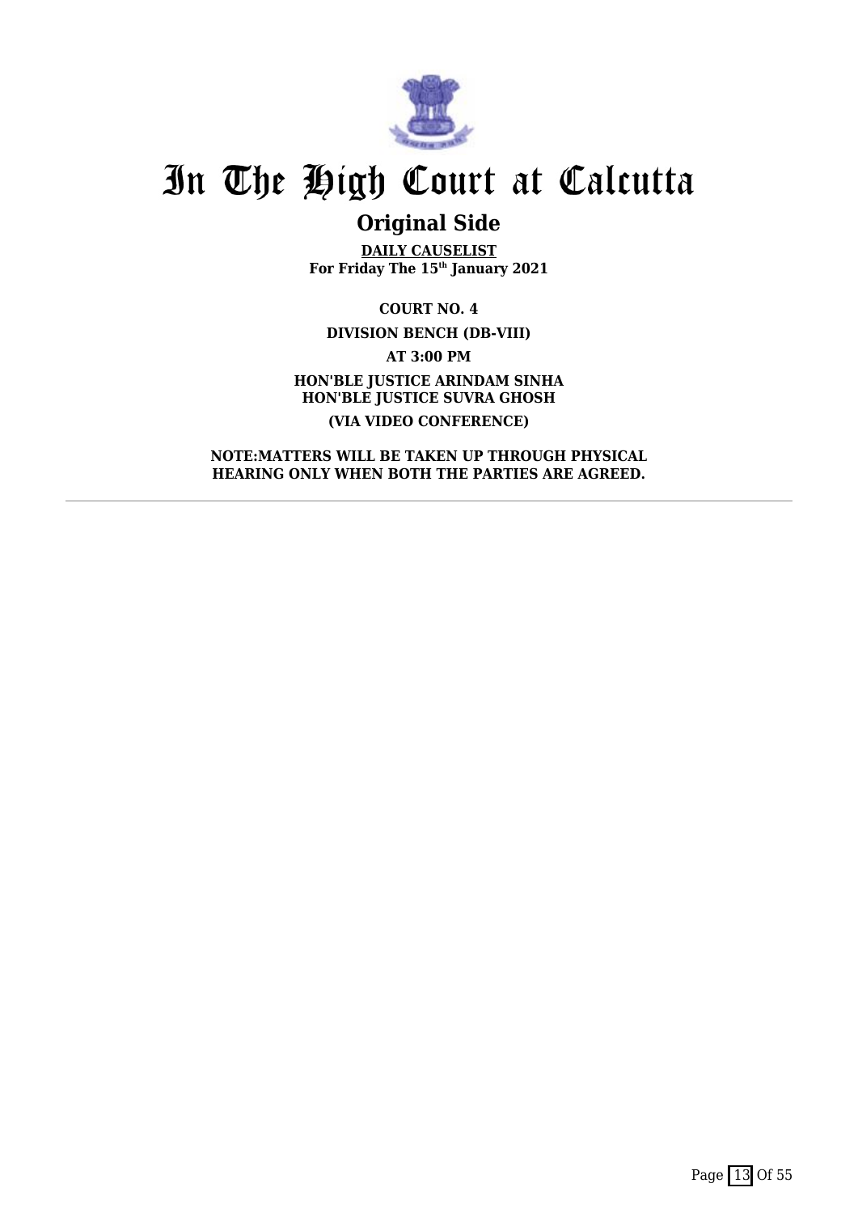# In The High Court at Calcutta

## Original Side

**DAILY CAUSELIST**
**For Friday The 15th January 2021**

**COURT NO. 4**

**DIVISION BENCH (DB-VIII)**

**AT 3:00 PM**

**HON'BLE JUSTICE ARINDAM SINHA**
**HON'BLE JUSTICE SUVRA GHOSH**

**(VIA VIDEO CONFERENCE)**

**NOTE:MATTERS WILL BE TAKEN UP THROUGH PHYSICAL HEARING ONLY WHEN BOTH THE PARTIES ARE AGREED.**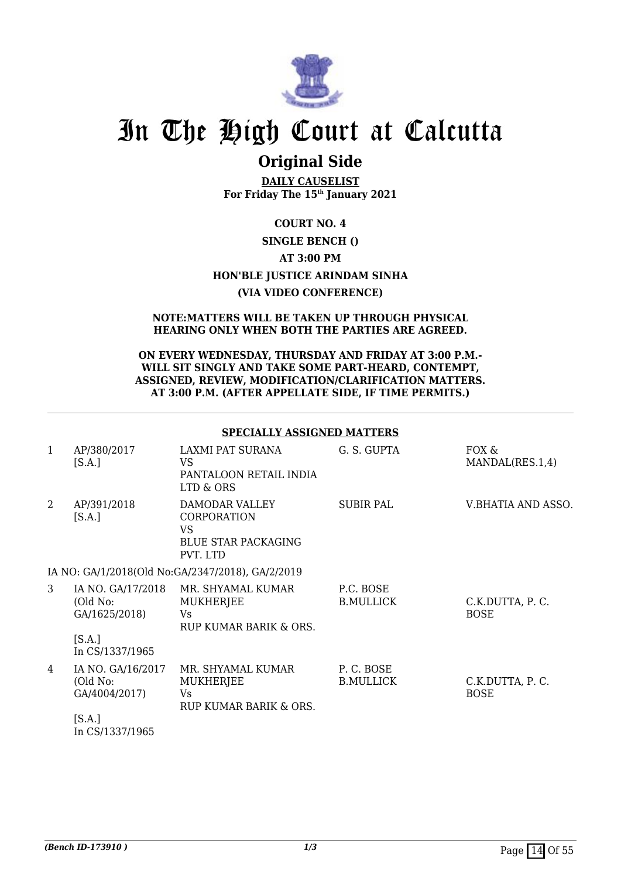# In The High Court at Calcutta

## Original Side

**DAILY CAUSELIST**
**For Friday The 15th January 2021**

**COURT NO. 4**

**SINGLE BENCH ()**

**AT 3:00 PM**

**HON'BLE JUSTICE ARINDAM SINHA**

**(VIA VIDEO CONFERENCE)**

**NOTE:MATTERS WILL BE TAKEN UP THROUGH PHYSICAL HEARING ONLY WHEN BOTH THE PARTIES ARE AGREED.**

**ON EVERY WEDNESDAY, THURSDAY AND FRIDAY AT 3:00 P.M.- WILL SIT SINGLY AND TAKE SOME PART-HEARD, CONTEMPT, ASSIGNED, REVIEW, MODIFICATION/CLARIFICATION MATTERS. AT 3:00 P.M. (AFTER APPELLATE SIDE, IF TIME PERMITS.)**

**SPECIALLY ASSIGNED MATTERS**

| | | | | |
|---|---|---|---|---|
| 1 | AP/380/2017 [S.A.] | LAXMI PAT SURANA VS PANTALOON RETAIL INDIA LTD & ORS | G. S. GUPTA | FOX & MANDAL(RES.1,4) |
| 2 | AP/391/2018 [S.A.] | DAMODAR VALLEY CORPORATION VS BLUE STAR PACKAGING PVT. LTD | SUBIR PAL | V.BHATIA AND ASSO. |
| | IA NO: GA/1/2018(Old No:GA/2347/2018), GA/2/2019 | | | |
| 3 | IA NO. GA/17/2018 (Old No: GA/1625/2018) [S.A.] In CS/1337/1965 | MR. SHYAMAL KUMAR MUKHERJEE Vs RUP KUMAR BARIK & ORS. | P.C. BOSE B.MULLICK | C.K.DUTTA, P. C. BOSE |
| 4 | IA NO. GA/16/2017 (Old No: GA/4004/2017) [S.A.] In CS/1337/1965 | MR. SHYAMAL KUMAR MUKHERJEE Vs RUP KUMAR BARIK & ORS. | P. C. BOSE B.MULLICK | C.K.DUTTA, P. C. BOSE |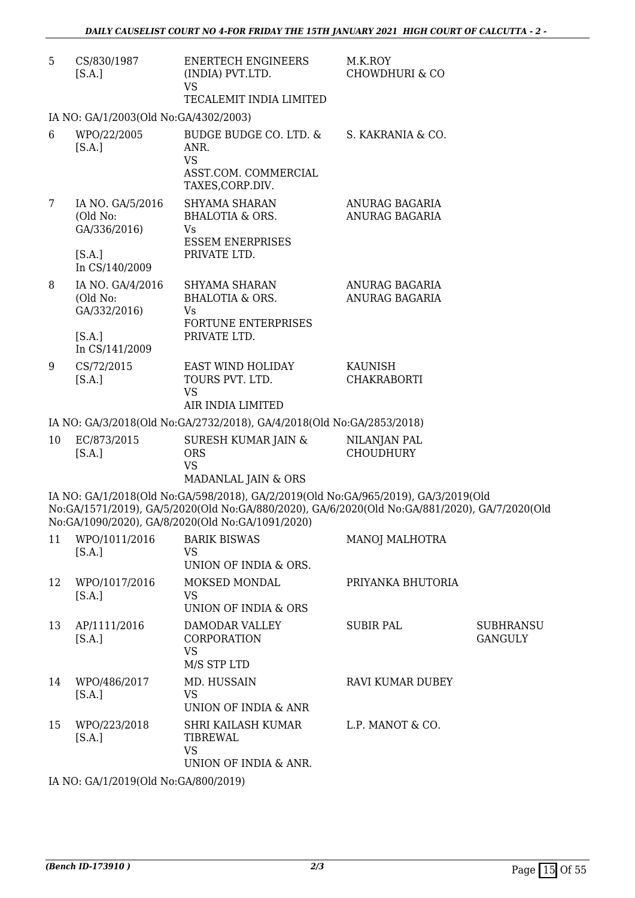| | | | | |
|---|---|---|---|---|
| 5 | CS/830/1987 [S.A.] | ENERTECH ENGINEERS (INDIA) PVT.LTD. VS TECALEMIT INDIA LIMITED | M.K.ROY CHOWDHURI & CO | |

IA NO: GA/1/2003(Old No:GA/4302/2003)

| | | | | |
|---|---|---|---|---|
| 6 | WPO/22/2005 [S.A.] | BUDGE BUDGE CO. LTD. & ANR. VS ASST.COM. COMMERCIAL TAXES,CORP.DIV. | S. KAKRANIA & CO. | |
| 7 | IA NO. GA/5/2016 (Old No: GA/336/2016) [S.A.] In CS/140/2009 | SHYAMA SHARAN BHALOTIA & ORS. Vs ESSEM ENERPRISES PRIVATE LTD. | ANURAG BAGARIA ANURAG BAGARIA | |
| 8 | IA NO. GA/4/2016 (Old No: GA/332/2016) [S.A.] In CS/141/2009 | SHYAMA SHARAN BHALOTIA & ORS. Vs FORTUNE ENTERPRISES PRIVATE LTD. | ANURAG BAGARIA ANURAG BAGARIA | |
| 9 | CS/72/2015 [S.A.] | EAST WIND HOLIDAY TOURS PVT. LTD. VS AIR INDIA LIMITED | KAUNISH CHAKRABORTI | |

IA NO: GA/3/2018(Old No:GA/2732/2018), GA/4/2018(Old No:GA/2853/2018)

| | | | | |
|---|---|---|---|---|
| 10 | EC/873/2015 [S.A.] | SURESH KUMAR JAIN & ORS VS MADANLAL JAIN & ORS | NILANJAN PAL CHOUDHURY | |

IA NO: GA/1/2018(Old No:GA/598/2018), GA/2/2019(Old No:GA/965/2019), GA/3/2019(Old No:GA/1571/2019), GA/5/2020(Old No:GA/880/2020), GA/6/2020(Old No:GA/881/2020), GA/7/2020(Old No:GA/1090/2020), GA/8/2020(Old No:GA/1091/2020)

| | | | | |
|---|---|---|---|---|
| 11 | WPO/1011/2016 [S.A.] | BARIK BISWAS VS UNION OF INDIA & ORS. | MANOJ MALHOTRA | |
| 12 | WPO/1017/2016 [S.A.] | MOKSED MONDAL VS UNION OF INDIA & ORS | PRIYANKA BHUTORIA | |
| 13 | AP/1111/2016 [S.A.] | DAMODAR VALLEY CORPORATION VS M/S STP LTD | SUBIR PAL | SUBHRANSU GANGULY |
| 14 | WPO/486/2017 [S.A.] | MD. HUSSAIN VS UNION OF INDIA & ANR | RAVI KUMAR DUBEY | |
| 15 | WPO/223/2018 [S.A.] | SHRI KAILASH KUMAR TIBREWAL VS UNION OF INDIA & ANR. | L.P. MANOT & CO. | |

IA NO: GA/1/2019(Old No:GA/800/2019)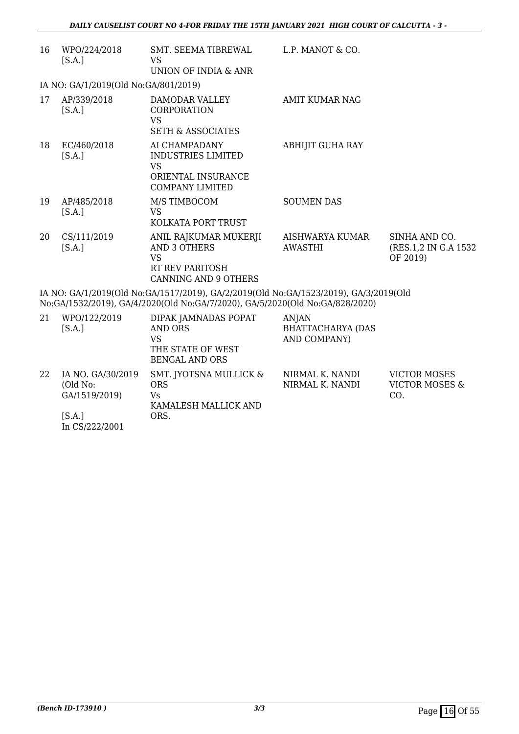| | | | | |
|---|---|---|---|---|
| 16 | WPO/224/2018 [S.A.] | SMT. SEEMA TIBREWAL VS UNION OF INDIA & ANR | L.P. MANOT & CO. | |

IA NO: GA/1/2019(Old No:GA/801/2019)

| | | | | |
|---|---|---|---|---|
| 17 | AP/339/2018 [S.A.] | DAMODAR VALLEY CORPORATION VS SETH & ASSOCIATES | AMIT KUMAR NAG | |
| 18 | EC/460/2018 [S.A.] | AI CHAMPADANY INDUSTRIES LIMITED VS ORIENTAL INSURANCE COMPANY LIMITED | ABHIJIT GUHA RAY | |
| 19 | AP/485/2018 [S.A.] | M/S TIMBOCOM VS KOLKATA PORT TRUST | SOUMEN DAS | |
| 20 | CS/111/2019 [S.A.] | ANIL RAJKUMAR MUKERJI AND 3 OTHERS VS RT REV PARITOSH CANNING AND 9 OTHERS | AISHWARYA KUMAR AWASTHI | SINHA AND CO. (RES.1,2 IN G.A 1532 OF 2019) |

IA NO: GA/1/2019(Old No:GA/1517/2019), GA/2/2019(Old No:GA/1523/2019), GA/3/2019(Old No:GA/1532/2019), GA/4/2020(Old No:GA/7/2020), GA/5/2020(Old No:GA/828/2020)

| | | | | |
|---|---|---|---|---|
| 21 | WPO/122/2019 [S.A.] | DIPAK JAMNADAS POPAT AND ORS VS THE STATE OF WEST BENGAL AND ORS | ANJAN BHATTACHARYA (DAS AND COMPANY) | |
| 22 | IA NO. GA/30/2019 (Old No: GA/1519/2019) [S.A.] In CS/222/2001 | SMT. JYOTSNA MULLICK & ORS Vs KAMALESH MALLICK AND ORS. | NIRMAL K. NANDI NIRMAL K. NANDI | VICTOR MOSES VICTOR MOSES & CO. |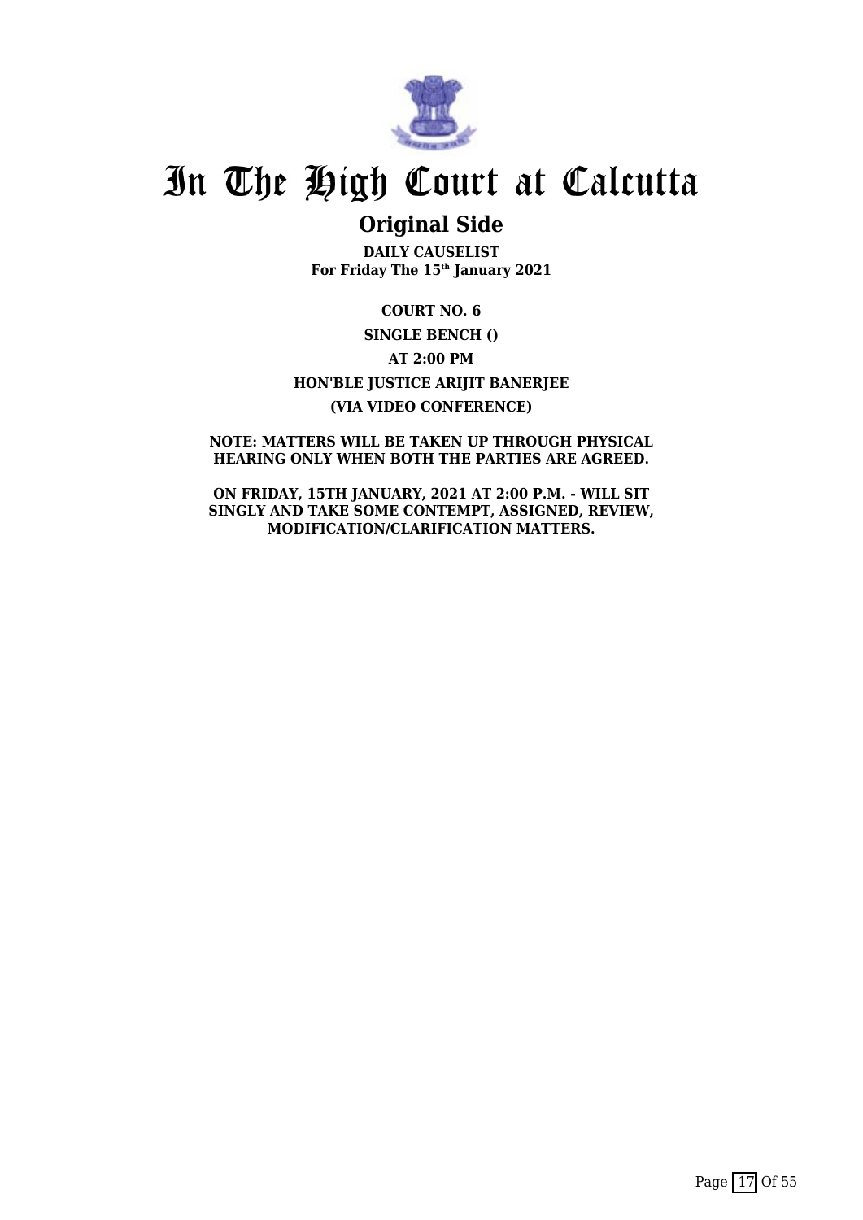# In The High Court at Calcutta

## Original Side

**DAILY CAUSELIST**
**For Friday The 15th January 2021**

**COURT NO. 6**

**SINGLE BENCH ()**

**AT 2:00 PM**

**HON'BLE JUSTICE ARIJIT BANERJEE**

**(VIA VIDEO CONFERENCE)**

**NOTE: MATTERS WILL BE TAKEN UP THROUGH PHYSICAL HEARING ONLY WHEN BOTH THE PARTIES ARE AGREED.**

**ON FRIDAY, 15TH JANUARY, 2021 AT 2:00 P.M. - WILL SIT SINGLY AND TAKE SOME CONTEMPT, ASSIGNED, REVIEW, MODIFICATION/CLARIFICATION MATTERS.**

---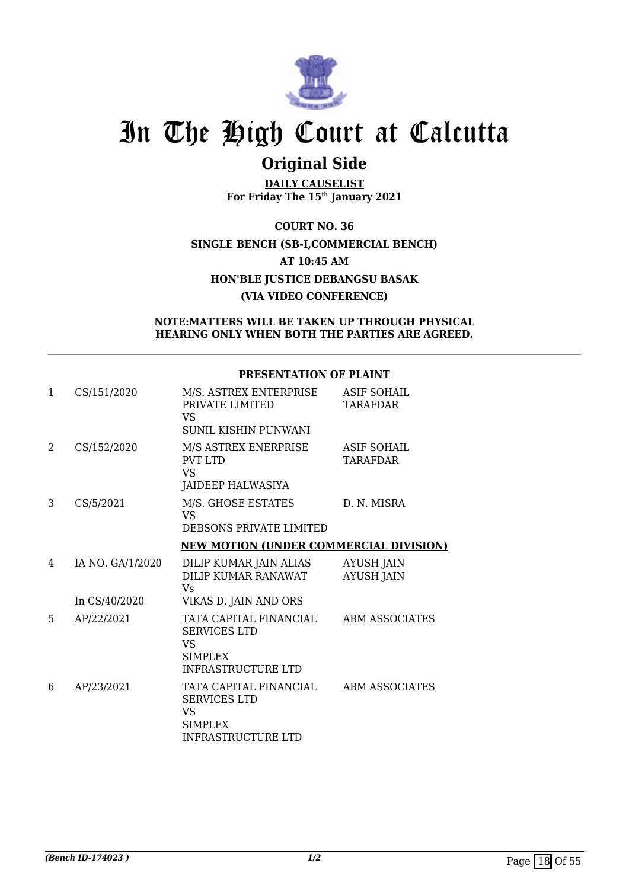# In The High Court at Calcutta

## Original Side

**DAILY CAUSELIST**
**For Friday The 15th January 2021**

**COURT NO. 36**
**SINGLE BENCH (SB-I,COMMERCIAL BENCH)**
**AT 10:45 AM**
**HON'BLE JUSTICE DEBANGSU BASAK**
**(VIA VIDEO CONFERENCE)**

**NOTE:MATTERS WILL BE TAKEN UP THROUGH PHYSICAL HEARING ONLY WHEN BOTH THE PARTIES ARE AGREED.**

**PRESENTATION OF PLAINT**

| | | | |
|---|---|---|---|
| 1 | CS/151/2020 | M/S. ASTREX ENTERPRISE PRIVATE LIMITED<br>VS<br>SUNIL KISHIN PUNWANI | ASIF SOHAIL TARAFDAR |
| 2 | CS/152/2020 | M/S ASTREX ENERPRISE PVT LTD<br>VS<br>JAIDEEP HALWASIYA | ASIF SOHAIL TARAFDAR |
| 3 | CS/5/2021 | M/S. GHOSE ESTATES<br>VS<br>DEBSONS PRIVATE LIMITED | D. N. MISRA |

**NEW MOTION (UNDER COMMERCIAL DIVISION)**

| | | | |
|---|---|---|---|
| 4 | IA NO. GA/1/2020<br><br>In CS/40/2020 | DILIP KUMAR JAIN ALIAS DILIP KUMAR RANAWAT<br>Vs<br>VIKAS D. JAIN AND ORS | AYUSH JAIN<br>AYUSH JAIN |
| 5 | AP/22/2021 | TATA CAPITAL FINANCIAL SERVICES LTD<br>VS<br>SIMPLEX INFRASTRUCTURE LTD | ABM ASSOCIATES |
| 6 | AP/23/2021 | TATA CAPITAL FINANCIAL SERVICES LTD<br>VS<br>SIMPLEX INFRASTRUCTURE LTD | ABM ASSOCIATES |

*(Bench ID-174023 )*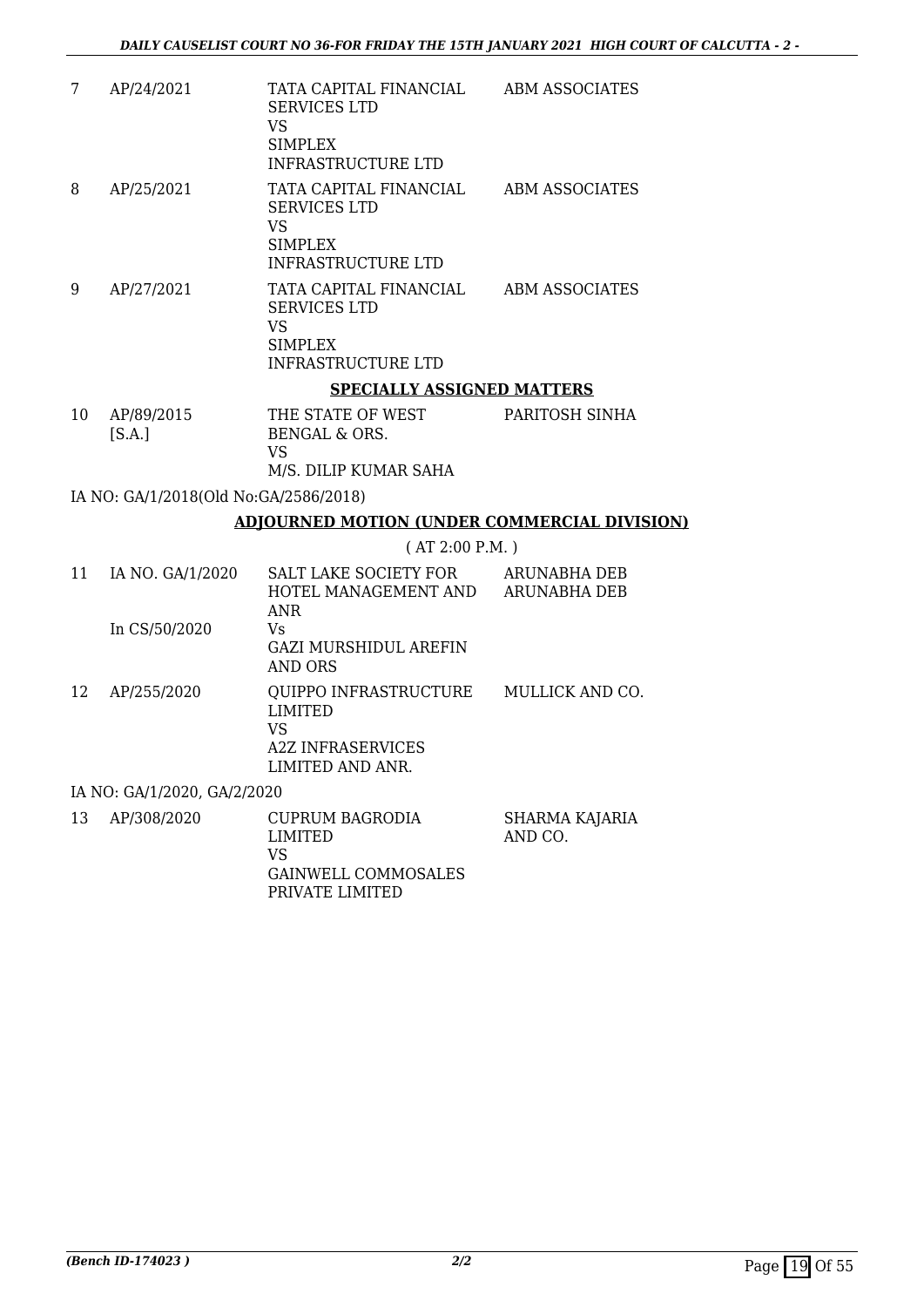| | | | |
|---|---|---|---|
| 7 | AP/24/2021 | TATA CAPITAL FINANCIAL SERVICES LTD<br>VS<br>SIMPLEX INFRASTRUCTURE LTD | ABM ASSOCIATES |
| 8 | AP/25/2021 | TATA CAPITAL FINANCIAL SERVICES LTD<br>VS<br>SIMPLEX INFRASTRUCTURE LTD | ABM ASSOCIATES |
| 9 | AP/27/2021 | TATA CAPITAL FINANCIAL SERVICES LTD<br>VS<br>SIMPLEX INFRASTRUCTURE LTD | ABM ASSOCIATES |

**SPECIALLY ASSIGNED MATTERS**

| | | | |
|---|---|---|---|
| 10 | AP/89/2015<br>[S.A.] | THE STATE OF WEST BENGAL & ORS.<br>VS<br>M/S. DILIP KUMAR SAHA | PARITOSH SINHA |

IA NO: GA/1/2018(Old No:GA/2586/2018)

**ADJOURNED MOTION (UNDER COMMERCIAL DIVISION)**

( AT 2:00 P.M. )

| | | | |
|---|---|---|---|
| 11 | IA NO. GA/1/2020<br><br>In CS/50/2020 | SALT LAKE SOCIETY FOR HOTEL MANAGEMENT AND ANR<br>Vs<br>GAZI MURSHIDUL AREFIN AND ORS | ARUNABHA DEB<br>ARUNABHA DEB |
| 12 | AP/255/2020 | QUIPPO INFRASTRUCTURE LIMITED<br>VS<br>A2Z INFRASERVICES LIMITED AND ANR. | MULLICK AND CO. |

IA NO: GA/1/2020, GA/2/2020

| | | | |
|---|---|---|---|
| 13 | AP/308/2020 | CUPRUM BAGRODIA LIMITED<br>VS<br>GAINWELL COMMOSALES PRIVATE LIMITED | SHARMA KAJARIA AND CO. |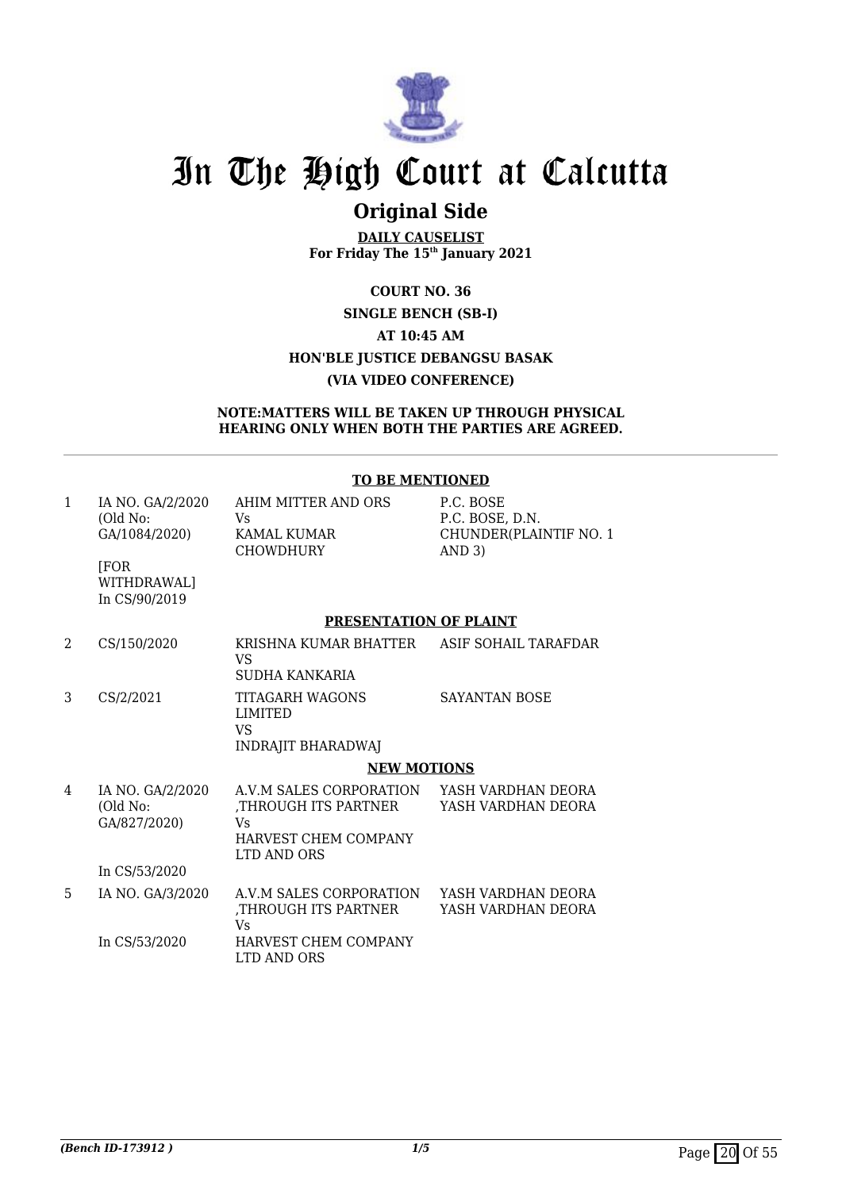# In The High Court at Calcutta

## Original Side

**DAILY CAUSELIST**
**For Friday The 15th January 2021**

**COURT NO. 36**
**SINGLE BENCH (SB-I)**
**AT 10:45 AM**
**HON'BLE JUSTICE DEBANGSU BASAK**
**(VIA VIDEO CONFERENCE)**

**NOTE:MATTERS WILL BE TAKEN UP THROUGH PHYSICAL HEARING ONLY WHEN BOTH THE PARTIES ARE AGREED.**

**TO BE MENTIONED**

| | | | |
|---|---|---|---|
| 1 | IA NO. GA/2/2020 (Old No: GA/1084/2020) [FOR WITHDRAWAL] In CS/90/2019 | AHIM MITTER AND ORS Vs KAMAL KUMAR CHOWDHURY | P.C. BOSE P.C. BOSE, D.N. CHUNDER(PLAINTIF NO. 1 AND 3) |

**PRESENTATION OF PLAINT**

| | | | |
|---|---|---|---|
| 2 | CS/150/2020 | KRISHNA KUMAR BHATTER VS SUDHA KANKARIA | ASIF SOHAIL TARAFDAR |
| 3 | CS/2/2021 | TITAGARH WAGONS LIMITED VS INDRAJIT BHARADWAJ | SAYANTAN BOSE |

**NEW MOTIONS**

| | | | |
|---|---|---|---|
| 4 | IA NO. GA/2/2020 (Old No: GA/827/2020) In CS/53/2020 | A.V.M SALES CORPORATION ,THROUGH ITS PARTNER Vs HARVEST CHEM COMPANY LTD AND ORS | YASH VARDHAN DEORA YASH VARDHAN DEORA |
| 5 | IA NO. GA/3/2020 In CS/53/2020 | A.V.M SALES CORPORATION ,THROUGH ITS PARTNER Vs HARVEST CHEM COMPANY LTD AND ORS | YASH VARDHAN DEORA YASH VARDHAN DEORA |

*(Bench ID-173912 )* 1/5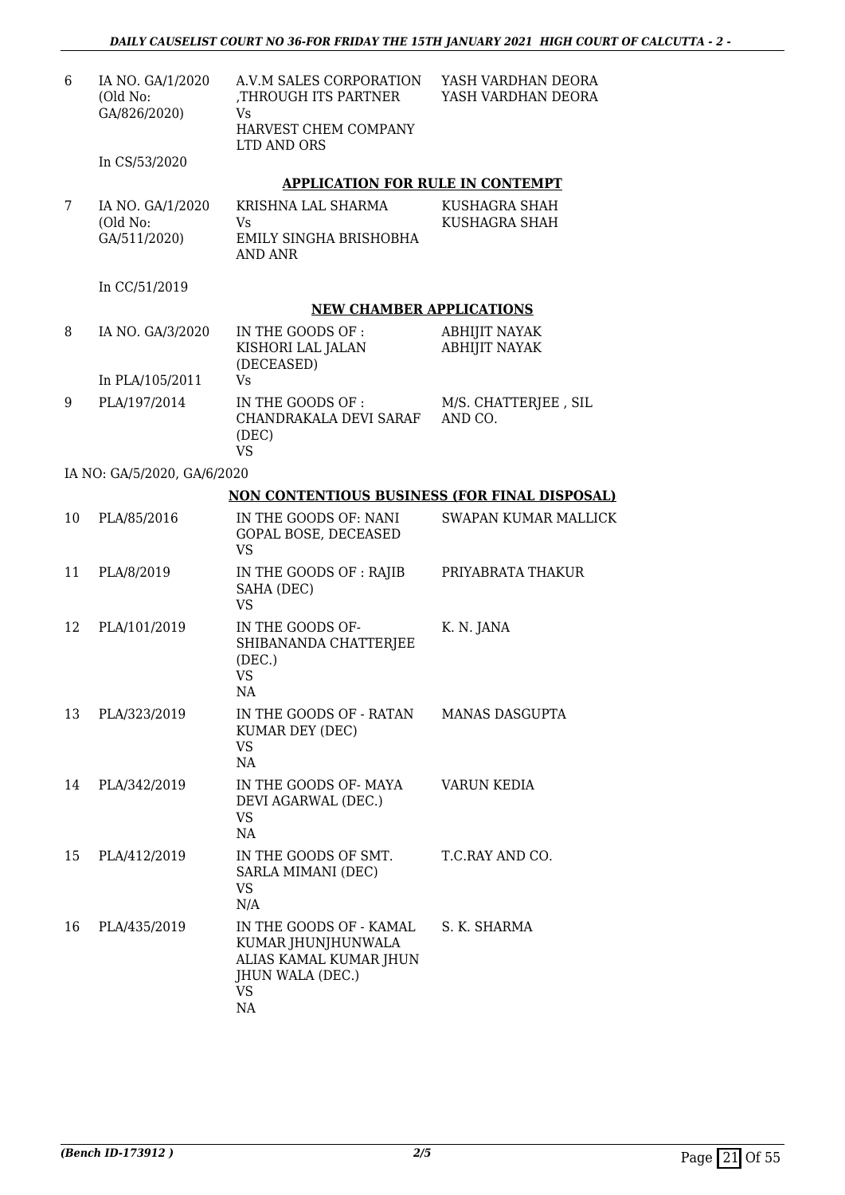| | | | |
|---|---|---|---|
| 6 | IA NO. GA/1/2020 (Old No: GA/826/2020)<br><br>In CS/53/2020 | A.V.M SALES CORPORATION ,THROUGH ITS PARTNER<br>Vs<br>HARVEST CHEM COMPANY LTD AND ORS | YASH VARDHAN DEORA<br>YASH VARDHAN DEORA |

**APPLICATION FOR RULE IN CONTEMPT**

| | | | |
|---|---|---|---|
| 7 | IA NO. GA/1/2020 (Old No: GA/511/2020)<br><br>In CC/51/2019 | KRISHNA LAL SHARMA<br>Vs<br>EMILY SINGHA BRISHOBHA AND ANR | KUSHAGRA SHAH<br>KUSHAGRA SHAH |

**NEW CHAMBER APPLICATIONS**

| | | | |
|---|---|---|---|
| 8 | IA NO. GA/3/2020<br><br>In PLA/105/2011 | IN THE GOODS OF : KISHORI LAL JALAN (DECEASED)<br>Vs | ABHIJIT NAYAK<br>ABHIJIT NAYAK |
| 9 | PLA/197/2014 | IN THE GOODS OF : CHANDRAKALA DEVI SARAF (DEC)<br>VS | M/S. CHATTERJEE , SIL AND CO. |

IA NO: GA/5/2020, GA/6/2020

**NON CONTENTIOUS BUSINESS (FOR FINAL DISPOSAL)**

| | | | |
|---|---|---|---|
| 10 | PLA/85/2016 | IN THE GOODS OF: NANI GOPAL BOSE, DECEASED<br>VS | SWAPAN KUMAR MALLICK |
| 11 | PLA/8/2019 | IN THE GOODS OF : RAJIB SAHA (DEC)<br>VS | PRIYABRATA THAKUR |
| 12 | PLA/101/2019 | IN THE GOODS OF- SHIBANANDA CHATTERJEE (DEC.)<br>VS<br>NA | K. N. JANA |
| 13 | PLA/323/2019 | IN THE GOODS OF - RATAN KUMAR DEY (DEC)<br>VS<br>NA | MANAS DASGUPTA |
| 14 | PLA/342/2019 | IN THE GOODS OF- MAYA DEVI AGARWAL (DEC.)<br>VS<br>NA | VARUN KEDIA |
| 15 | PLA/412/2019 | IN THE GOODS OF SMT. SARLA MIMANI (DEC)<br>VS<br>N/A | T.C.RAY AND CO. |
| 16 | PLA/435/2019 | IN THE GOODS OF - KAMAL KUMAR JHUNJHUNWALA ALIAS KAMAL KUMAR JHUN JHUN WALA (DEC.)<br>VS<br>NA | S. K. SHARMA |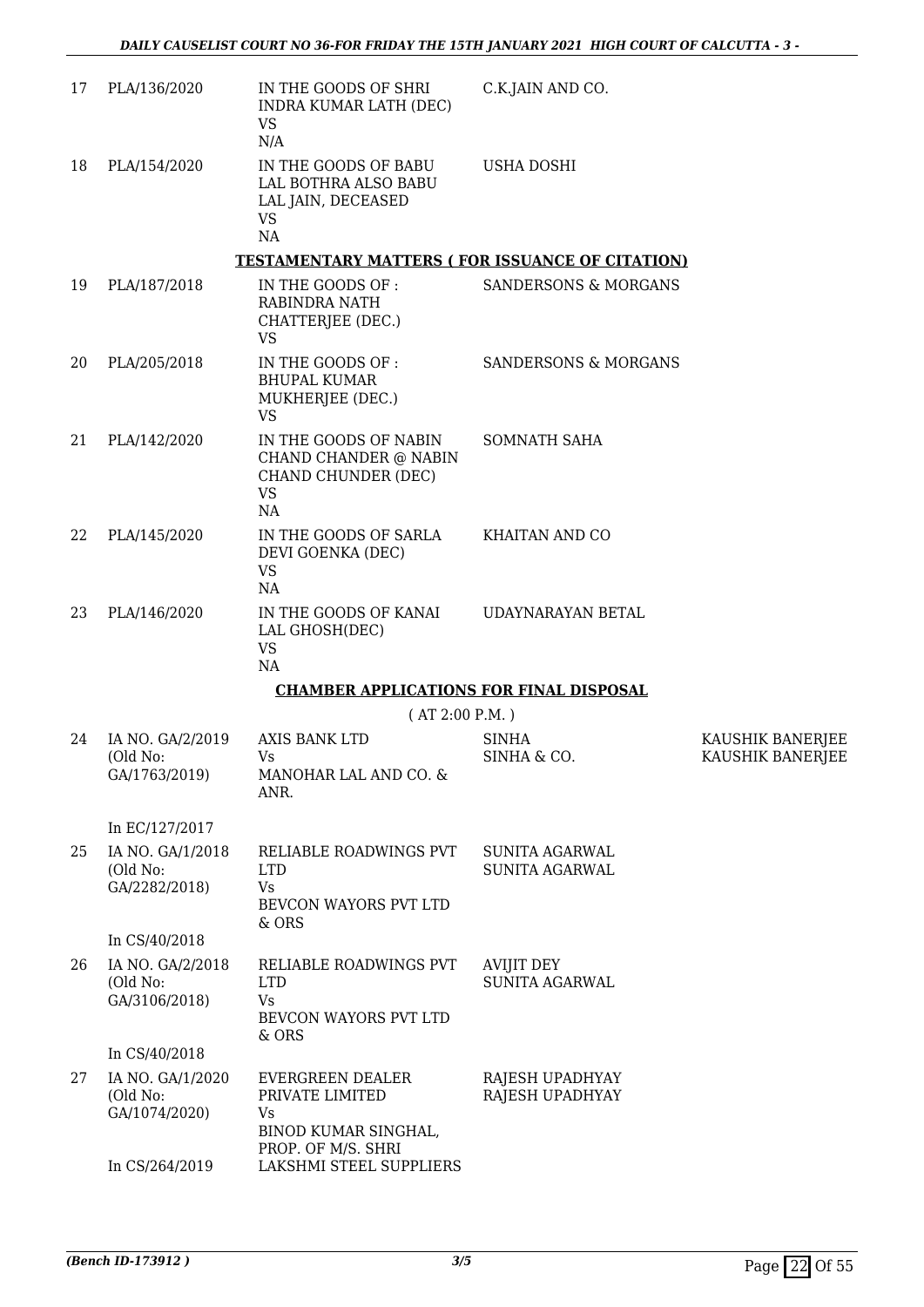| | | | | |
|---|---|---|---|---|
| 17 | PLA/136/2020 | IN THE GOODS OF SHRI INDRA KUMAR LATH (DEC) VS N/A | C.K.JAIN AND CO. | |
| 18 | PLA/154/2020 | IN THE GOODS OF BABU LAL BOTHRA ALSO BABU LAL JAIN, DECEASED VS NA | USHA DOSHI | |

**TESTAMENTARY MATTERS ( FOR ISSUANCE OF CITATION)**

| | | | | |
|---|---|---|---|---|
| 19 | PLA/187/2018 | IN THE GOODS OF : RABINDRA NATH CHATTERJEE (DEC.) VS | SANDERSONS & MORGANS | |
| 20 | PLA/205/2018 | IN THE GOODS OF : BHUPAL KUMAR MUKHERJEE (DEC.) VS | SANDERSONS & MORGANS | |
| 21 | PLA/142/2020 | IN THE GOODS OF NABIN CHAND CHANDER @ NABIN CHAND CHUNDER (DEC) VS NA | SOMNATH SAHA | |
| 22 | PLA/145/2020 | IN THE GOODS OF SARLA DEVI GOENKA (DEC) VS NA | KHAITAN AND CO | |
| 23 | PLA/146/2020 | IN THE GOODS OF KANAI LAL GHOSH(DEC) VS NA | UDAYNARAYAN BETAL | |

**CHAMBER APPLICATIONS FOR FINAL DISPOSAL**

( AT 2:00 P.M. )

| | | | | |
|---|---|---|---|---|
| 24 | IA NO. GA/2/2019 (Old No: GA/1763/2019) In EC/127/2017 | AXIS BANK LTD Vs MANOHAR LAL AND CO. & ANR. | SINHA SINHA & CO. | KAUSHIK BANERJEE KAUSHIK BANERJEE |
| 25 | IA NO. GA/1/2018 (Old No: GA/2282/2018) In CS/40/2018 | RELIABLE ROADWINGS PVT LTD Vs BEVCON WAYORS PVT LTD & ORS | SUNITA AGARWAL SUNITA AGARWAL | |
| 26 | IA NO. GA/2/2018 (Old No: GA/3106/2018) In CS/40/2018 | RELIABLE ROADWINGS PVT LTD Vs BEVCON WAYORS PVT LTD & ORS | AVIJIT DEY SUNITA AGARWAL | |
| 27 | IA NO. GA/1/2020 (Old No: GA/1074/2020) In CS/264/2019 | EVERGREEN DEALER PRIVATE LIMITED Vs BINOD KUMAR SINGHAL, PROP. OF M/S. SHRI LAKSHMI STEEL SUPPLIERS | RAJESH UPADHYAY RAJESH UPADHYAY | |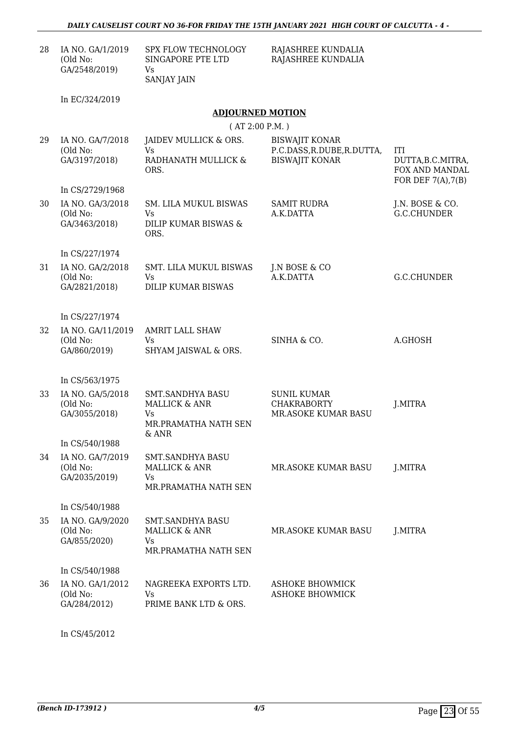| 28 | IA NO. GA/1/2019 (Old No: GA/2548/2019) | SPX FLOW TECHNOLOGY SINGAPORE PTE LTD Vs SANJAY JAIN | RAJASHREE KUNDALIA RAJASHREE KUNDALIA | |
|---|---|---|---|---|
| | In EC/324/2019 | | | |

## ADJOURNED MOTION

( AT 2:00 P.M. )

| | | | | |
|---|---|---|---|---|
| 29 | IA NO. GA/7/2018 (Old No: GA/3197/2018) | JAIDEV MULLICK & ORS. Vs RADHANATH MULLICK & ORS. | BISWAJIT KONAR P.C.DASS,R.DUBE,R.DUTTA, BISWAJIT KONAR | ITI DUTTA,B.C.MITRA, FOX AND MANDAL FOR DEF 7(A),7(B) |
| | In CS/2729/1968 | | | |
| 30 | IA NO. GA/3/2018 (Old No: GA/3463/2018) | SM. LILA MUKUL BISWAS Vs DILIP KUMAR BISWAS & ORS. | SAMIT RUDRA A.K.DATTA | J.N. BOSE & CO. G.C.CHUNDER |
| | In CS/227/1974 | | | |
| 31 | IA NO. GA/2/2018 (Old No: GA/2821/2018) | SMT. LILA MUKUL BISWAS Vs DILIP KUMAR BISWAS | J.N BOSE & CO A.K.DATTA | G.C.CHUNDER |
| | In CS/227/1974 | | | |
| 32 | IA NO. GA/11/2019 (Old No: GA/860/2019) | AMRIT LALL SHAW Vs SHYAM JAISWAL & ORS. | SINHA & CO. | A.GHOSH |
| | In CS/563/1975 | | | |
| 33 | IA NO. GA/5/2018 (Old No: GA/3055/2018) | SMT.SANDHYA BASU MALLICK & ANR Vs MR.PRAMATHA NATH SEN & ANR | SUNIL KUMAR CHAKRABORTY MR.ASOKE KUMAR BASU | J.MITRA |
| | In CS/540/1988 | | | |
| 34 | IA NO. GA/7/2019 (Old No: GA/2035/2019) | SMT.SANDHYA BASU MALLICK & ANR Vs MR.PRAMATHA NATH SEN | MR.ASOKE KUMAR BASU | J.MITRA |
| | In CS/540/1988 | | | |
| 35 | IA NO. GA/9/2020 (Old No: GA/855/2020) | SMT.SANDHYA BASU MALLICK & ANR Vs MR.PRAMATHA NATH SEN | MR.ASOKE KUMAR BASU | J.MITRA |
| | In CS/540/1988 | | | |
| 36 | IA NO. GA/1/2012 (Old No: GA/284/2012) | NAGREEKA EXPORTS LTD. Vs PRIME BANK LTD & ORS. | ASHOKE BHOWMICK ASHOKE BHOWMICK | |
| | In CS/45/2012 | | | |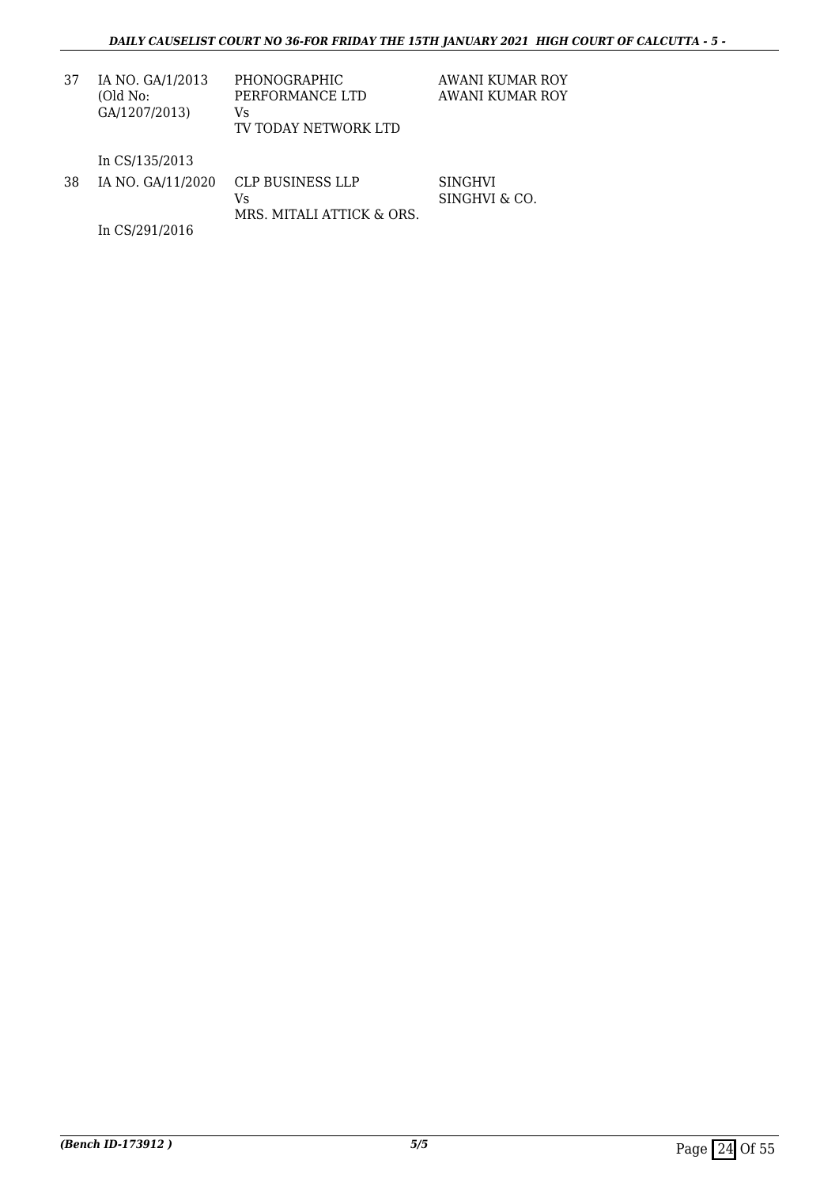| 37 | IA NO. GA/1/2013 (Old No: GA/1207/2013) | PHONOGRAPHIC PERFORMANCE LTD Vs TV TODAY NETWORK LTD | AWANI KUMAR ROY AWANI KUMAR ROY |
|---|---|---|---|
| | In CS/135/2013 | | |
| 38 | IA NO. GA/11/2020 | CLP BUSINESS LLP Vs MRS. MITALI ATTICK & ORS. | SINGHVI SINGHVI & CO. |
| | In CS/291/2016 | | |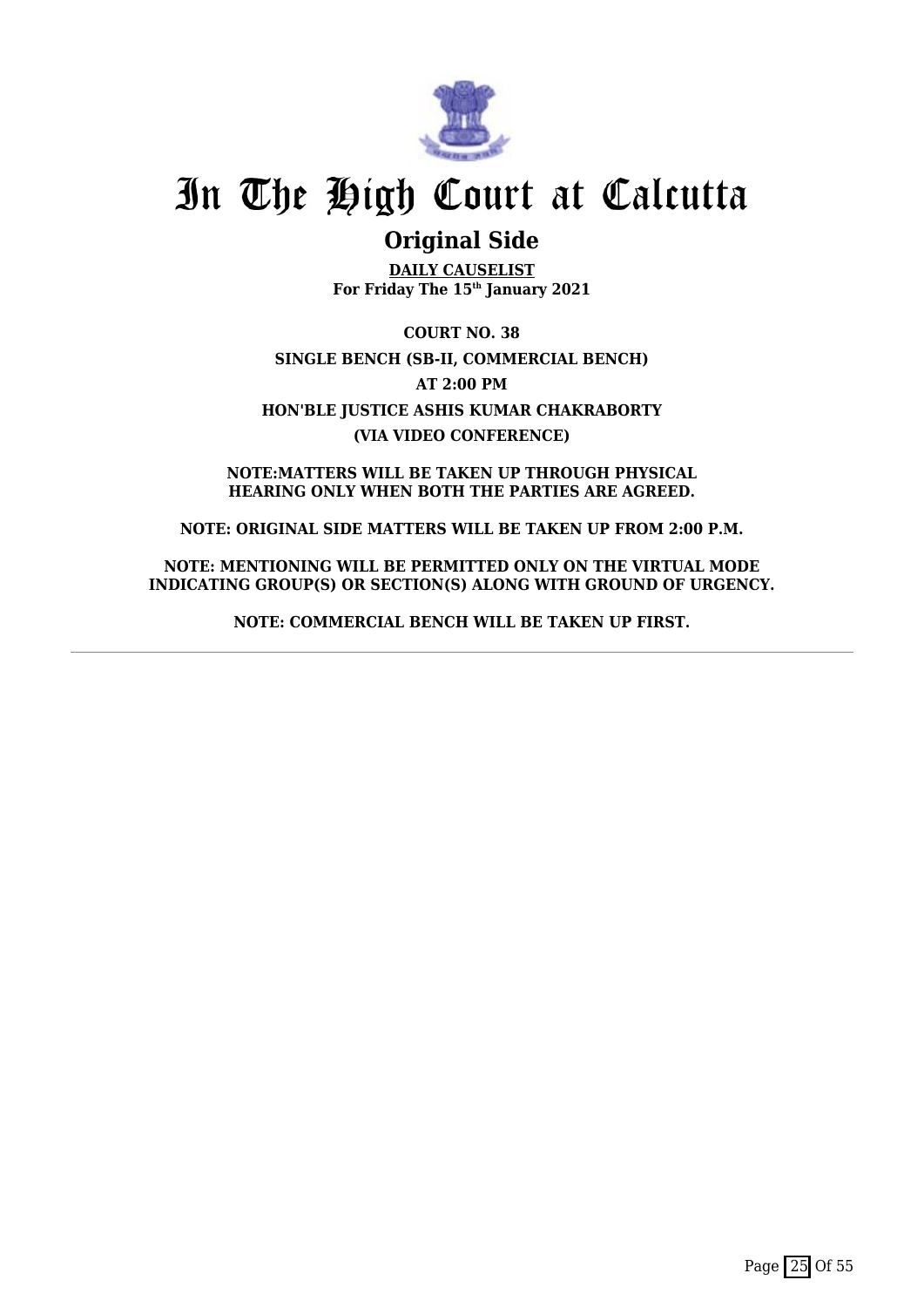# In The High Court at Calcutta

## Original Side

**DAILY CAUSELIST**
**For Friday The 15th January 2021**

**COURT NO. 38**

**SINGLE BENCH (SB-II, COMMERCIAL BENCH)**

**AT 2:00 PM**

**HON'BLE JUSTICE ASHIS KUMAR CHAKRABORTY**

**(VIA VIDEO CONFERENCE)**

**NOTE:MATTERS WILL BE TAKEN UP THROUGH PHYSICAL HEARING ONLY WHEN BOTH THE PARTIES ARE AGREED.**

**NOTE: ORIGINAL SIDE MATTERS WILL BE TAKEN UP FROM 2:00 P.M.**

**NOTE: MENTIONING WILL BE PERMITTED ONLY ON THE VIRTUAL MODE INDICATING GROUP(S) OR SECTION(S) ALONG WITH GROUND OF URGENCY.**

**NOTE: COMMERCIAL BENCH WILL BE TAKEN UP FIRST.**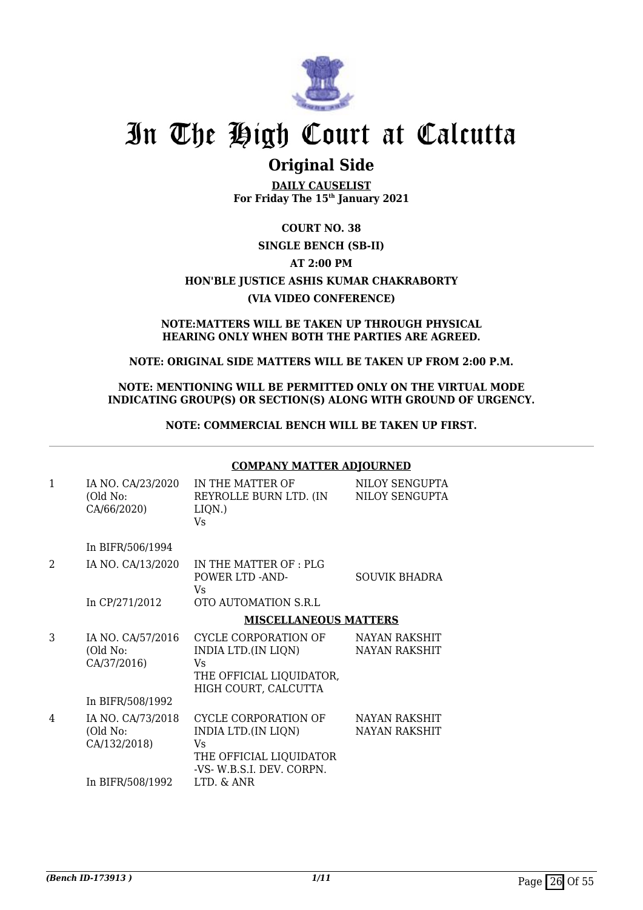# In The High Court at Calcutta

## Original Side

**DAILY CAUSELIST**
**For Friday The 15th January 2021**

**COURT NO. 38**

**SINGLE BENCH (SB-II)**

**AT 2:00 PM**

**HON'BLE JUSTICE ASHIS KUMAR CHAKRABORTY**

**(VIA VIDEO CONFERENCE)**

**NOTE:MATTERS WILL BE TAKEN UP THROUGH PHYSICAL HEARING ONLY WHEN BOTH THE PARTIES ARE AGREED.**

**NOTE: ORIGINAL SIDE MATTERS WILL BE TAKEN UP FROM 2:00 P.M.**

**NOTE: MENTIONING WILL BE PERMITTED ONLY ON THE VIRTUAL MODE INDICATING GROUP(S) OR SECTION(S) ALONG WITH GROUND OF URGENCY.**

**NOTE: COMMERCIAL BENCH WILL BE TAKEN UP FIRST.**

**COMPANY MATTER ADJOURNED**

| | | | |
|---|---|---|---|
| 1 | IA NO. CA/23/2020 (Old No: CA/66/2020)<br><br>In BIFR/506/1994 | IN THE MATTER OF REYROLLE BURN LTD. (IN LIQN.)<br>Vs | NILOY SENGUPTA<br>NILOY SENGUPTA |
| 2 | IA NO. CA/13/2020<br><br>In CP/271/2012 | IN THE MATTER OF : PLG POWER LTD -AND-<br>Vs<br>OTO AUTOMATION S.R.L | SOUVIK BHADRA |

**MISCELLANEOUS MATTERS**

| | | | |
|---|---|---|---|
| 3 | IA NO. CA/57/2016 (Old No: CA/37/2016)<br><br>In BIFR/508/1992 | CYCLE CORPORATION OF INDIA LTD.(IN LIQN)<br>Vs<br>THE OFFICIAL LIQUIDATOR, HIGH COURT, CALCUTTA | NAYAN RAKSHIT<br>NAYAN RAKSHIT |
| 4 | IA NO. CA/73/2018 (Old No: CA/132/2018)<br><br>In BIFR/508/1992 | CYCLE CORPORATION OF INDIA LTD.(IN LIQN)<br>Vs<br>THE OFFICIAL LIQUIDATOR -VS- W.B.S.I. DEV. CORPN. LTD. & ANR | NAYAN RAKSHIT<br>NAYAN RAKSHIT |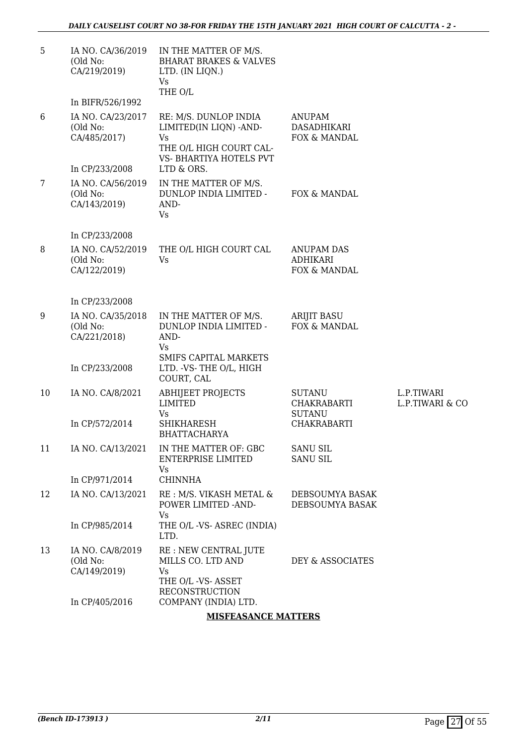| | | | | |
|---|---|---|---|---|
| 5 | IA NO. CA/36/2019 (Old No: CA/219/2019) In BIFR/526/1992 | IN THE MATTER OF M/S. BHARAT BRAKES & VALVES LTD. (IN LIQN.) Vs THE O/L | | |
| 6 | IA NO. CA/23/2017 (Old No: CA/485/2017) In CP/233/2008 | RE: M/S. DUNLOP INDIA LIMITED(IN LIQN) -AND- Vs THE O/L HIGH COURT CAL- VS- BHARTIYA HOTELS PVT LTD & ORS. | ANUPAM DASADHIKARI FOX & MANDAL | |
| 7 | IA NO. CA/56/2019 (Old No: CA/143/2019) In CP/233/2008 | IN THE MATTER OF M/S. DUNLOP INDIA LIMITED -AND- Vs | FOX & MANDAL | |
| 8 | IA NO. CA/52/2019 (Old No: CA/122/2019) In CP/233/2008 | THE O/L HIGH COURT CAL Vs | ANUPAM DAS ADHIKARI FOX & MANDAL | |
| 9 | IA NO. CA/35/2018 (Old No: CA/221/2018) In CP/233/2008 | IN THE MATTER OF M/S. DUNLOP INDIA LIMITED -AND- Vs SMIFS CAPITAL MARKETS LTD. -VS- THE O/L, HIGH COURT, CAL | ARIJIT BASU FOX & MANDAL | |
| 10 | IA NO. CA/8/2021 In CP/572/2014 | ABHIJEET PROJECTS LIMITED Vs SHIKHARESH BHATTACHARYA | SUTANU CHAKRABARTI SUTANU CHAKRABARTI | L.P.TIWARI L.P.TIWARI & CO |
| 11 | IA NO. CA/13/2021 In CP/971/2014 | IN THE MATTER OF: GBC ENTERPRISE LIMITED Vs CHINNHA | SANU SIL SANU SIL | |
| 12 | IA NO. CA/13/2021 In CP/985/2014 | RE : M/S. VIKASH METAL & POWER LIMITED -AND- Vs THE O/L -VS- ASREC (INDIA) LTD. | DEBSOUMYA BASAK DEBSOUMYA BASAK | |
| 13 | IA NO. CA/8/2019 (Old No: CA/149/2019) In CP/405/2016 | RE : NEW CENTRAL JUTE MILLS CO. LTD AND Vs THE O/L -VS- ASSET RECONSTRUCTION COMPANY (INDIA) LTD. | DEY & ASSOCIATES | |

**MISFEASANCE MATTERS**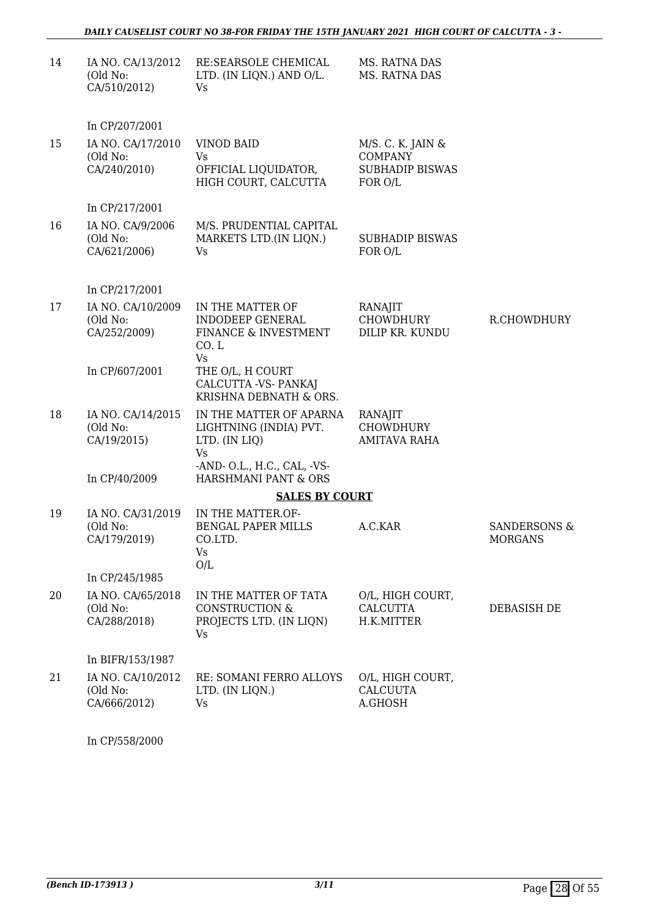| | | | | |
|---|---|---|---|---|
| 14 | IA NO. CA/13/2012 (Old No: CA/510/2012) In CP/207/2001 | RE:SEARSOLE CHEMICAL LTD. (IN LIQN.) AND O/L. Vs | MS. RATNA DAS MS. RATNA DAS | |
| 15 | IA NO. CA/17/2010 (Old No: CA/240/2010) In CP/217/2001 | VINOD BAID Vs OFFICIAL LIQUIDATOR, HIGH COURT, CALCUTTA | M/S. C. K. JAIN & COMPANY SUBHADIP BISWAS FOR O/L | |
| 16 | IA NO. CA/9/2006 (Old No: CA/621/2006) In CP/217/2001 | M/S. PRUDENTIAL CAPITAL MARKETS LTD.(IN LIQN.) Vs | SUBHADIP BISWAS FOR O/L | |
| 17 | IA NO. CA/10/2009 (Old No: CA/252/2009) In CP/607/2001 | IN THE MATTER OF INDODEEP GENERAL FINANCE & INVESTMENT CO. L Vs THE O/L, H COURT CALCUTTA -VS- PANKAJ KRISHNA DEBNATH & ORS. | RANAJIT CHOWDHURY DILIP KR. KUNDU | R.CHOWDHURY |
| 18 | IA NO. CA/14/2015 (Old No: CA/19/2015) In CP/40/2009 | IN THE MATTER OF APARNA LIGHTNING (INDIA) PVT. LTD. (IN LIQ) Vs -AND- O.L., H.C., CAL, -VS- HARSHMANI PANT & ORS | RANAJIT CHOWDHURY AMITAVA RAHA | |

## SALES BY COURT

| | | | | |
|---|---|---|---|---|
| 19 | IA NO. CA/31/2019 (Old No: CA/179/2019) In CP/245/1985 | IN THE MATTER.OF- BENGAL PAPER MILLS CO.LTD. Vs O/L | A.C.KAR | SANDERSONS & MORGANS |
| 20 | IA NO. CA/65/2018 (Old No: CA/288/2018) In BIFR/153/1987 | IN THE MATTER OF TATA CONSTRUCTION & PROJECTS LTD. (IN LIQN) Vs | O/L, HIGH COURT, CALCUTTA H.K.MITTER | DEBASISH DE |
| 21 | IA NO. CA/10/2012 (Old No: CA/666/2012) In CP/558/2000 | RE: SOMANI FERRO ALLOYS LTD. (IN LIQN.) Vs | O/L, HIGH COURT, CALCUUTA A.GHOSH | |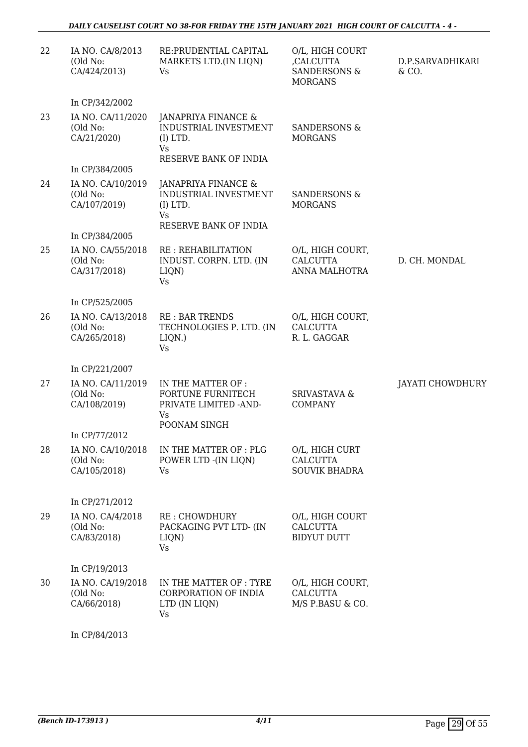| | | | | |
|---|---|---|---|---|
| 22 | IA NO. CA/8/2013 (Old No: CA/424/2013) | RE:PRUDENTIAL CAPITAL MARKETS LTD.(IN LIQN) Vs | O/L, HIGH COURT ,CALCUTTA SANDERSONS & MORGANS | D.P.SARVADHIKARI & CO. |
| | In CP/342/2002 | | | |
| 23 | IA NO. CA/11/2020 (Old No: CA/21/2020) | JANAPRIYA FINANCE & INDUSTRIAL INVESTMENT (I) LTD. Vs RESERVE BANK OF INDIA | SANDERSONS & MORGANS | |
| | In CP/384/2005 | | | |
| 24 | IA NO. CA/10/2019 (Old No: CA/107/2019) | JANAPRIYA FINANCE & INDUSTRIAL INVESTMENT (I) LTD. Vs RESERVE BANK OF INDIA | SANDERSONS & MORGANS | |
| | In CP/384/2005 | | | |
| 25 | IA NO. CA/55/2018 (Old No: CA/317/2018) | RE : REHABILITATION INDUST. CORPN. LTD. (IN LIQN) Vs | O/L, HIGH COURT, CALCUTTA ANNA MALHOTRA | D. CH. MONDAL |
| | In CP/525/2005 | | | |
| 26 | IA NO. CA/13/2018 (Old No: CA/265/2018) | RE : BAR TRENDS TECHNOLOGIES P. LTD. (IN LIQN.) Vs | O/L, HIGH COURT, CALCUTTA R. L. GAGGAR | |
| | In CP/221/2007 | | | |
| 27 | IA NO. CA/11/2019 (Old No: CA/108/2019) | IN THE MATTER OF : FORTUNE FURNITECH PRIVATE LIMITED -AND- Vs POONAM SINGH | SRIVASTAVA & COMPANY | JAYATI CHOWDHURY |
| | In CP/77/2012 | | | |
| 28 | IA NO. CA/10/2018 (Old No: CA/105/2018) | IN THE MATTER OF : PLG POWER LTD -(IN LIQN) Vs | O/L, HIGH CURT CALCUTTA SOUVIK BHADRA | |
| | In CP/271/2012 | | | |
| 29 | IA NO. CA/4/2018 (Old No: CA/83/2018) | RE : CHOWDHURY PACKAGING PVT LTD- (IN LIQN) Vs | O/L, HIGH COURT CALCUTTA BIDYUT DUTT | |
| | In CP/19/2013 | | | |
| 30 | IA NO. CA/19/2018 (Old No: CA/66/2018) | IN THE MATTER OF : TYRE CORPORATION OF INDIA LTD (IN LIQN) Vs | O/L, HIGH COURT, CALCUTTA M/S P.BASU & CO. | |
| | In CP/84/2013 | | | |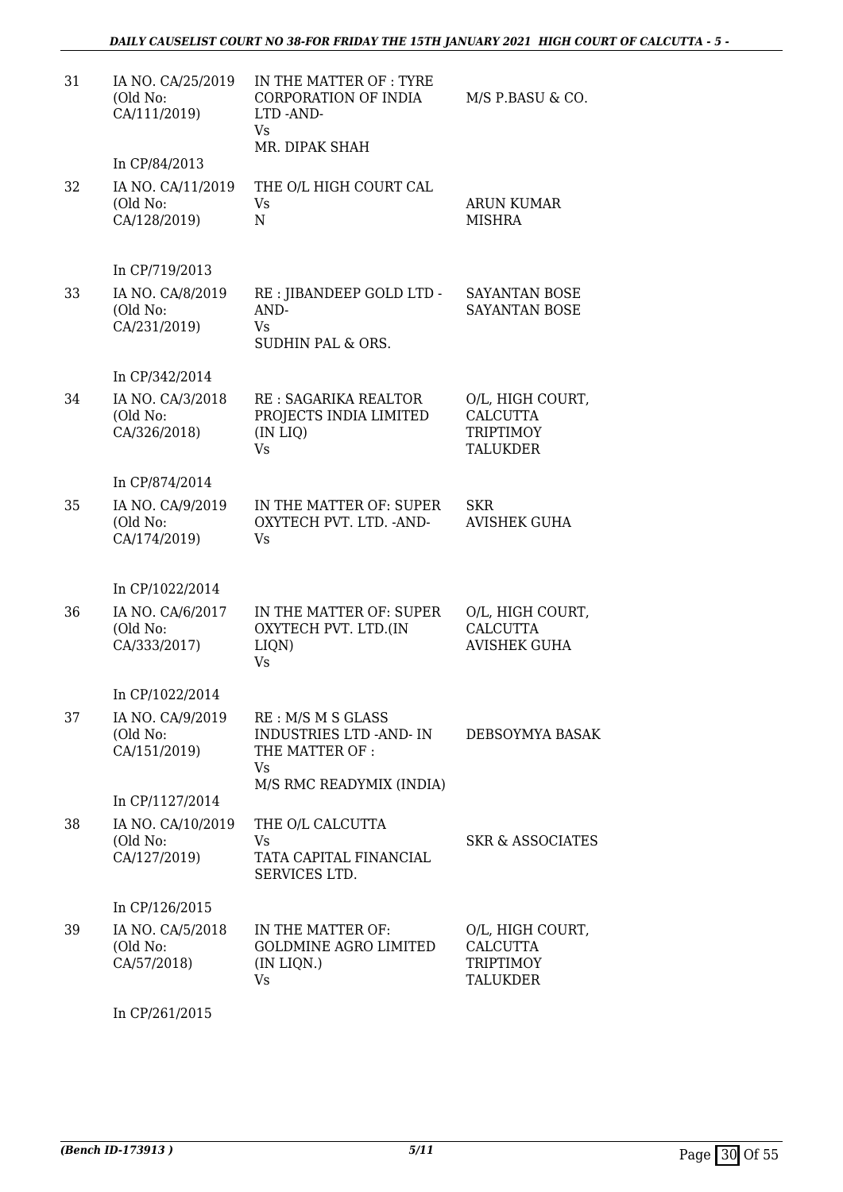| | | | |
|---|---|---|---|
| 31 | IA NO. CA/25/2019 (Old No: CA/111/2019) | IN THE MATTER OF : TYRE CORPORATION OF INDIA LTD -AND- Vs MR. DIPAK SHAH | M/S P.BASU & CO. |
| | In CP/84/2013 | | |
| 32 | IA NO. CA/11/2019 (Old No: CA/128/2019) | THE O/L HIGH COURT CAL Vs N | ARUN KUMAR MISHRA |
| | In CP/719/2013 | | |
| 33 | IA NO. CA/8/2019 (Old No: CA/231/2019) | RE : JIBANDEEP GOLD LTD -AND- Vs SUDHIN PAL & ORS. | SAYANTAN BOSE SAYANTAN BOSE |
| | In CP/342/2014 | | |
| 34 | IA NO. CA/3/2018 (Old No: CA/326/2018) | RE : SAGARIKA REALTOR PROJECTS INDIA LIMITED (IN LIQ) Vs | O/L, HIGH COURT, CALCUTTA TRIPTIMOY TALUKDER |
| | In CP/874/2014 | | |
| 35 | IA NO. CA/9/2019 (Old No: CA/174/2019) | IN THE MATTER OF: SUPER OXYTECH PVT. LTD. -AND- Vs | SKR AVISHEK GUHA |
| | In CP/1022/2014 | | |
| 36 | IA NO. CA/6/2017 (Old No: CA/333/2017) | IN THE MATTER OF: SUPER OXYTECH PVT. LTD.(IN LIQN) Vs | O/L, HIGH COURT, CALCUTTA AVISHEK GUHA |
| | In CP/1022/2014 | | |
| 37 | IA NO. CA/9/2019 (Old No: CA/151/2019) | RE : M/S M S GLASS INDUSTRIES LTD -AND- IN THE MATTER OF : Vs M/S RMC READYMIX (INDIA) | DEBSOYMYA BASAK |
| | In CP/1127/2014 | | |
| 38 | IA NO. CA/10/2019 (Old No: CA/127/2019) | THE O/L CALCUTTA Vs TATA CAPITAL FINANCIAL SERVICES LTD. | SKR & ASSOCIATES |
| | In CP/126/2015 | | |
| 39 | IA NO. CA/5/2018 (Old No: CA/57/2018) | IN THE MATTER OF: GOLDMINE AGRO LIMITED (IN LIQN.) Vs | O/L, HIGH COURT, CALCUTTA TRIPTIMOY TALUKDER |
| | In CP/261/2015 | | |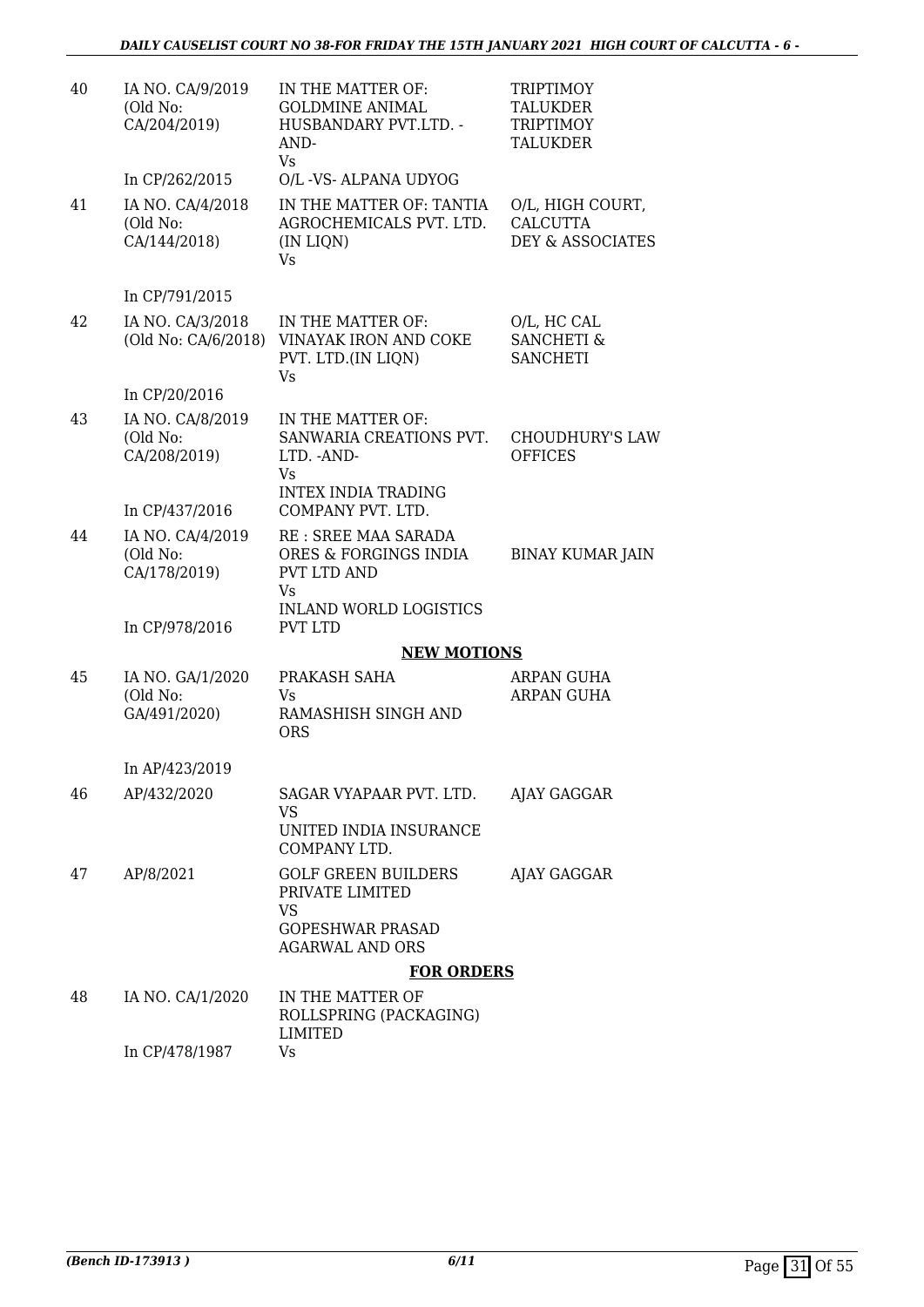| | | | |
|---|---|---|---|
| 40 | IA NO. CA/9/2019 (Old No: CA/204/2019)<br><br>In CP/262/2015 | IN THE MATTER OF: GOLDMINE ANIMAL HUSBANDARY PVT.LTD. -AND-<br>Vs<br>O/L -VS- ALPANA UDYOG | TRIPTIMOY TALUKDER<br>TRIPTIMOY TALUKDER |
| 41 | IA NO. CA/4/2018 (Old No: CA/144/2018)<br><br>In CP/791/2015 | IN THE MATTER OF: TANTIA AGROCHEMICALS PVT. LTD. (IN LIQN)<br>Vs | O/L, HIGH COURT, CALCUTTA<br>DEY & ASSOCIATES |
| 42 | IA NO. CA/3/2018 (Old No: CA/6/2018)<br><br>In CP/20/2016 | IN THE MATTER OF: VINAYAK IRON AND COKE PVT. LTD.(IN LIQN)<br>Vs | O/L, HC CAL<br>SANCHETI & SANCHETI |
| 43 | IA NO. CA/8/2019 (Old No: CA/208/2019)<br><br>In CP/437/2016 | IN THE MATTER OF: SANWARIA CREATIONS PVT. LTD. -AND-<br>Vs<br>INTEX INDIA TRADING COMPANY PVT. LTD. | CHOUDHURY'S LAW OFFICES |
| 44 | IA NO. CA/4/2019 (Old No: CA/178/2019)<br><br>In CP/978/2016 | RE : SREE MAA SARADA ORES & FORGINGS INDIA PVT LTD AND<br>Vs<br>INLAND WORLD LOGISTICS PVT LTD | BINAY KUMAR JAIN |

**NEW MOTIONS**

| | | | |
|---|---|---|---|
| 45 | IA NO. GA/1/2020 (Old No: GA/491/2020)<br><br>In AP/423/2019 | PRAKASH SAHA<br>Vs<br>RAMASHISH SINGH AND ORS | ARPAN GUHA<br>ARPAN GUHA |
| 46 | AP/432/2020 | SAGAR VYAPAAR PVT. LTD.<br>VS<br>UNITED INDIA INSURANCE COMPANY LTD. | AJAY GAGGAR |
| 47 | AP/8/2021 | GOLF GREEN BUILDERS PRIVATE LIMITED<br>VS<br>GOPESHWAR PRASAD AGARWAL AND ORS | AJAY GAGGAR |

**FOR ORDERS**

| | | | |
|---|---|---|---|
| 48 | IA NO. CA/1/2020<br><br>In CP/478/1987 | IN THE MATTER OF ROLLSPRING (PACKAGING) LIMITED<br>Vs | |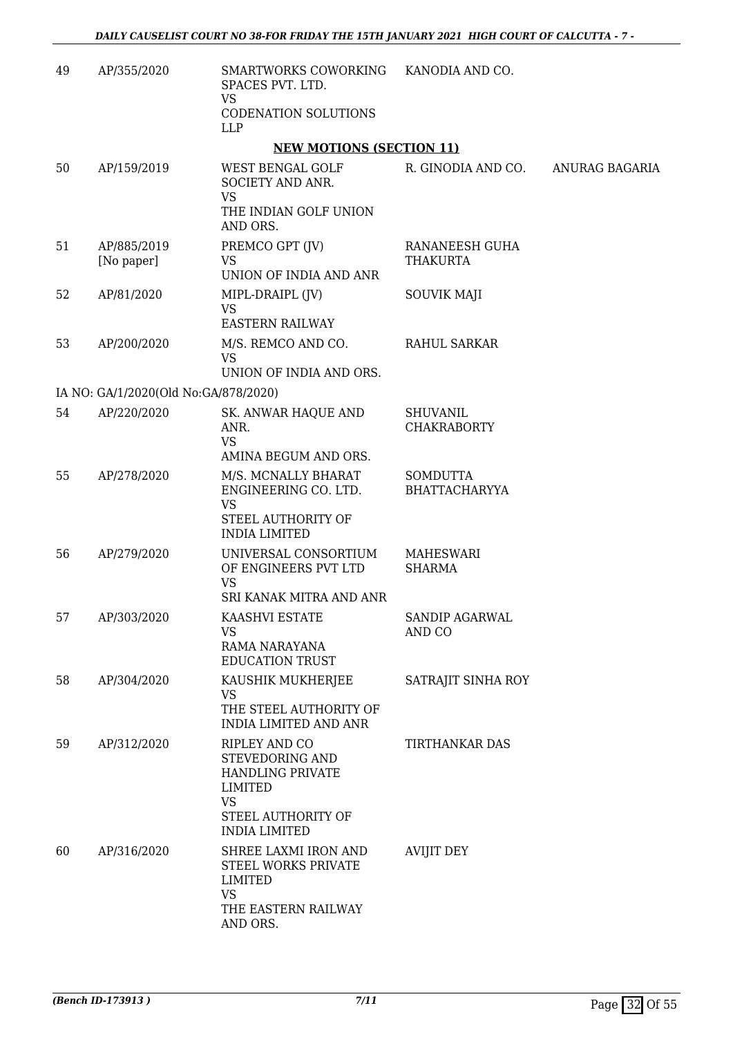| 49 | AP/355/2020 | SMARTWORKS COWORKING SPACES PVT. LTD.<br>VS<br>CODENATION SOLUTIONS LLP | KANODIA AND CO. | |
|---|---|---|---|---|

**NEW MOTIONS (SECTION 11)**

| 50 | AP/159/2019 | WEST BENGAL GOLF SOCIETY AND ANR.<br>VS<br>THE INDIAN GOLF UNION AND ORS. | R. GINODIA AND CO. | ANURAG BAGARIA |
|---|---|---|---|---|
| 51 | AP/885/2019<br>[No paper] | PREMCO GPT (JV)<br>VS<br>UNION OF INDIA AND ANR | RANANEESH GUHA THAKURTA | |
| 52 | AP/81/2020 | MIPL-DRAIPL (JV)<br>VS<br>EASTERN RAILWAY | SOUVIK MAJI | |
| 53 | AP/200/2020 | M/S. REMCO AND CO.<br>VS<br>UNION OF INDIA AND ORS. | RAHUL SARKAR | |
| | IA NO: GA/1/2020(Old No:GA/878/2020) | | | |
| 54 | AP/220/2020 | SK. ANWAR HAQUE AND ANR.<br>VS<br>AMINA BEGUM AND ORS. | SHUVANIL CHAKRABORTY | |
| 55 | AP/278/2020 | M/S. MCNALLY BHARAT ENGINEERING CO. LTD.<br>VS<br>STEEL AUTHORITY OF INDIA LIMITED | SOMDUTTA BHATTACHARYYA | |
| 56 | AP/279/2020 | UNIVERSAL CONSORTIUM OF ENGINEERS PVT LTD<br>VS<br>SRI KANAK MITRA AND ANR | MAHESWARI SHARMA | |
| 57 | AP/303/2020 | KAASHVI ESTATE<br>VS<br>RAMA NARAYANA EDUCATION TRUST | SANDIP AGARWAL AND CO | |
| 58 | AP/304/2020 | KAUSHIK MUKHERJEE<br>VS<br>THE STEEL AUTHORITY OF INDIA LIMITED AND ANR | SATRAJIT SINHA ROY | |
| 59 | AP/312/2020 | RIPLEY AND CO STEVEDORING AND HANDLING PRIVATE LIMITED<br>VS<br>STEEL AUTHORITY OF INDIA LIMITED | TIRTHANKAR DAS | |
| 60 | AP/316/2020 | SHREE LAXMI IRON AND STEEL WORKS PRIVATE LIMITED<br>VS<br>THE EASTERN RAILWAY AND ORS. | AVIJIT DEY | |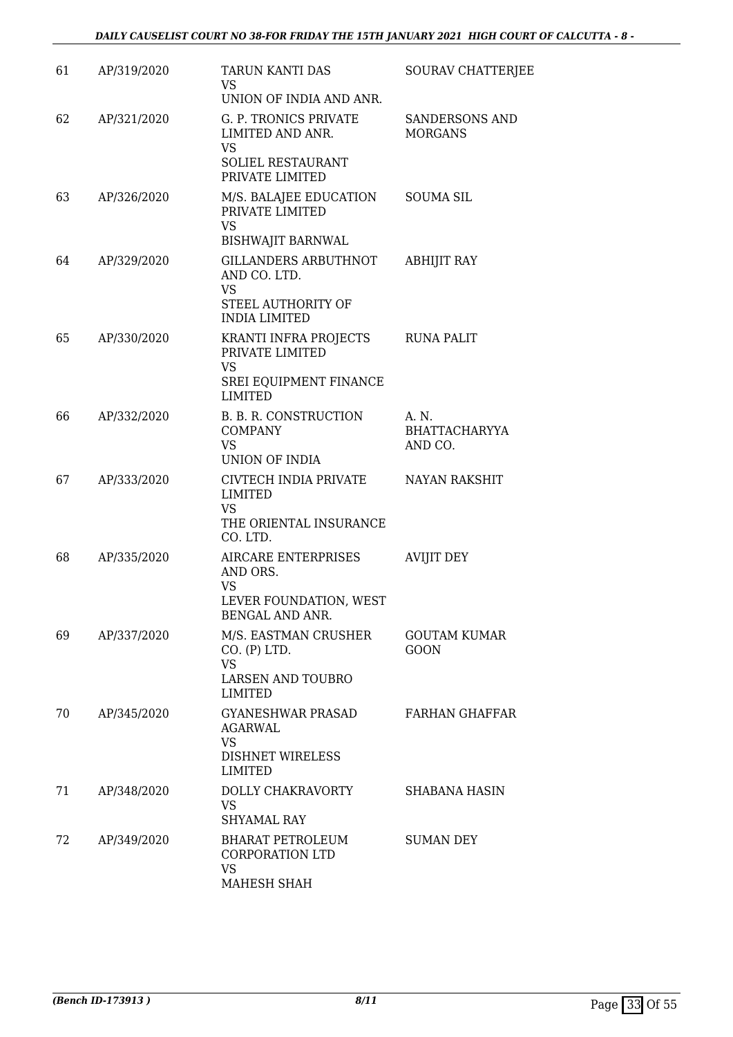| | | | |
|---|---|---|---|
| 61 | AP/319/2020 | TARUN KANTI DAS<br>VS<br>UNION OF INDIA AND ANR. | SOURAV CHATTERJEE |
| 62 | AP/321/2020 | G. P. TRONICS PRIVATE LIMITED AND ANR.<br>VS<br>SOLIEL RESTAURANT PRIVATE LIMITED | SANDERSONS AND MORGANS |
| 63 | AP/326/2020 | M/S. BALAJEE EDUCATION PRIVATE LIMITED<br>VS<br>BISHWAJIT BARNWAL | SOUMA SIL |
| 64 | AP/329/2020 | GILLANDERS ARBUTHNOT AND CO. LTD.<br>VS<br>STEEL AUTHORITY OF INDIA LIMITED | ABHIJIT RAY |
| 65 | AP/330/2020 | KRANTI INFRA PROJECTS PRIVATE LIMITED<br>VS<br>SREI EQUIPMENT FINANCE LIMITED | RUNA PALIT |
| 66 | AP/332/2020 | B. B. R. CONSTRUCTION COMPANY<br>VS<br>UNION OF INDIA | A. N. BHATTACHARYYA AND CO. |
| 67 | AP/333/2020 | CIVTECH INDIA PRIVATE LIMITED<br>VS<br>THE ORIENTAL INSURANCE CO. LTD. | NAYAN RAKSHIT |
| 68 | AP/335/2020 | AIRCARE ENTERPRISES AND ORS.<br>VS<br>LEVER FOUNDATION, WEST BENGAL AND ANR. | AVIJIT DEY |
| 69 | AP/337/2020 | M/S. EASTMAN CRUSHER CO. (P) LTD.<br>VS<br>LARSEN AND TOUBRO LIMITED | GOUTAM KUMAR GOON |
| 70 | AP/345/2020 | GYANESHWAR PRASAD AGARWAL<br>VS<br>DISHNET WIRELESS LIMITED | FARHAN GHAFFAR |
| 71 | AP/348/2020 | DOLLY CHAKRAVORTY<br>VS<br>SHYAMAL RAY | SHABANA HASIN |
| 72 | AP/349/2020 | BHARAT PETROLEUM CORPORATION LTD<br>VS<br>MAHESH SHAH | SUMAN DEY |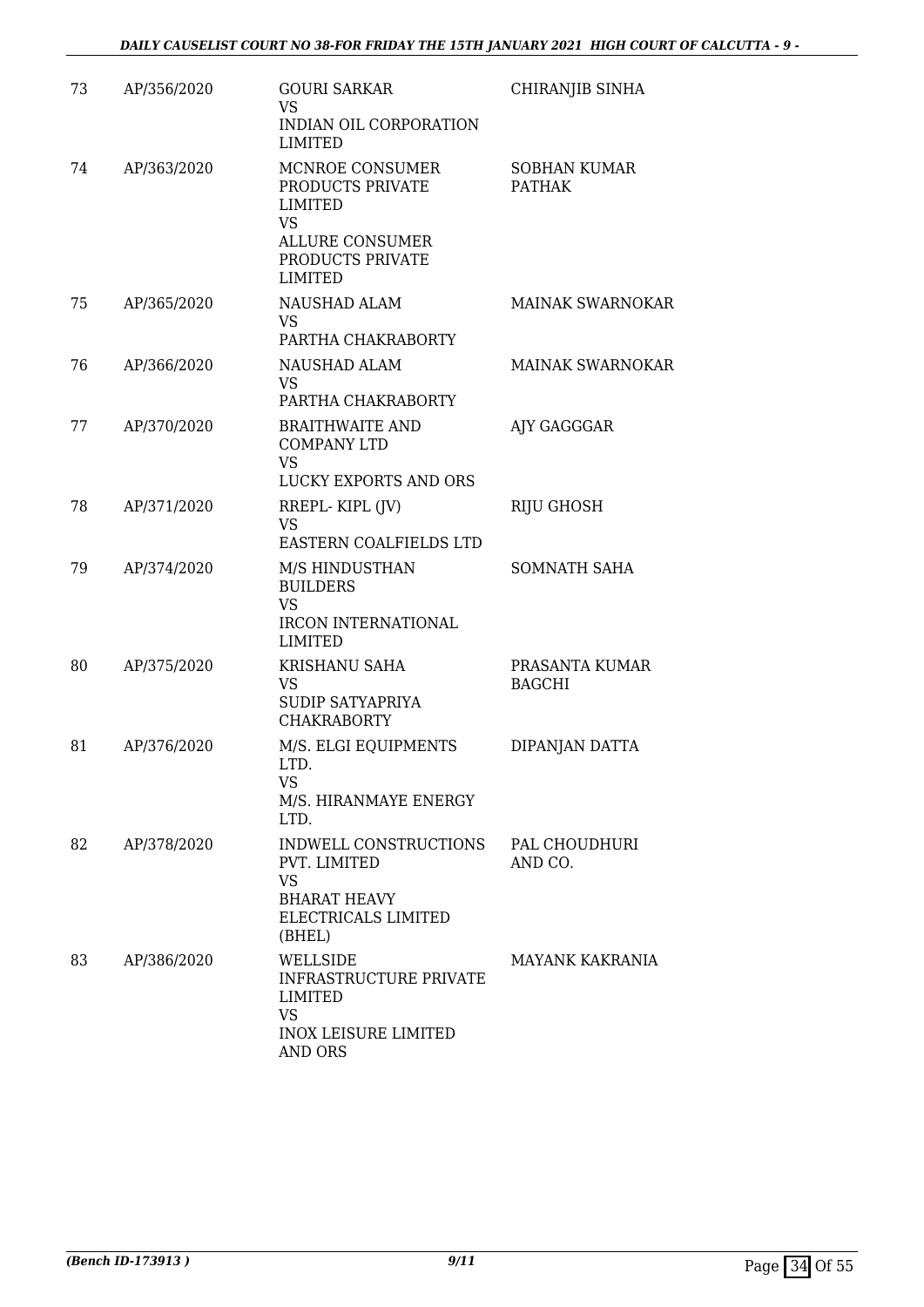| 73 | AP/356/2020 | GOURI SARKAR<br>VS<br>INDIAN OIL CORPORATION LIMITED | CHIRANJIB SINHA |
|---|---|---|---|
| 74 | AP/363/2020 | MCNROE CONSUMER PRODUCTS PRIVATE LIMITED<br>VS<br>ALLURE CONSUMER PRODUCTS PRIVATE LIMITED | SOBHAN KUMAR PATHAK |
| 75 | AP/365/2020 | NAUSHAD ALAM<br>VS<br>PARTHA CHAKRABORTY | MAINAK SWARNOKAR |
| 76 | AP/366/2020 | NAUSHAD ALAM<br>VS<br>PARTHA CHAKRABORTY | MAINAK SWARNOKAR |
| 77 | AP/370/2020 | BRAITHWAITE AND COMPANY LTD<br>VS<br>LUCKY EXPORTS AND ORS | AJY GAGGGAR |
| 78 | AP/371/2020 | RREPL- KIPL (JV)<br>VS<br>EASTERN COALFIELDS LTD | RIJU GHOSH |
| 79 | AP/374/2020 | M/S HINDUSTHAN BUILDERS<br>VS<br>IRCON INTERNATIONAL LIMITED | SOMNATH SAHA |
| 80 | AP/375/2020 | KRISHANU SAHA<br>VS<br>SUDIP SATYAPRIYA CHAKRABORTY | PRASANTA KUMAR BAGCHI |
| 81 | AP/376/2020 | M/S. ELGI EQUIPMENTS LTD.<br>VS<br>M/S. HIRANMAYE ENERGY LTD. | DIPANJAN DATTA |
| 82 | AP/378/2020 | INDWELL CONSTRUCTIONS PVT. LIMITED<br>VS<br>BHARAT HEAVY ELECTRICALS LIMITED (BHEL) | PAL CHOUDHURI AND CO. |
| 83 | AP/386/2020 | WELLSIDE INFRASTRUCTURE PRIVATE LIMITED<br>VS<br>INOX LEISURE LIMITED AND ORS | MAYANK KAKRANIA |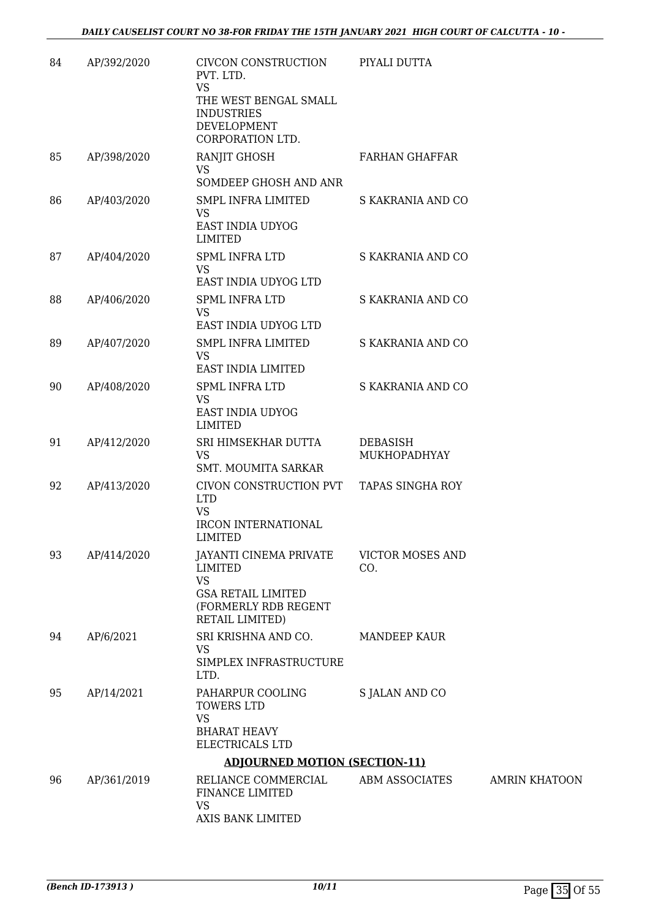| | | | | |
|---|---|---|---|---|
| 84 | AP/392/2020 | CIVCON CONSTRUCTION PVT. LTD.<br>VS<br>THE WEST BENGAL SMALL INDUSTRIES DEVELOPMENT CORPORATION LTD. | PIYALI DUTTA | |
| 85 | AP/398/2020 | RANJIT GHOSH<br>VS<br>SOMDEEP GHOSH AND ANR | FARHAN GHAFFAR | |
| 86 | AP/403/2020 | SMPL INFRA LIMITED<br>VS<br>EAST INDIA UDYOG LIMITED | S KAKRANIA AND CO | |
| 87 | AP/404/2020 | SPML INFRA LTD<br>VS<br>EAST INDIA UDYOG LTD | S KAKRANIA AND CO | |
| 88 | AP/406/2020 | SPML INFRA LTD<br>VS<br>EAST INDIA UDYOG LTD | S KAKRANIA AND CO | |
| 89 | AP/407/2020 | SMPL INFRA LIMITED<br>VS<br>EAST INDIA LIMITED | S KAKRANIA AND CO | |
| 90 | AP/408/2020 | SPML INFRA LTD<br>VS<br>EAST INDIA UDYOG LIMITED | S KAKRANIA AND CO | |
| 91 | AP/412/2020 | SRI HIMSEKHAR DUTTA<br>VS<br>SMT. MOUMITA SARKAR | DEBASISH MUKHOPADHYAY | |
| 92 | AP/413/2020 | CIVON CONSTRUCTION PVT LTD<br>VS<br>IRCON INTERNATIONAL LIMITED | TAPAS SINGHA ROY | |
| 93 | AP/414/2020 | JAYANTI CINEMA PRIVATE LIMITED<br>VS<br>GSA RETAIL LIMITED (FORMERLY RDB REGENT RETAIL LIMITED) | VICTOR MOSES AND CO. | |
| 94 | AP/6/2021 | SRI KRISHNA AND CO.<br>VS<br>SIMPLEX INFRASTRUCTURE LTD. | MANDEEP KAUR | |
| 95 | AP/14/2021 | PAHARPUR COOLING TOWERS LTD<br>VS<br>BHARAT HEAVY ELECTRICALS LTD | S JALAN AND CO | |

**ADJOURNED MOTION (SECTION-11)**

| | | | | |
|---|---|---|---|---|
| 96 | AP/361/2019 | RELIANCE COMMERCIAL FINANCE LIMITED<br>VS<br>AXIS BANK LIMITED | ABM ASSOCIATES | AMRIN KHATOON |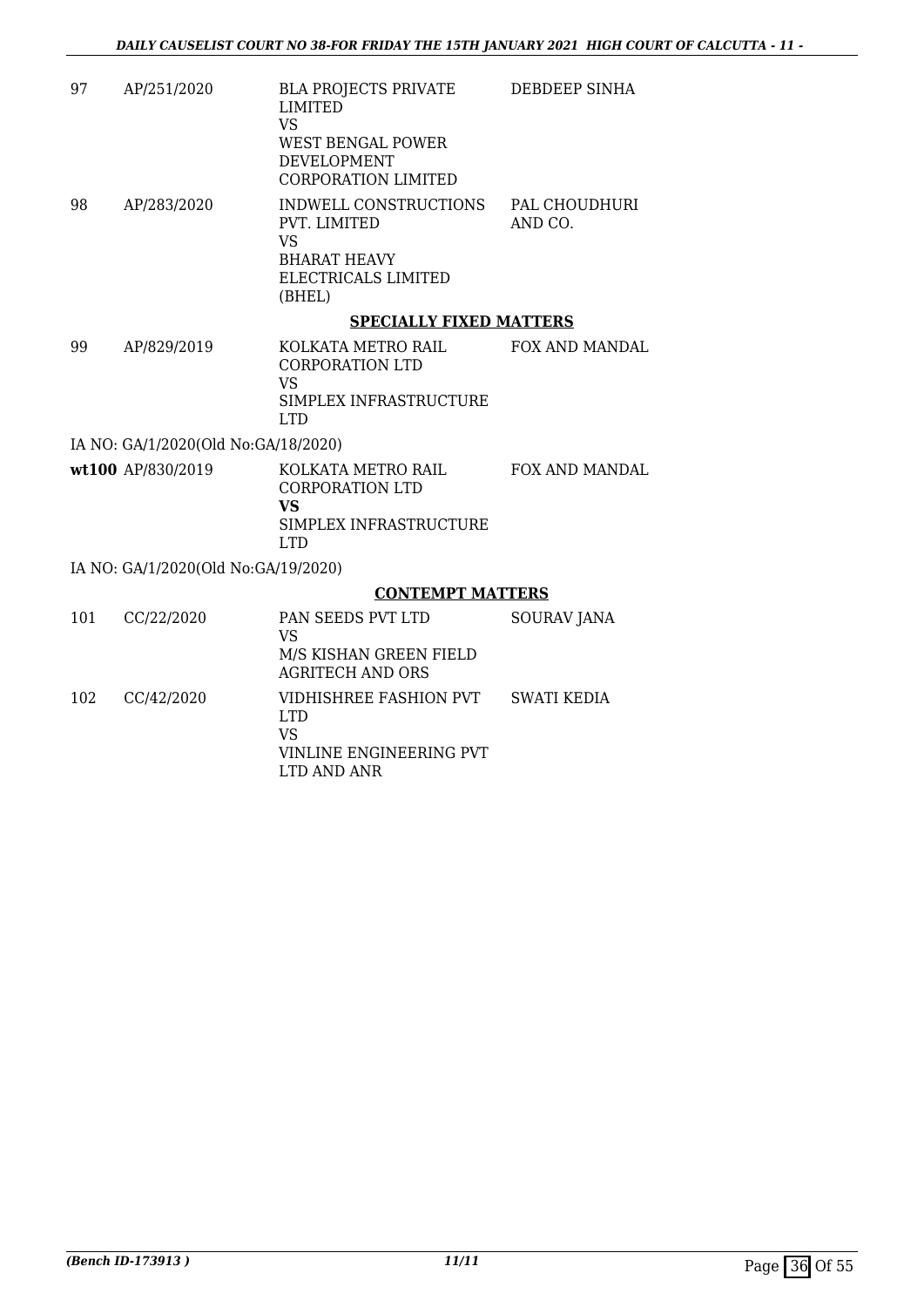| | | | |
|---|---|---|---|
| 97 | AP/251/2020 | BLA PROJECTS PRIVATE LIMITED<br>VS<br>WEST BENGAL POWER DEVELOPMENT CORPORATION LIMITED | DEBDEEP SINHA |
| 98 | AP/283/2020 | INDWELL CONSTRUCTIONS PVT. LIMITED<br>VS<br>BHARAT HEAVY ELECTRICALS LIMITED (BHEL) | PAL CHOUDHURI AND CO. |

**SPECIALLY FIXED MATTERS**

| | | | |
|---|---|---|---|
| 99 | AP/829/2019 | KOLKATA METRO RAIL CORPORATION LTD<br>VS<br>SIMPLEX INFRASTRUCTURE LTD | FOX AND MANDAL |

IA NO: GA/1/2020(Old No:GA/18/2020)

| | | | |
|---|---|---|---|
| **wt100** | AP/830/2019 | KOLKATA METRO RAIL CORPORATION LTD<br>**VS**<br>SIMPLEX INFRASTRUCTURE LTD | FOX AND MANDAL |

IA NO: GA/1/2020(Old No:GA/19/2020)

**CONTEMPT MATTERS**

| | | | |
|---|---|---|---|
| 101 | CC/22/2020 | PAN SEEDS PVT LTD<br>VS<br>M/S KISHAN GREEN FIELD AGRITECH AND ORS | SOURAV JANA |
| 102 | CC/42/2020 | VIDHISHREE FASHION PVT LTD<br>VS<br>VINLINE ENGINEERING PVT LTD AND ANR | SWATI KEDIA |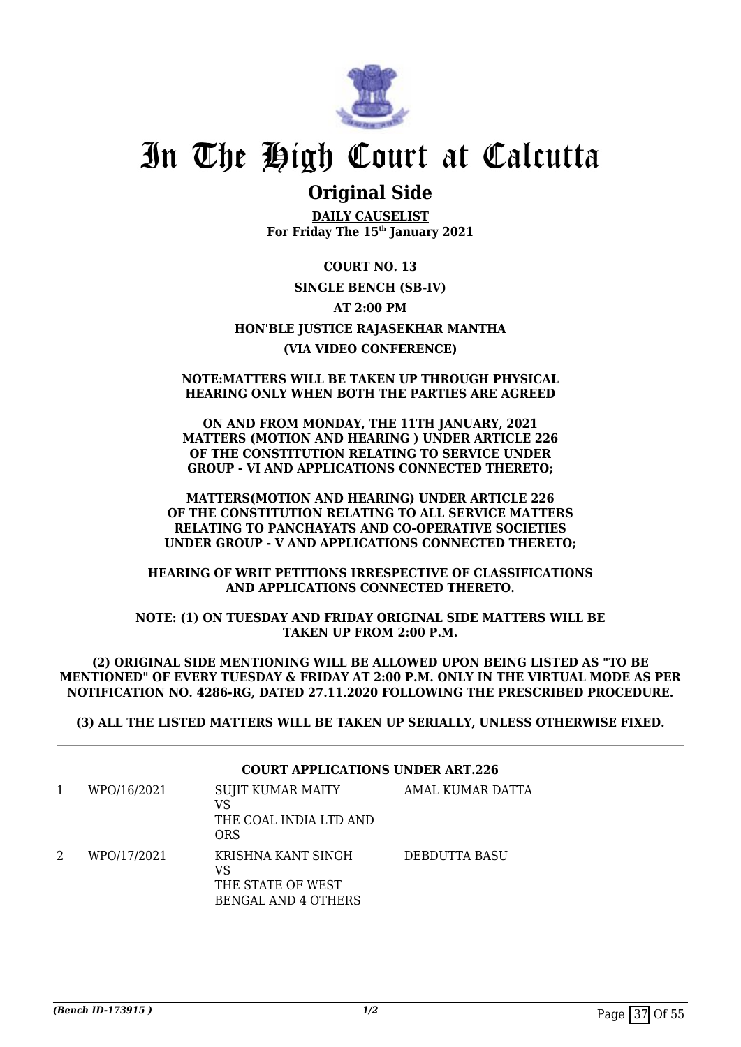# In The High Court at Calcutta

## Original Side

**DAILY CAUSELIST**
**For Friday The 15th January 2021**

**COURT NO. 13**

**SINGLE BENCH (SB-IV)**

**AT 2:00 PM**

**HON'BLE JUSTICE RAJASEKHAR MANTHA**

**(VIA VIDEO CONFERENCE)**

**NOTE:MATTERS WILL BE TAKEN UP THROUGH PHYSICAL HEARING ONLY WHEN BOTH THE PARTIES ARE AGREED**

**ON AND FROM MONDAY, THE 11TH JANUARY, 2021 MATTERS (MOTION AND HEARING ) UNDER ARTICLE 226 OF THE CONSTITUTION RELATING TO SERVICE UNDER GROUP - VI AND APPLICATIONS CONNECTED THERETO;**

**MATTERS(MOTION AND HEARING) UNDER ARTICLE 226 OF THE CONSTITUTION RELATING TO ALL SERVICE MATTERS RELATING TO PANCHAYATS AND CO-OPERATIVE SOCIETIES UNDER GROUP - V AND APPLICATIONS CONNECTED THERETO;**

**HEARING OF WRIT PETITIONS IRRESPECTIVE OF CLASSIFICATIONS AND APPLICATIONS CONNECTED THERETO.**

**NOTE: (1) ON TUESDAY AND FRIDAY ORIGINAL SIDE MATTERS WILL BE TAKEN UP FROM 2:00 P.M.**

**(2) ORIGINAL SIDE MENTIONING WILL BE ALLOWED UPON BEING LISTED AS "TO BE MENTIONED" OF EVERY TUESDAY & FRIDAY AT 2:00 P.M. ONLY IN THE VIRTUAL MODE AS PER NOTIFICATION NO. 4286-RG, DATED 27.11.2020 FOLLOWING THE PRESCRIBED PROCEDURE.**

**(3) ALL THE LISTED MATTERS WILL BE TAKEN UP SERIALLY, UNLESS OTHERWISE FIXED.**

**COURT APPLICATIONS UNDER ART.226**

| | | | |
|---|---|---|---|
| 1 | WPO/16/2021 | SUJIT KUMAR MAITY<br>VS<br>THE COAL INDIA LTD AND ORS | AMAL KUMAR DATTA |
| 2 | WPO/17/2021 | KRISHNA KANT SINGH<br>VS<br>THE STATE OF WEST BENGAL AND 4 OTHERS | DEBDUTTA BASU |

*(Bench ID-173915 )*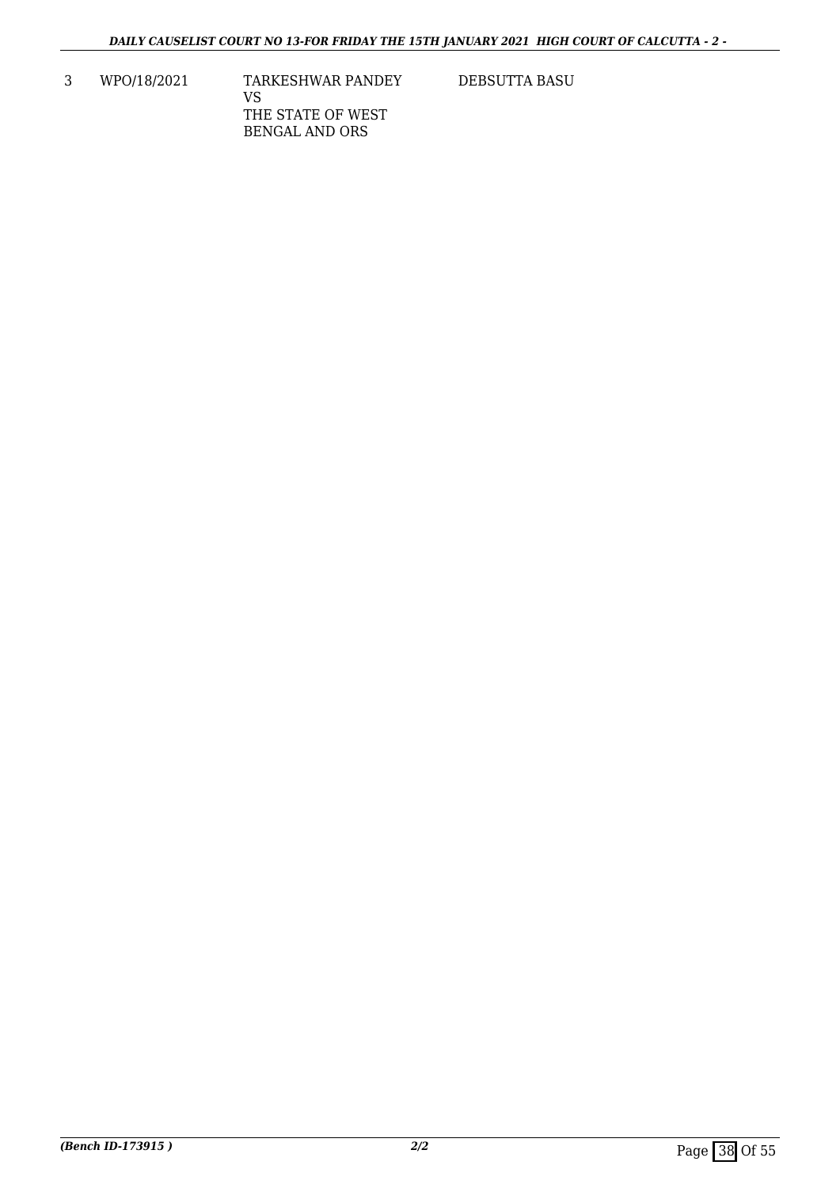| 3 | WPO/18/2021 | TARKESHWAR PANDEY<br>VS<br>THE STATE OF WEST BENGAL AND ORS | DEBSUTTA BASU |
|---|---|---|---|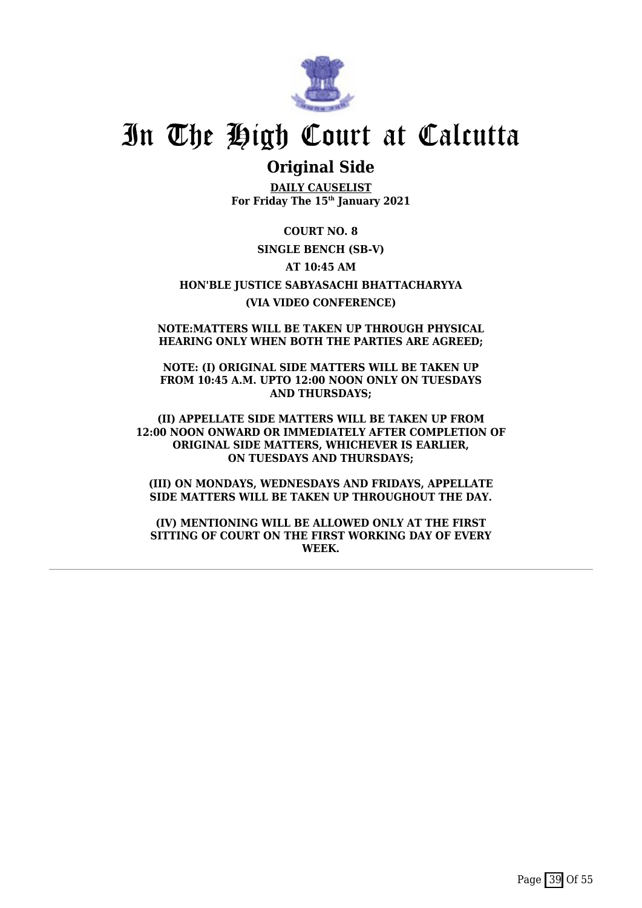# In The High Court at Calcutta

## Original Side

**DAILY CAUSELIST**
**For Friday The 15th January 2021**

**COURT NO. 8**

**SINGLE BENCH (SB-V)**

**AT 10:45 AM**

**HON'BLE JUSTICE SABYASACHI BHATTACHARYYA**

**(VIA VIDEO CONFERENCE)**

**NOTE:MATTERS WILL BE TAKEN UP THROUGH PHYSICAL HEARING ONLY WHEN BOTH THE PARTIES ARE AGREED;**

**NOTE: (I) ORIGINAL SIDE MATTERS WILL BE TAKEN UP FROM 10:45 A.M. UPTO 12:00 NOON ONLY ON TUESDAYS AND THURSDAYS;**

**(II) APPELLATE SIDE MATTERS WILL BE TAKEN UP FROM 12:00 NOON ONWARD OR IMMEDIATELY AFTER COMPLETION OF ORIGINAL SIDE MATTERS, WHICHEVER IS EARLIER, ON TUESDAYS AND THURSDAYS;**

**(III) ON MONDAYS, WEDNESDAYS AND FRIDAYS, APPELLATE SIDE MATTERS WILL BE TAKEN UP THROUGHOUT THE DAY.**

**(IV) MENTIONING WILL BE ALLOWED ONLY AT THE FIRST SITTING OF COURT ON THE FIRST WORKING DAY OF EVERY WEEK.**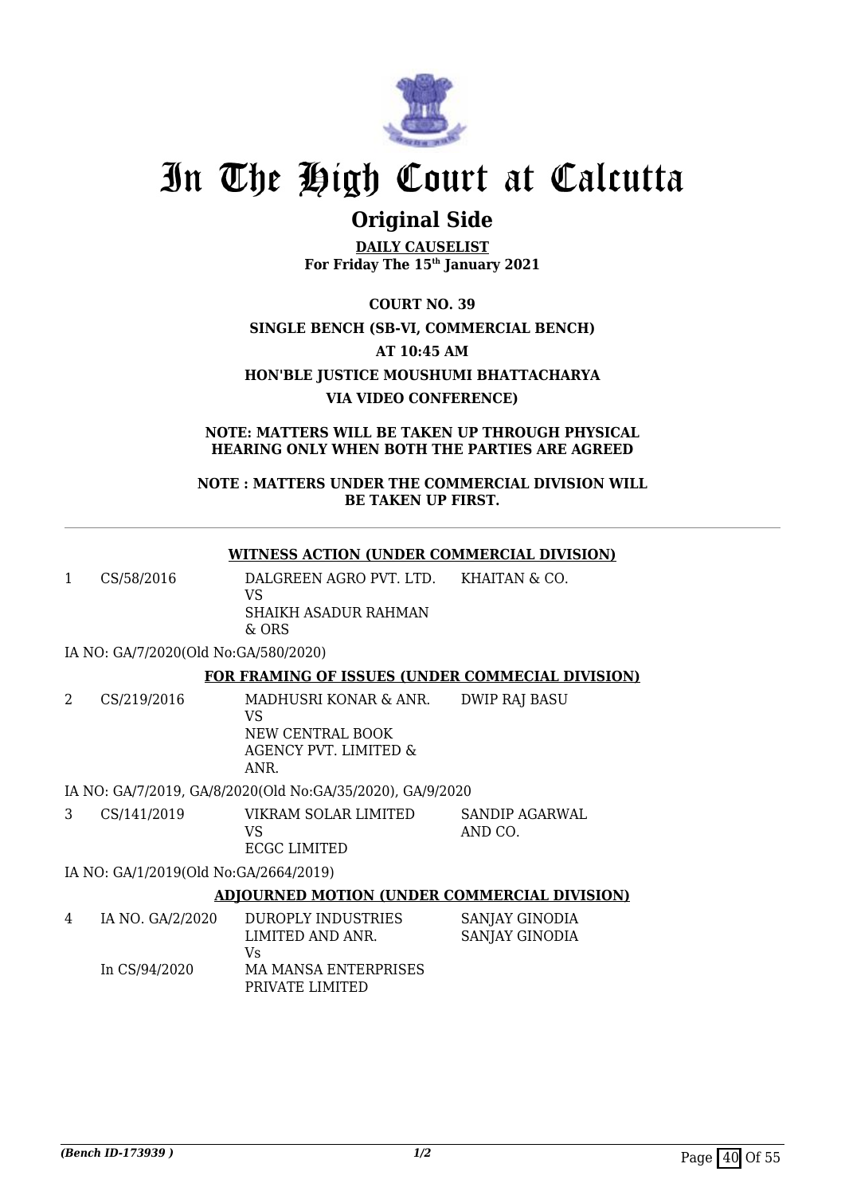# In The High Court at Calcutta

## Original Side

**DAILY CAUSELIST**
**For Friday The 15th January 2021**

**COURT NO. 39**

**SINGLE BENCH (SB-VI, COMMERCIAL BENCH)**

**AT 10:45 AM**

**HON'BLE JUSTICE MOUSHUMI BHATTACHARYA**

**VIA VIDEO CONFERENCE)**

**NOTE: MATTERS WILL BE TAKEN UP THROUGH PHYSICAL HEARING ONLY WHEN BOTH THE PARTIES ARE AGREED**

**NOTE : MATTERS UNDER THE COMMERCIAL DIVISION WILL BE TAKEN UP FIRST.**

---

**WITNESS ACTION (UNDER COMMERCIAL DIVISION)**

| | | | |
|---|---|---|---|
| 1 | CS/58/2016 | DALGREEN AGRO PVT. LTD.<br>VS<br>SHAIKH ASADUR RAHMAN & ORS | KHAITAN & CO. |

IA NO: GA/7/2020(Old No:GA/580/2020)

**FOR FRAMING OF ISSUES (UNDER COMMECIAL DIVISION)**

| | | | |
|---|---|---|---|
| 2 | CS/219/2016 | MADHUSRI KONAR & ANR.<br>VS<br>NEW CENTRAL BOOK AGENCY PVT. LIMITED & ANR. | DWIP RAJ BASU |

IA NO: GA/7/2019, GA/8/2020(Old No:GA/35/2020), GA/9/2020

| | | | |
|---|---|---|---|
| 3 | CS/141/2019 | VIKRAM SOLAR LIMITED<br>VS<br>ECGC LIMITED | SANDIP AGARWAL AND CO. |

IA NO: GA/1/2019(Old No:GA/2664/2019)

**ADJOURNED MOTION (UNDER COMMERCIAL DIVISION)**

| | | | |
|---|---|---|---|
| 4 | IA NO. GA/2/2020<br><br>In CS/94/2020 | DUROPLY INDUSTRIES LIMITED AND ANR.<br>Vs<br>MA MANSA ENTERPRISES PRIVATE LIMITED | SANJAY GINODIA<br>SANJAY GINODIA |

*(Bench ID-173939 )* 1/2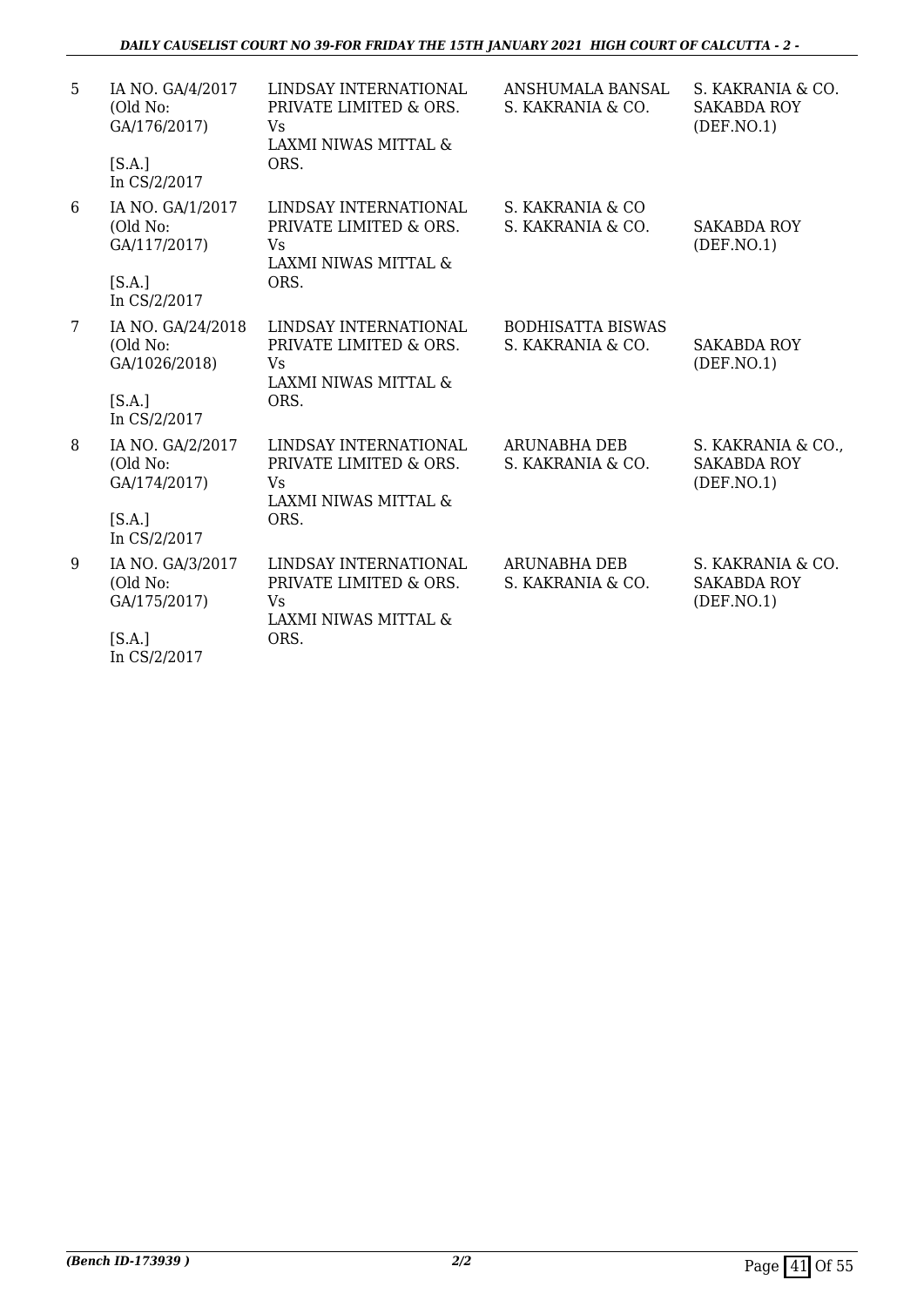| 5 | IA NO. GA/4/2017 (Old No: GA/176/2017) [S.A.] In CS/2/2017 | LINDSAY INTERNATIONAL PRIVATE LIMITED & ORS. Vs LAXMI NIWAS MITTAL & ORS. | ANSHUMALA BANSAL S. KAKRANIA & CO. | S. KAKRANIA & CO. SAKABDA ROY (DEF.NO.1) |
|---|---|---|---|---|
| 6 | IA NO. GA/1/2017 (Old No: GA/117/2017) [S.A.] In CS/2/2017 | LINDSAY INTERNATIONAL PRIVATE LIMITED & ORS. Vs LAXMI NIWAS MITTAL & ORS. | S. KAKRANIA & CO S. KAKRANIA & CO. | SAKABDA ROY (DEF.NO.1) |
| 7 | IA NO. GA/24/2018 (Old No: GA/1026/2018) [S.A.] In CS/2/2017 | LINDSAY INTERNATIONAL PRIVATE LIMITED & ORS. Vs LAXMI NIWAS MITTAL & ORS. | BODHISATTA BISWAS S. KAKRANIA & CO. | SAKABDA ROY (DEF.NO.1) |
| 8 | IA NO. GA/2/2017 (Old No: GA/174/2017) [S.A.] In CS/2/2017 | LINDSAY INTERNATIONAL PRIVATE LIMITED & ORS. Vs LAXMI NIWAS MITTAL & ORS. | ARUNABHA DEB S. KAKRANIA & CO. | S. KAKRANIA & CO., SAKABDA ROY (DEF.NO.1) |
| 9 | IA NO. GA/3/2017 (Old No: GA/175/2017) [S.A.] In CS/2/2017 | LINDSAY INTERNATIONAL PRIVATE LIMITED & ORS. Vs LAXMI NIWAS MITTAL & ORS. | ARUNABHA DEB S. KAKRANIA & CO. | S. KAKRANIA & CO. SAKABDA ROY (DEF.NO.1) |

*(Bench ID-173939 )* 2/2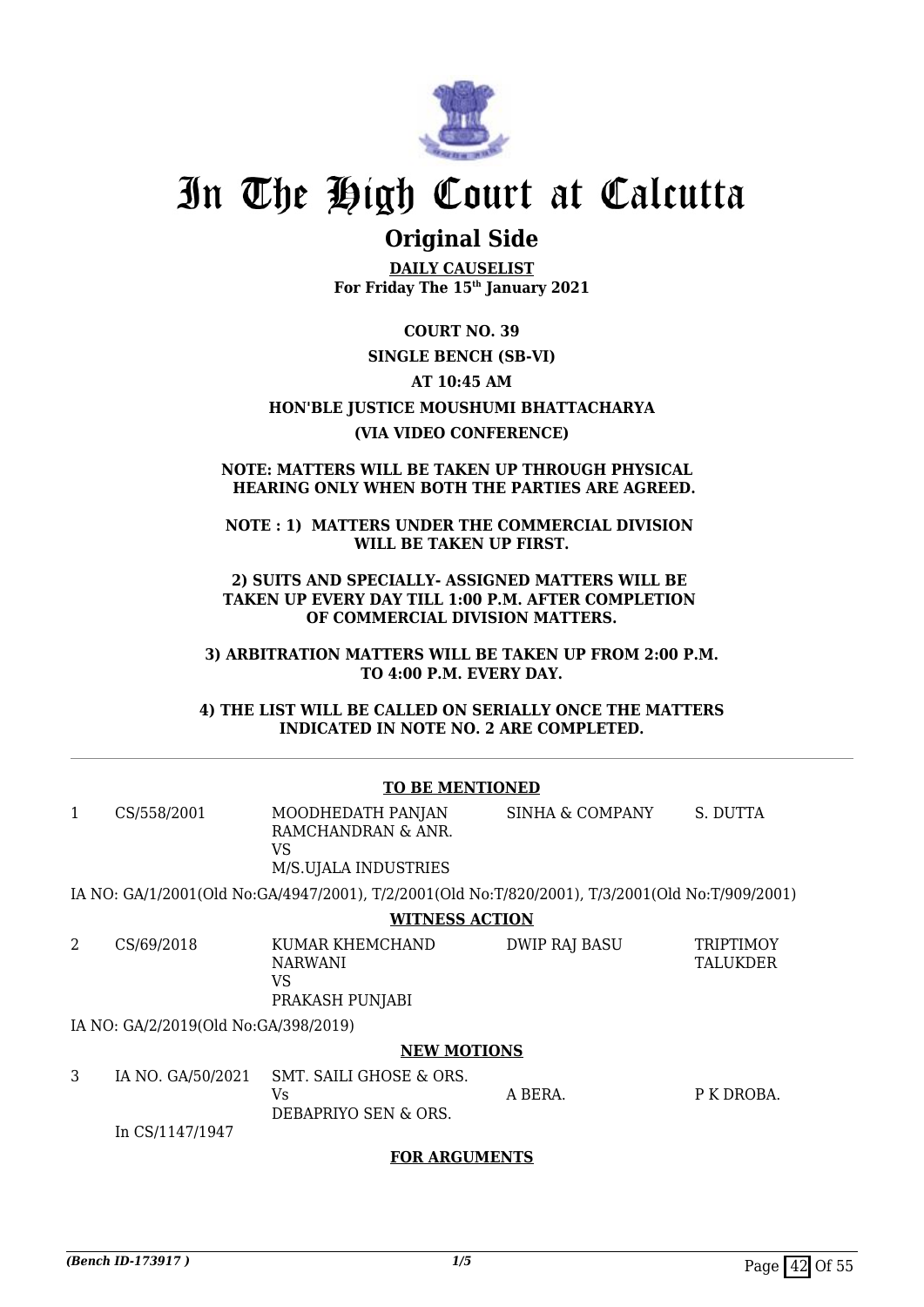# In The High Court at Calcutta

## Original Side

**DAILY CAUSELIST**
**For Friday The 15th January 2021**

**COURT NO. 39**

**SINGLE BENCH (SB-VI)**

**AT 10:45 AM**

**HON'BLE JUSTICE MOUSHUMI BHATTACHARYA**

**(VIA VIDEO CONFERENCE)**

**NOTE: MATTERS WILL BE TAKEN UP THROUGH PHYSICAL HEARING ONLY WHEN BOTH THE PARTIES ARE AGREED.**

**NOTE : 1) MATTERS UNDER THE COMMERCIAL DIVISION WILL BE TAKEN UP FIRST.**

**2) SUITS AND SPECIALLY- ASSIGNED MATTERS WILL BE TAKEN UP EVERY DAY TILL 1:00 P.M. AFTER COMPLETION OF COMMERCIAL DIVISION MATTERS.**

**3) ARBITRATION MATTERS WILL BE TAKEN UP FROM 2:00 P.M. TO 4:00 P.M. EVERY DAY.**

**4) THE LIST WILL BE CALLED ON SERIALLY ONCE THE MATTERS INDICATED IN NOTE NO. 2 ARE COMPLETED.**

**TO BE MENTIONED**

| | | | | |
|---|---|---|---|---|
| 1 | CS/558/2001 | MOODHEDATH PANJAN RAMCHANDRAN & ANR.<br>VS<br>M/S.UJALA INDUSTRIES | SINHA & COMPANY | S. DUTTA |

IA NO: GA/1/2001(Old No:GA/4947/2001), T/2/2001(Old No:T/820/2001), T/3/2001(Old No:T/909/2001)

**WITNESS ACTION**

| | | | | |
|---|---|---|---|---|
| 2 | CS/69/2018 | KUMAR KHEMCHAND NARWANI<br>VS<br>PRAKASH PUNJABI | DWIP RAJ BASU | TRIPTIMOY TALUKDER |

IA NO: GA/2/2019(Old No:GA/398/2019)

**NEW MOTIONS**

| | | | | |
|---|---|---|---|---|
| 3 | IA NO. GA/50/2021<br><br>In CS/1147/1947 | SMT. SAILI GHOSE & ORS.<br>Vs<br>DEBAPRIYO SEN & ORS. | A BERA. | P K DROBA. |

**FOR ARGUMENTS**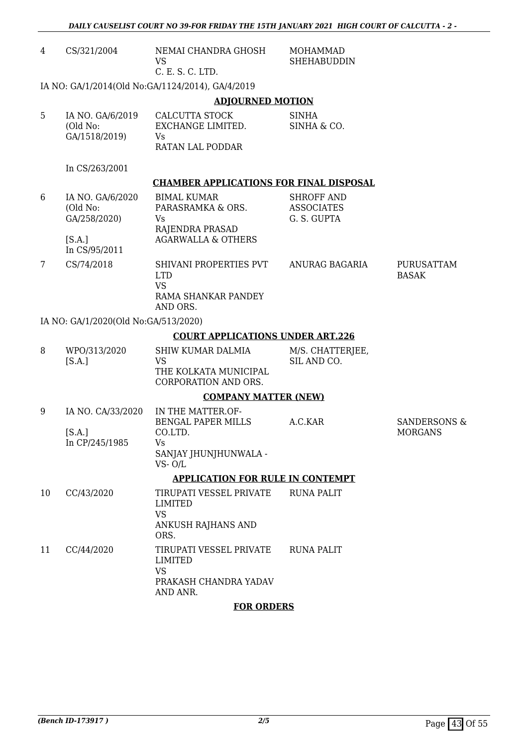| | | | | |
|---|---|---|---|---|
| 4 | CS/321/2004 | NEMAI CHANDRA GHOSH<br>VS<br>C. E. S. C. LTD. | MOHAMMAD SHEHABUDDIN | |

IA NO: GA/1/2014(Old No:GA/1124/2014), GA/4/2019

**ADJOURNED MOTION**

| | | | | |
|---|---|---|---|---|
| 5 | IA NO. GA/6/2019<br>(Old No: GA/1518/2019)<br><br>In CS/263/2001 | CALCUTTA STOCK EXCHANGE LIMITED.<br>Vs<br>RATAN LAL PODDAR | SINHA<br>SINHA & CO. | |

**CHAMBER APPLICATIONS FOR FINAL DISPOSAL**

| | | | | |
|---|---|---|---|---|
| 6 | IA NO. GA/6/2020<br>(Old No: GA/258/2020)<br><br>[S.A.]<br>In CS/95/2011 | BIMAL KUMAR PARASRAMKA & ORS.<br>Vs<br>RAJENDRA PRASAD AGARWALLA & OTHERS | SHROFF AND ASSOCIATES<br>G. S. GUPTA | |
| 7 | CS/74/2018 | SHIVANI PROPERTIES PVT LTD<br>VS<br>RAMA SHANKAR PANDEY AND ORS. | ANURAG BAGARIA | PURUSATTAM BASAK |

IA NO: GA/1/2020(Old No:GA/513/2020)

**COURT APPLICATIONS UNDER ART.226**

| | | | | |
|---|---|---|---|---|
| 8 | WPO/313/2020<br>[S.A.] | SHIW KUMAR DALMIA<br>VS<br>THE KOLKATA MUNICIPAL CORPORATION AND ORS. | M/S. CHATTERJEE, SIL AND CO. | |

**COMPANY MATTER (NEW)**

| | | | | |
|---|---|---|---|---|
| 9 | IA NO. CA/33/2020<br><br>[S.A.]<br>In CP/245/1985 | IN THE MATTER.OF- BENGAL PAPER MILLS CO.LTD.<br>Vs<br>SANJAY JHUNJHUNWALA -VS- O/L | A.C.KAR | SANDERSONS & MORGANS |

**APPLICATION FOR RULE IN CONTEMPT**

| | | | | |
|---|---|---|---|---|
| 10 | CC/43/2020 | TIRUPATI VESSEL PRIVATE LIMITED<br>VS<br>ANKUSH RAJHANS AND ORS. | RUNA PALIT | |
| 11 | CC/44/2020 | TIRUPATI VESSEL PRIVATE LIMITED<br>VS<br>PRAKASH CHANDRA YADAV AND ANR. | RUNA PALIT | |

**FOR ORDERS**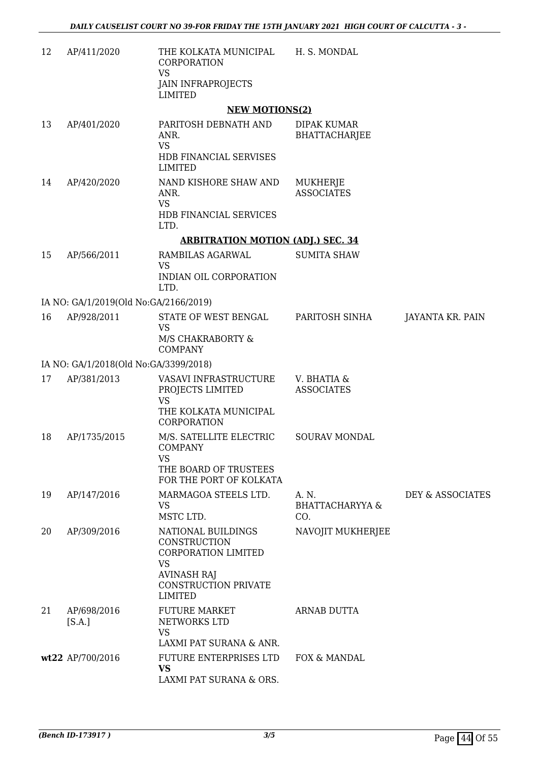| | | | | |
|---|---|---|---|---|
| 12 | AP/411/2020 | THE KOLKATA MUNICIPAL CORPORATION<br>VS<br>JAIN INFRAPROJECTS LIMITED | H. S. MONDAL | |

**NEW MOTIONS(2)**

| | | | | |
|---|---|---|---|---|
| 13 | AP/401/2020 | PARITOSH DEBNATH AND ANR.<br>VS<br>HDB FINANCIAL SERVISES LIMITED | DIPAK KUMAR BHATTACHARJEE | |
| 14 | AP/420/2020 | NAND KISHORE SHAW AND ANR.<br>VS<br>HDB FINANCIAL SERVICES LTD. | MUKHERJE ASSOCIATES | |

**ARBITRATION MOTION (ADJ.) SEC. 34**

| | | | | |
|---|---|---|---|---|
| 15 | AP/566/2011 | RAMBILAS AGARWAL<br>VS<br>INDIAN OIL CORPORATION LTD. | SUMITA SHAW | |

IA NO: GA/1/2019(Old No:GA/2166/2019)

| | | | | |
|---|---|---|---|---|
| 16 | AP/928/2011 | STATE OF WEST BENGAL<br>VS<br>M/S CHAKRABORTY & COMPANY | PARITOSH SINHA | JAYANTA KR. PAIN |

IA NO: GA/1/2018(Old No:GA/3399/2018)

| | | | | |
|---|---|---|---|---|
| 17 | AP/381/2013 | VASAVI INFRASTRUCTURE PROJECTS LIMITED<br>VS<br>THE KOLKATA MUNICIPAL CORPORATION | V. BHATIA & ASSOCIATES | |
| 18 | AP/1735/2015 | M/S. SATELLITE ELECTRIC COMPANY<br>VS<br>THE BOARD OF TRUSTEES FOR THE PORT OF KOLKATA | SOURAV MONDAL | |
| 19 | AP/147/2016 | MARMAGOA STEELS LTD.<br>VS<br>MSTC LTD. | A. N. BHATTACHARYYA & CO. | DEY & ASSOCIATES |
| 20 | AP/309/2016 | NATIONAL BUILDINGS CONSTRUCTION CORPORATION LIMITED<br>VS<br>AVINASH RAJ CONSTRUCTION PRIVATE LIMITED | NAVOJIT MUKHERJEE | |
| 21 | AP/698/2016 [S.A.] | FUTURE MARKET NETWORKS LTD<br>VS<br>LAXMI PAT SURANA & ANR. | ARNAB DUTTA | |
| **wt22** | AP/700/2016 | FUTURE ENTERPRISES LTD<br>**VS**<br>LAXMI PAT SURANA & ORS. | FOX & MANDAL | |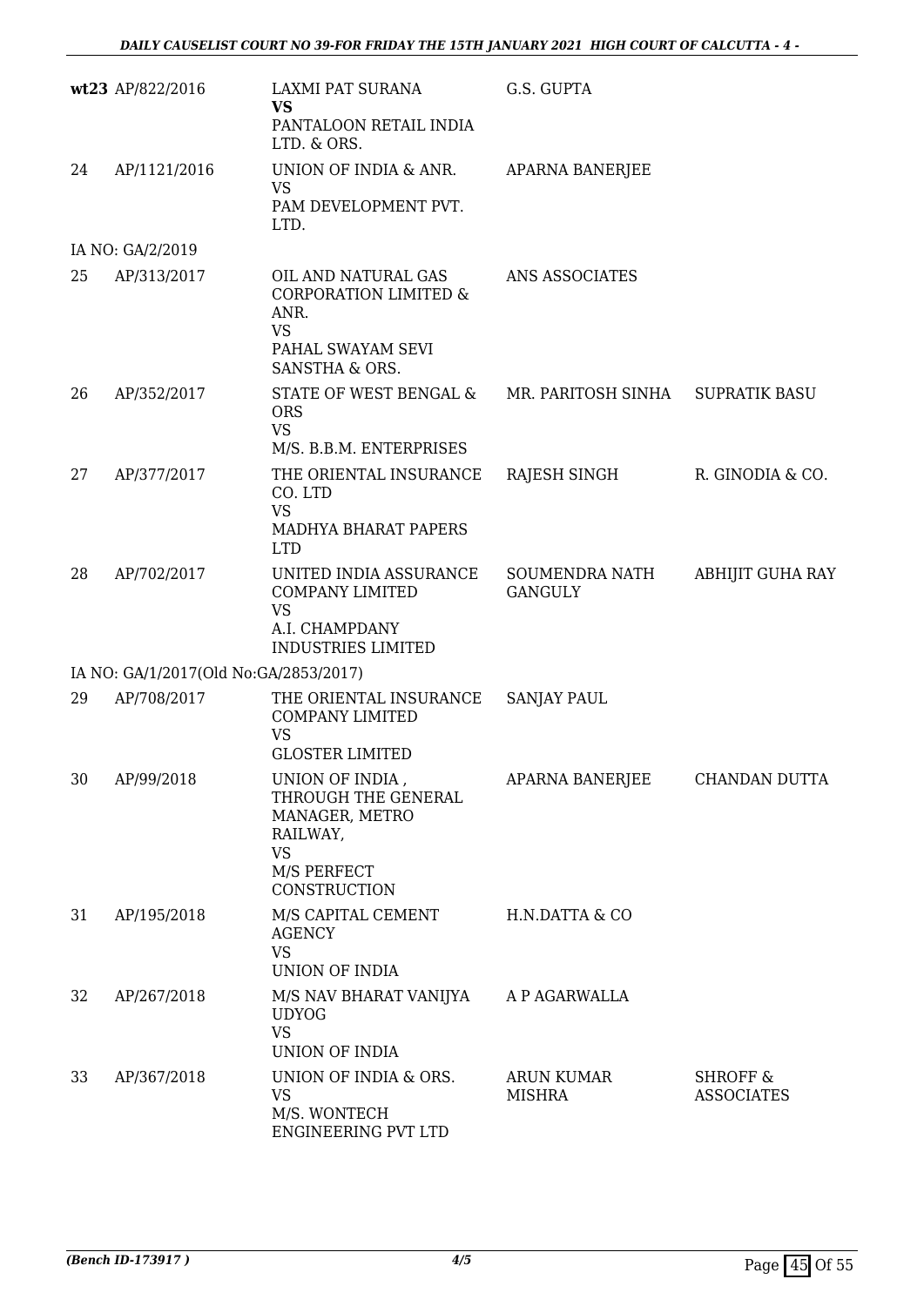| | | | | |
|---|---|---|---|---|
| **wt23** | AP/822/2016 | LAXMI PAT SURANA **VS** PANTALOON RETAIL INDIA LTD. & ORS. | G.S. GUPTA | |
| 24 | AP/1121/2016 | UNION OF INDIA & ANR. VS PAM DEVELOPMENT PVT. LTD. | APARNA BANERJEE | |
| IA NO: GA/2/2019 | | | | |
| 25 | AP/313/2017 | OIL AND NATURAL GAS CORPORATION LIMITED & ANR. VS PAHAL SWAYAM SEVI SANSTHA & ORS. | ANS ASSOCIATES | |
| 26 | AP/352/2017 | STATE OF WEST BENGAL & ORS VS M/S. B.B.M. ENTERPRISES | MR. PARITOSH SINHA | SUPRATIK BASU |
| 27 | AP/377/2017 | THE ORIENTAL INSURANCE CO. LTD VS MADHYA BHARAT PAPERS LTD | RAJESH SINGH | R. GINODIA & CO. |
| 28 | AP/702/2017 | UNITED INDIA ASSURANCE COMPANY LIMITED VS A.I. CHAMPDANY INDUSTRIES LIMITED | SOUMENDRA NATH GANGULY | ABHIJIT GUHA RAY |
| IA NO: GA/1/2017(Old No:GA/2853/2017) | | | | |
| 29 | AP/708/2017 | THE ORIENTAL INSURANCE COMPANY LIMITED VS GLOSTER LIMITED | SANJAY PAUL | |
| 30 | AP/99/2018 | UNION OF INDIA , THROUGH THE GENERAL MANAGER, METRO RAILWAY, VS M/S PERFECT CONSTRUCTION | APARNA BANERJEE | CHANDAN DUTTA |
| 31 | AP/195/2018 | M/S CAPITAL CEMENT AGENCY VS UNION OF INDIA | H.N.DATTA & CO | |
| 32 | AP/267/2018 | M/S NAV BHARAT VANIJYA UDYOG VS UNION OF INDIA | A P AGARWALLA | |
| 33 | AP/367/2018 | UNION OF INDIA & ORS. VS M/S. WONTECH ENGINEERING PVT LTD | ARUN KUMAR MISHRA | SHROFF & ASSOCIATES |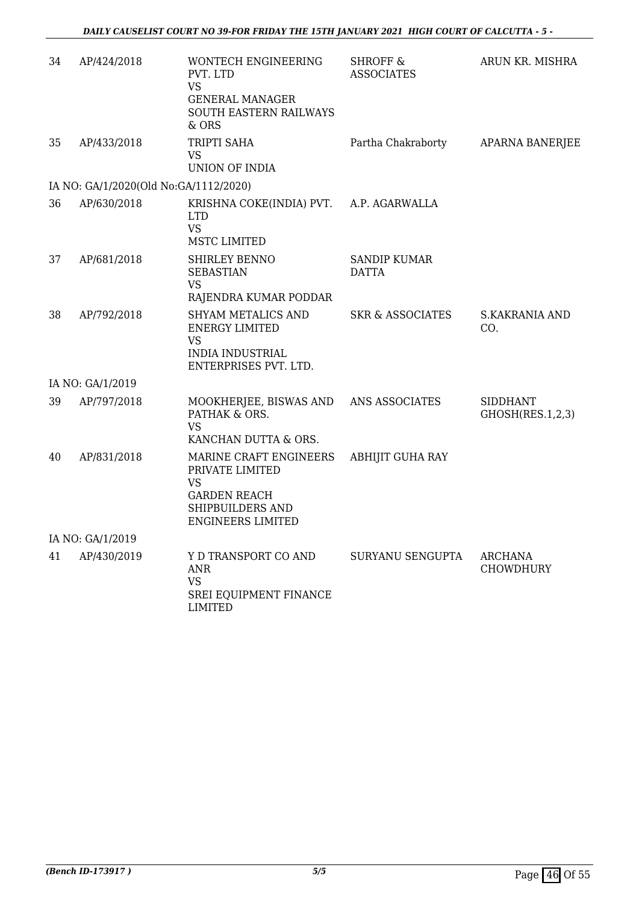| | | | | |
|---|---|---|---|---|
| 34 | AP/424/2018 | WONTECH ENGINEERING PVT. LTD<br>VS<br>GENERAL MANAGER SOUTH EASTERN RAILWAYS & ORS | SHROFF & ASSOCIATES | ARUN KR. MISHRA |
| 35 | AP/433/2018 | TRIPTI SAHA<br>VS<br>UNION OF INDIA | Partha Chakraborty | APARNA BANERJEE |
| IA NO: GA/1/2020(Old No:GA/1112/2020) | | | | |
| 36 | AP/630/2018 | KRISHNA COKE(INDIA) PVT. LTD<br>VS<br>MSTC LIMITED | A.P. AGARWALLA | |
| 37 | AP/681/2018 | SHIRLEY BENNO SEBASTIAN<br>VS<br>RAJENDRA KUMAR PODDAR | SANDIP KUMAR DATTA | |
| 38 | AP/792/2018 | SHYAM METALICS AND ENERGY LIMITED<br>VS<br>INDIA INDUSTRIAL ENTERPRISES PVT. LTD. | SKR & ASSOCIATES | S.KAKRANIA AND CO. |
| IA NO: GA/1/2019 | | | | |
| 39 | AP/797/2018 | MOOKHERJEE, BISWAS AND PATHAK & ORS.<br>VS<br>KANCHAN DUTTA & ORS. | ANS ASSOCIATES | SIDDHANT GHOSH(RES.1,2,3) |
| 40 | AP/831/2018 | MARINE CRAFT ENGINEERS PRIVATE LIMITED<br>VS<br>GARDEN REACH SHIPBUILDERS AND ENGINEERS LIMITED | ABHIJIT GUHA RAY | |
| IA NO: GA/1/2019 | | | | |
| 41 | AP/430/2019 | Y D TRANSPORT CO AND ANR<br>VS<br>SREI EQUIPMENT FINANCE LIMITED | SURYANU SENGUPTA | ARCHANA CHOWDHURY |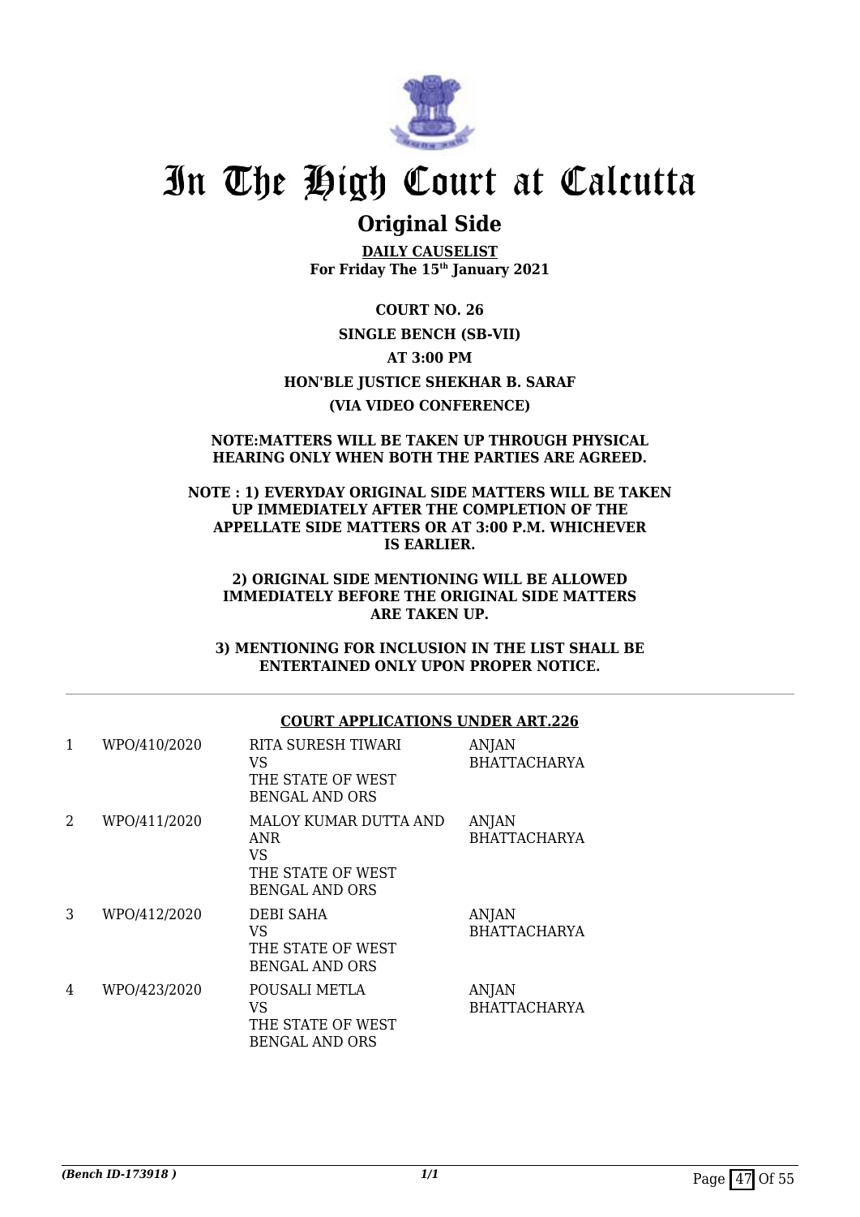# In The High Court at Calcutta

## Original Side

**DAILY CAUSELIST**
**For Friday The 15th January 2021**

**COURT NO. 26**

**SINGLE BENCH (SB-VII)**

**AT 3:00 PM**

**HON'BLE JUSTICE SHEKHAR B. SARAF**

**(VIA VIDEO CONFERENCE)**

**NOTE:MATTERS WILL BE TAKEN UP THROUGH PHYSICAL HEARING ONLY WHEN BOTH THE PARTIES ARE AGREED.**

**NOTE : 1) EVERYDAY ORIGINAL SIDE MATTERS WILL BE TAKEN UP IMMEDIATELY AFTER THE COMPLETION OF THE APPELLATE SIDE MATTERS OR AT 3:00 P.M. WHICHEVER IS EARLIER.**

**2) ORIGINAL SIDE MENTIONING WILL BE ALLOWED IMMEDIATELY BEFORE THE ORIGINAL SIDE MATTERS ARE TAKEN UP.**

**3) MENTIONING FOR INCLUSION IN THE LIST SHALL BE ENTERTAINED ONLY UPON PROPER NOTICE.**

**COURT APPLICATIONS UNDER ART.226**

| | | | |
|---|---|---|---|
| 1 | WPO/410/2020 | RITA SURESH TIWARI VS THE STATE OF WEST BENGAL AND ORS | ANJAN BHATTACHARYA |
| 2 | WPO/411/2020 | MALOY KUMAR DUTTA AND ANR VS THE STATE OF WEST BENGAL AND ORS | ANJAN BHATTACHARYA |
| 3 | WPO/412/2020 | DEBI SAHA VS THE STATE OF WEST BENGAL AND ORS | ANJAN BHATTACHARYA |
| 4 | WPO/423/2020 | POUSALI METLA VS THE STATE OF WEST BENGAL AND ORS | ANJAN BHATTACHARYA |

*(Bench ID-173918 )*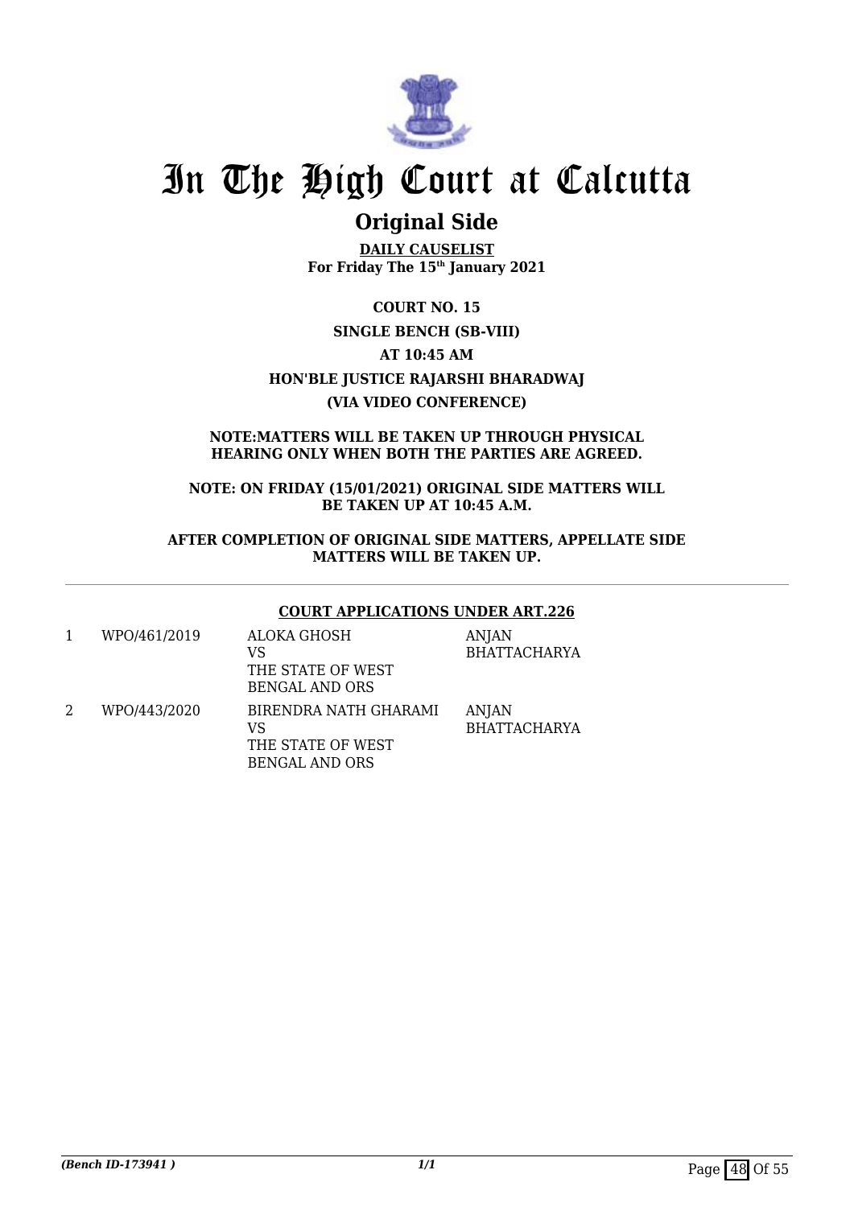# In The High Court at Calcutta

## Original Side

**DAILY CAUSELIST**
**For Friday The 15th January 2021**

**COURT NO. 15**

**SINGLE BENCH (SB-VIII)**

**AT 10:45 AM**

**HON'BLE JUSTICE RAJARSHI BHARADWAJ**

**(VIA VIDEO CONFERENCE)**

**NOTE:MATTERS WILL BE TAKEN UP THROUGH PHYSICAL HEARING ONLY WHEN BOTH THE PARTIES ARE AGREED.**

**NOTE: ON FRIDAY (15/01/2021) ORIGINAL SIDE MATTERS WILL BE TAKEN UP AT 10:45 A.M.**

**AFTER COMPLETION OF ORIGINAL SIDE MATTERS, APPELLATE SIDE MATTERS WILL BE TAKEN UP.**

**COURT APPLICATIONS UNDER ART.226**

| | | | |
|---|---|---|---|
| 1 | WPO/461/2019 | ALOKA GHOSH<br>VS<br>THE STATE OF WEST BENGAL AND ORS | ANJAN BHATTACHARYA |
| 2 | WPO/443/2020 | BIRENDRA NATH GHARAMI<br>VS<br>THE STATE OF WEST BENGAL AND ORS | ANJAN BHATTACHARYA |

*(Bench ID-173941 )*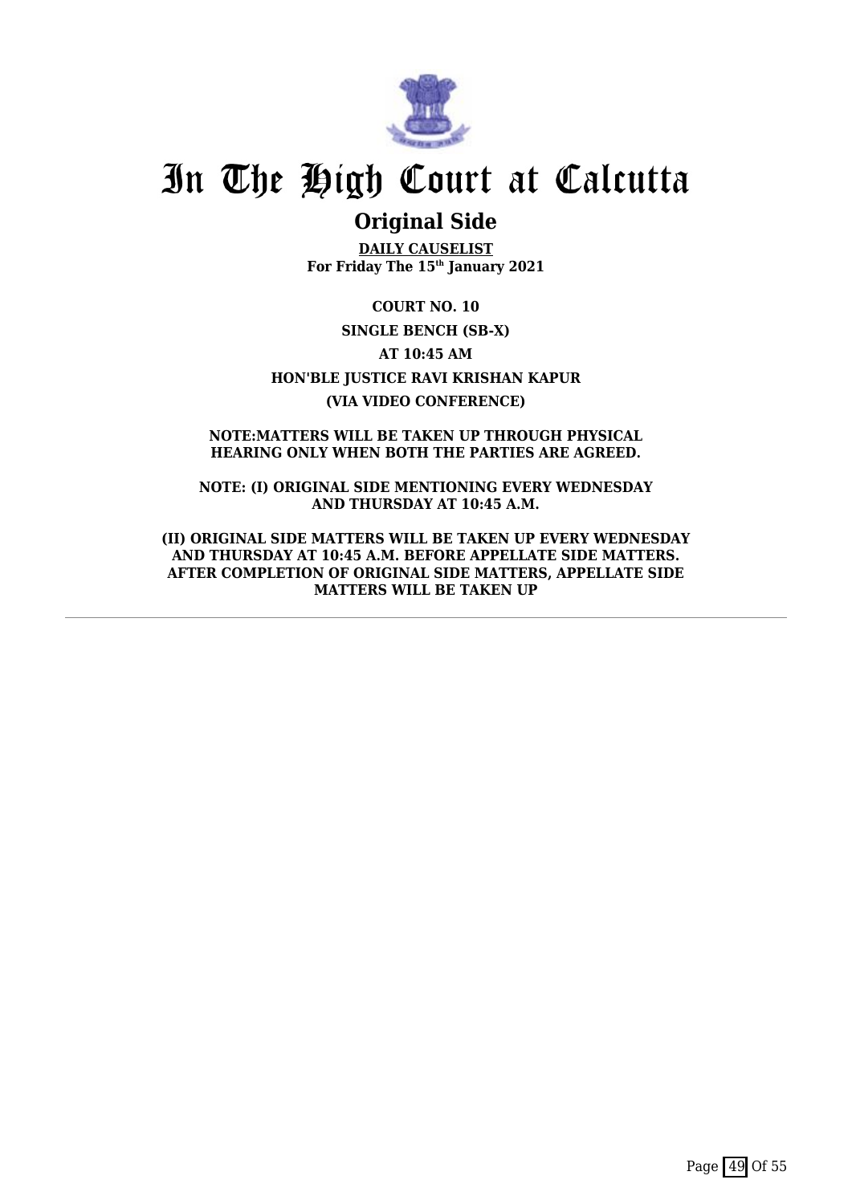# In The High Court at Calcutta

## Original Side

**DAILY CAUSELIST**
**For Friday The 15th January 2021**

**COURT NO. 10**

**SINGLE BENCH (SB-X)**

**AT 10:45 AM**

**HON'BLE JUSTICE RAVI KRISHAN KAPUR**

**(VIA VIDEO CONFERENCE)**

**NOTE:MATTERS WILL BE TAKEN UP THROUGH PHYSICAL HEARING ONLY WHEN BOTH THE PARTIES ARE AGREED.**

**NOTE: (I) ORIGINAL SIDE MENTIONING EVERY WEDNESDAY AND THURSDAY AT 10:45 A.M.**

**(II) ORIGINAL SIDE MATTERS WILL BE TAKEN UP EVERY WEDNESDAY AND THURSDAY AT 10:45 A.M. BEFORE APPELLATE SIDE MATTERS. AFTER COMPLETION OF ORIGINAL SIDE MATTERS, APPELLATE SIDE MATTERS WILL BE TAKEN UP**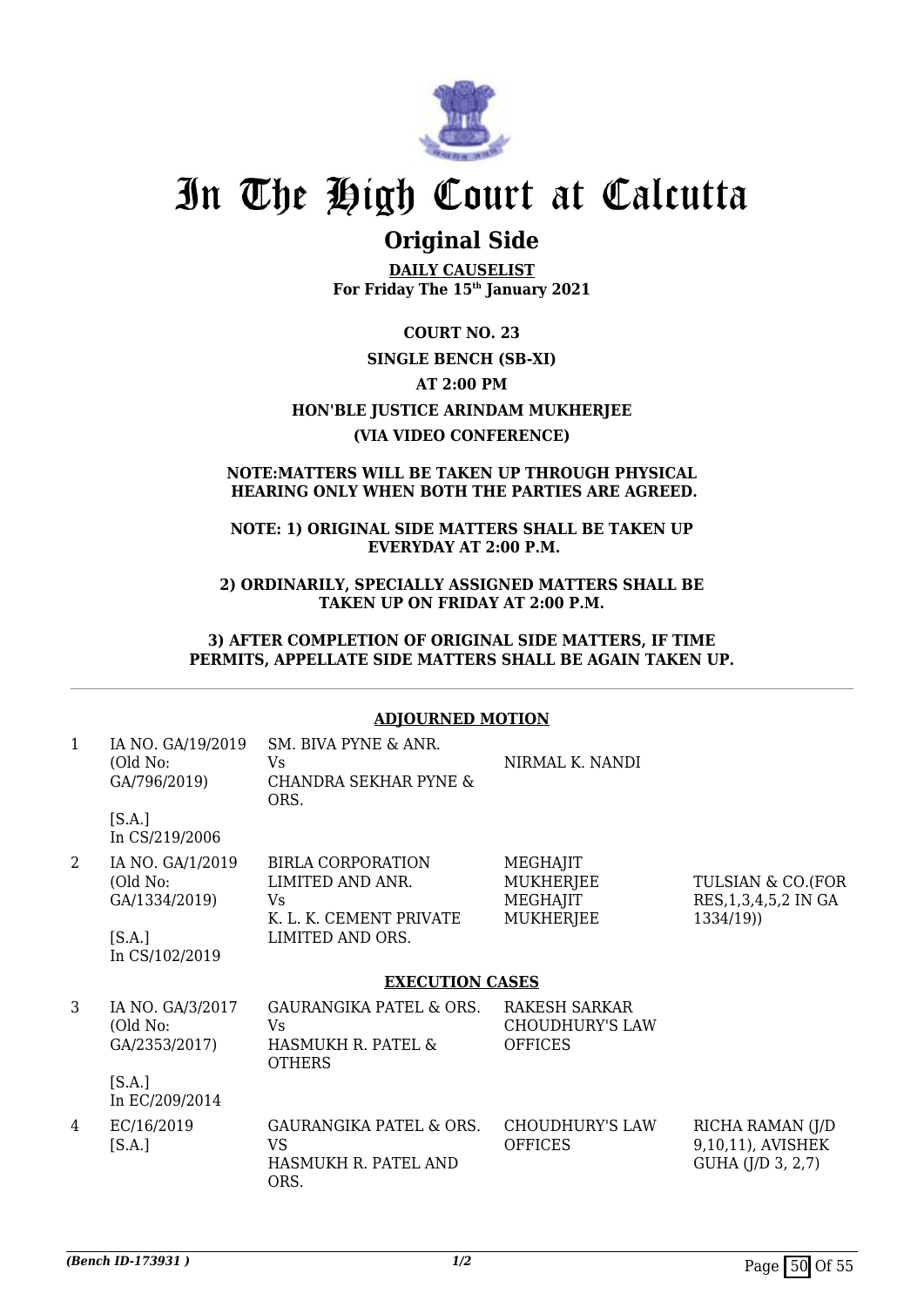# In The High Court at Calcutta

## Original Side

**DAILY CAUSELIST**
**For Friday The 15th January 2021**

**COURT NO. 23**

**SINGLE BENCH (SB-XI)**

**AT 2:00 PM**

**HON'BLE JUSTICE ARINDAM MUKHERJEE**

**(VIA VIDEO CONFERENCE)**

**NOTE:MATTERS WILL BE TAKEN UP THROUGH PHYSICAL HEARING ONLY WHEN BOTH THE PARTIES ARE AGREED.**

**NOTE: 1) ORIGINAL SIDE MATTERS SHALL BE TAKEN UP EVERYDAY AT 2:00 P.M.**

**2) ORDINARILY, SPECIALLY ASSIGNED MATTERS SHALL BE TAKEN UP ON FRIDAY AT 2:00 P.M.**

**3) AFTER COMPLETION OF ORIGINAL SIDE MATTERS, IF TIME PERMITS, APPELLATE SIDE MATTERS SHALL BE AGAIN TAKEN UP.**

**ADJOURNED MOTION**

| | | | | |
|---|---|---|---|---|
| 1 | IA NO. GA/19/2019 (Old No: GA/796/2019) [S.A.] In CS/219/2006 | SM. BIVA PYNE & ANR. Vs CHANDRA SEKHAR PYNE & ORS. | NIRMAL K. NANDI | |
| 2 | IA NO. GA/1/2019 (Old No: GA/1334/2019) [S.A.] In CS/102/2019 | BIRLA CORPORATION LIMITED AND ANR. Vs K. L. K. CEMENT PRIVATE LIMITED AND ORS. | MEGHAJIT MUKHERJEE MEGHAJIT MUKHERJEE | TULSIAN & CO.(FOR RES,1,3,4,5,2 IN GA 1334/19)) |

**EXECUTION CASES**

| | | | | |
|---|---|---|---|---|
| 3 | IA NO. GA/3/2017 (Old No: GA/2353/2017) [S.A.] In EC/209/2014 | GAURANGIKA PATEL & ORS. Vs HASMUKH R. PATEL & OTHERS | RAKESH SARKAR CHOUDHURY'S LAW OFFICES | |
| 4 | EC/16/2019 [S.A.] | GAURANGIKA PATEL & ORS. VS HASMUKH R. PATEL AND ORS. | CHOUDHURY'S LAW OFFICES | RICHA RAMAN (J/D 9,10,11), AVISHEK GUHA (J/D 3, 2,7) |

*(Bench ID-173931 )*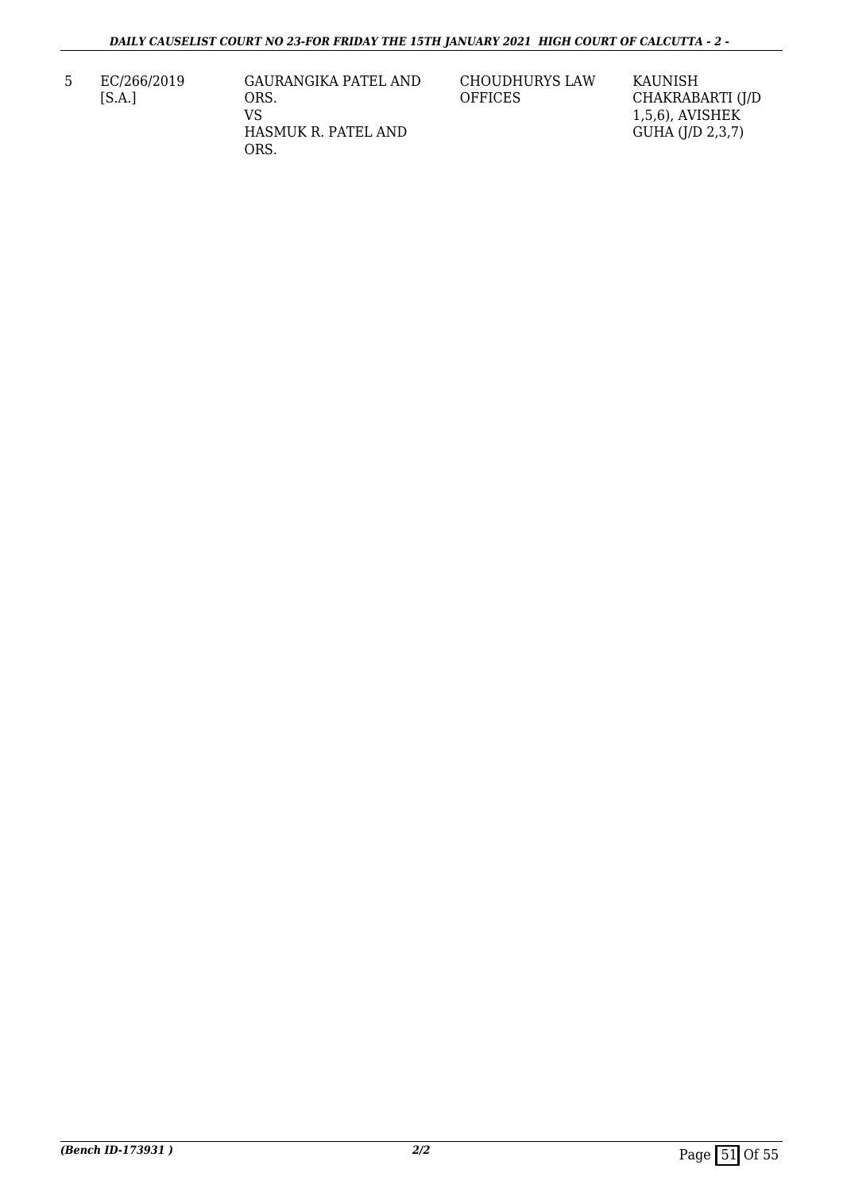| 5 | EC/266/2019 [S.A.] | GAURANGIKA PATEL AND ORS. VS HASMUK R. PATEL AND ORS. | CHOUDHURYS LAW OFFICES | KAUNISH CHAKRABARTI (J/D 1,5,6), AVISHEK GUHA (J/D 2,3,7) |
|---|---|---|---|---|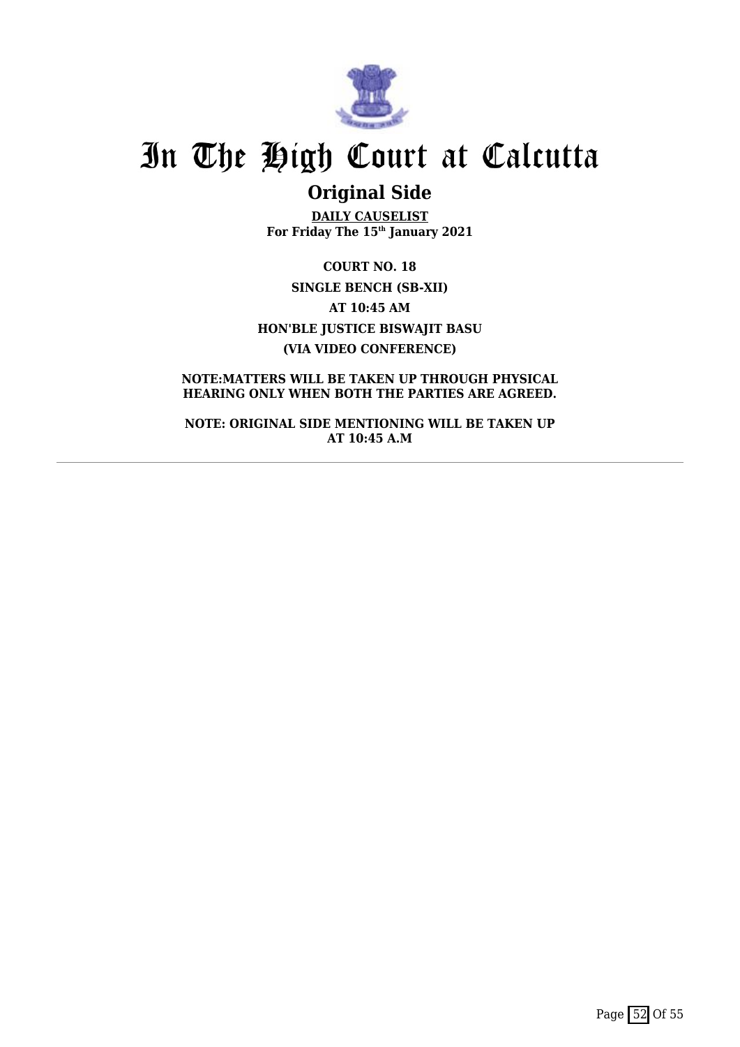# In The High Court at Calcutta

## Original Side

**DAILY CAUSELIST**
**For Friday The 15th January 2021**

**COURT NO. 18**

**SINGLE BENCH (SB-XII)**

**AT 10:45 AM**

**HON'BLE JUSTICE BISWAJIT BASU**

**(VIA VIDEO CONFERENCE)**

**NOTE:MATTERS WILL BE TAKEN UP THROUGH PHYSICAL HEARING ONLY WHEN BOTH THE PARTIES ARE AGREED.**

**NOTE: ORIGINAL SIDE MENTIONING WILL BE TAKEN UP AT 10:45 A.M**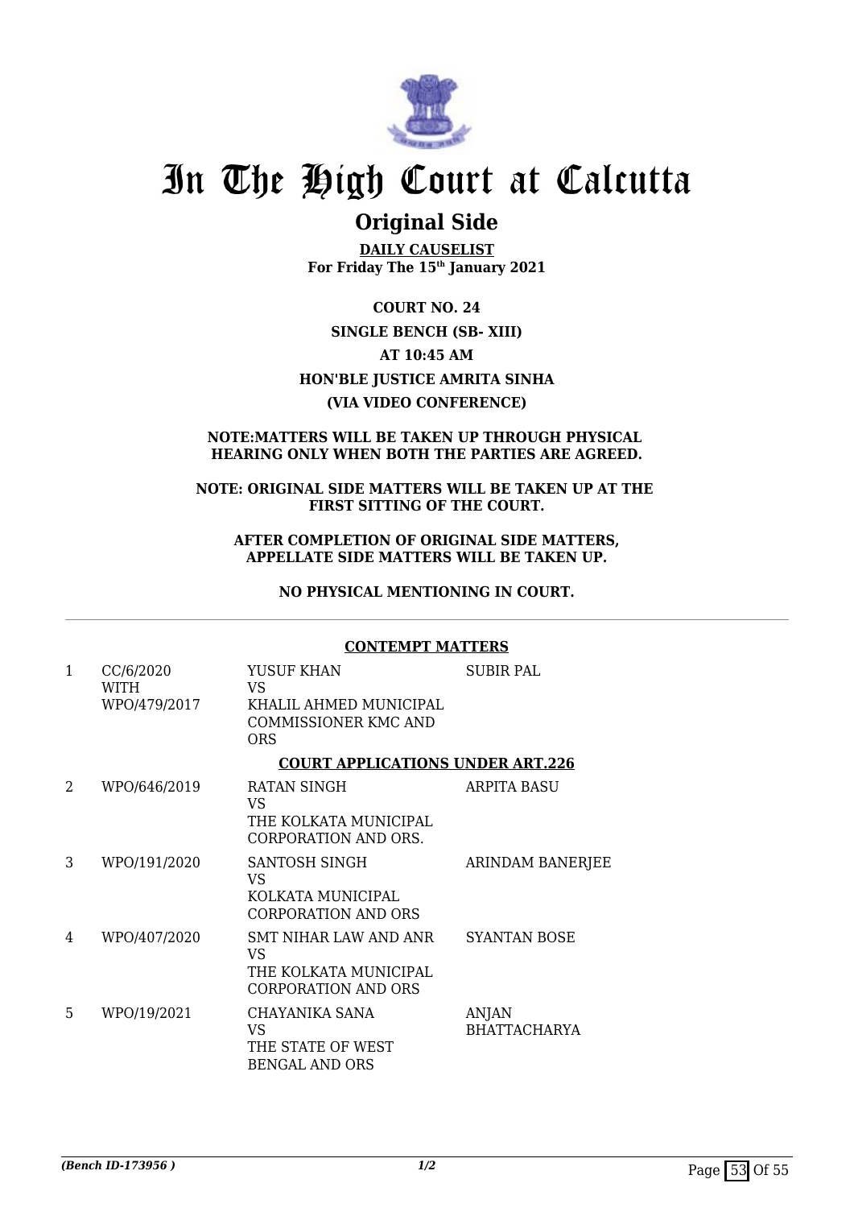# In The High Court at Calcutta

## Original Side

**DAILY CAUSELIST**
**For Friday The 15th January 2021**

**COURT NO. 24**

**SINGLE BENCH (SB- XIII)**

**AT 10:45 AM**

**HON'BLE JUSTICE AMRITA SINHA**

**(VIA VIDEO CONFERENCE)**

**NOTE:MATTERS WILL BE TAKEN UP THROUGH PHYSICAL HEARING ONLY WHEN BOTH THE PARTIES ARE AGREED.**

**NOTE: ORIGINAL SIDE MATTERS WILL BE TAKEN UP AT THE FIRST SITTING OF THE COURT.**

**AFTER COMPLETION OF ORIGINAL SIDE MATTERS, APPELLATE SIDE MATTERS WILL BE TAKEN UP.**

**NO PHYSICAL MENTIONING IN COURT.**

---

**CONTEMPT MATTERS**

| | | | |
|---|---|---|---|
| 1 | CC/6/2020 WITH WPO/479/2017 | YUSUF KHAN VS KHALIL AHMED MUNICIPAL COMMISSIONER KMC AND ORS | SUBIR PAL |

**COURT APPLICATIONS UNDER ART.226**

| | | | |
|---|---|---|---|
| 2 | WPO/646/2019 | RATAN SINGH VS THE KOLKATA MUNICIPAL CORPORATION AND ORS. | ARPITA BASU |
| 3 | WPO/191/2020 | SANTOSH SINGH VS KOLKATA MUNICIPAL CORPORATION AND ORS | ARINDAM BANERJEE |
| 4 | WPO/407/2020 | SMT NIHAR LAW AND ANR VS THE KOLKATA MUNICIPAL CORPORATION AND ORS | SYANTAN BOSE |
| 5 | WPO/19/2021 | CHAYANIKA SANA VS THE STATE OF WEST BENGAL AND ORS | ANJAN BHATTACHARYA |

*(Bench ID-173956 )* 1/2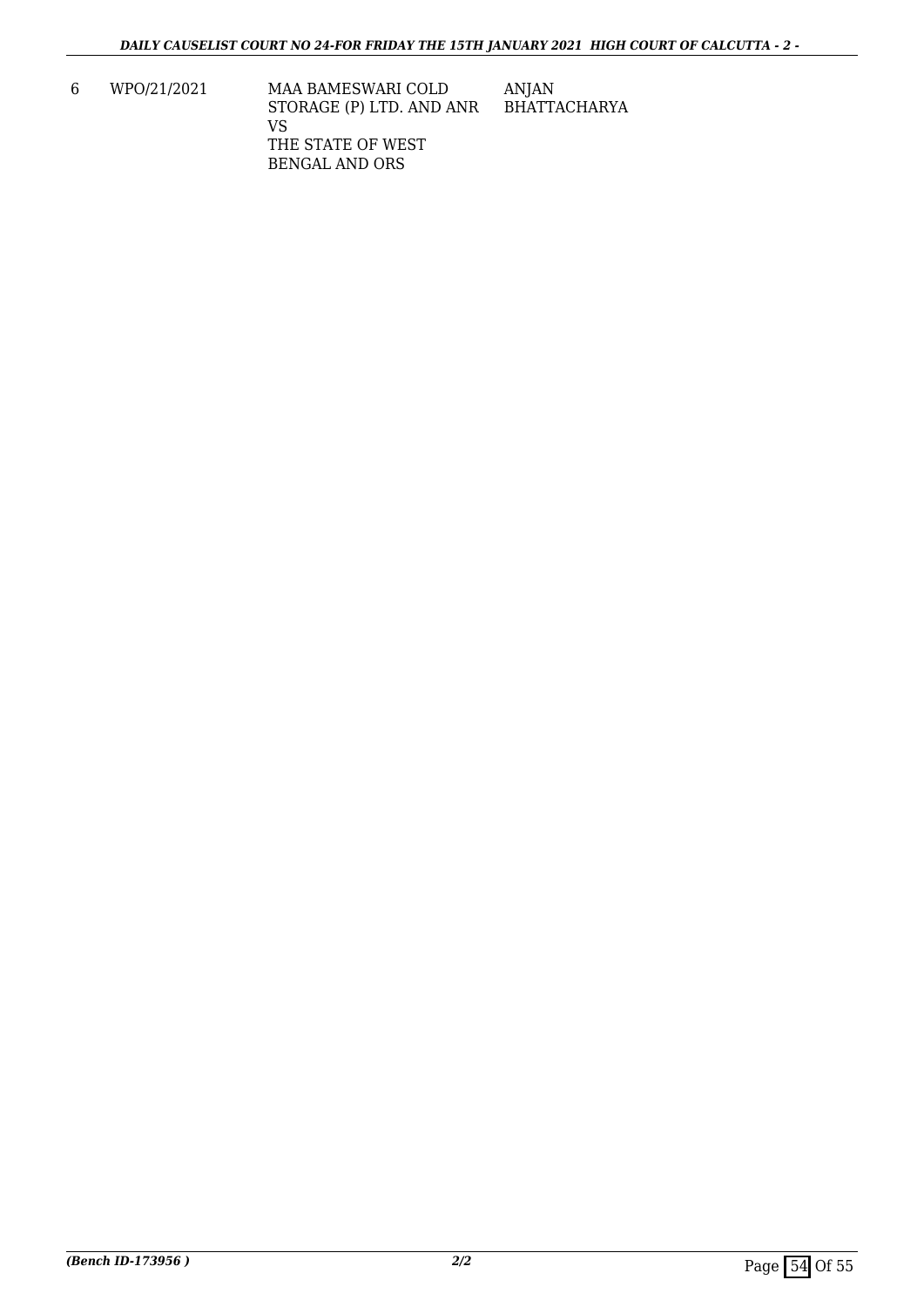| 6 | WPO/21/2021 | MAA BAMESWARI COLD STORAGE (P) LTD. AND ANR VS THE STATE OF WEST BENGAL AND ORS | ANJAN BHATTACHARYA |
|---|---|---|---|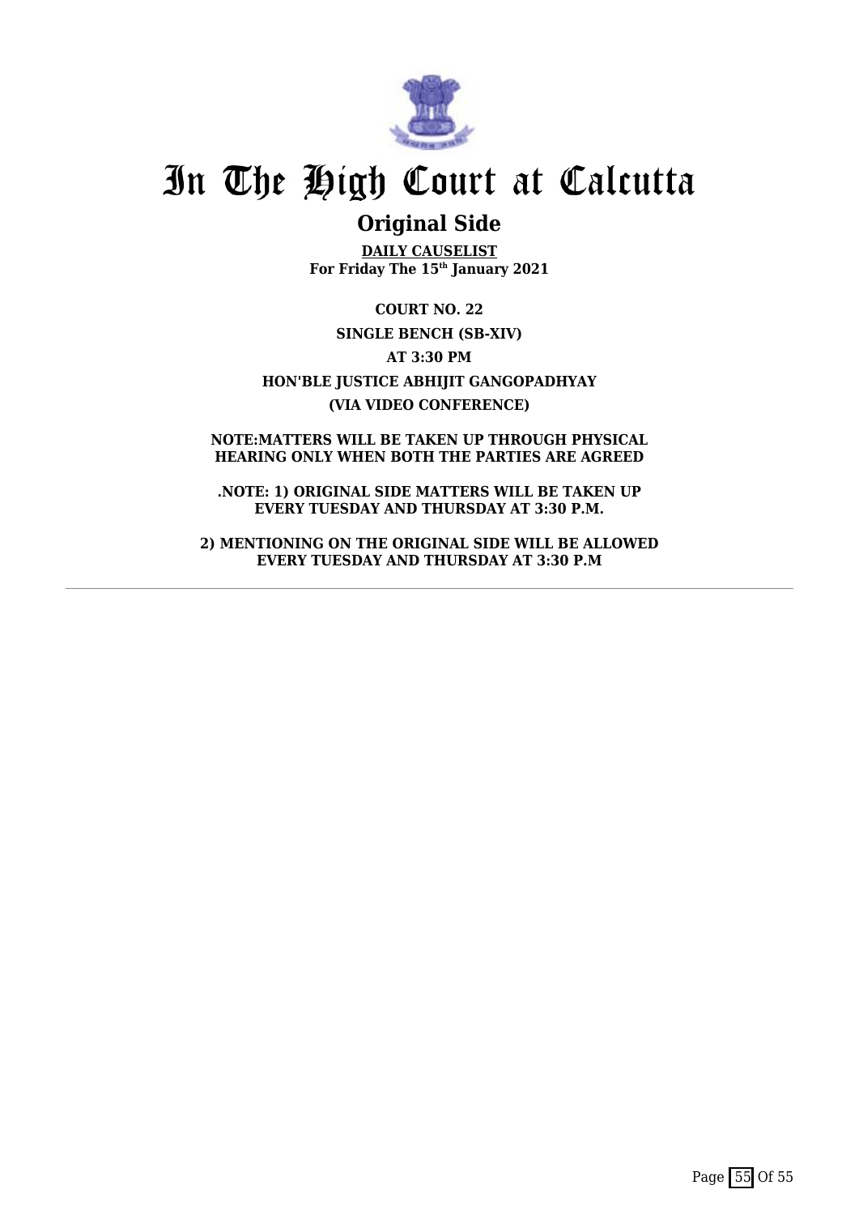# In The High Court at Calcutta

## Original Side

**DAILY CAUSELIST**
**For Friday The 15th January 2021**

**COURT NO. 22**

**SINGLE BENCH (SB-XIV)**

**AT 3:30 PM**

**HON'BLE JUSTICE ABHIJIT GANGOPADHYAY**

**(VIA VIDEO CONFERENCE)**

**NOTE:MATTERS WILL BE TAKEN UP THROUGH PHYSICAL HEARING ONLY WHEN BOTH THE PARTIES ARE AGREED**

**.NOTE: 1) ORIGINAL SIDE MATTERS WILL BE TAKEN UP EVERY TUESDAY AND THURSDAY AT 3:30 P.M.**

**2) MENTIONING ON THE ORIGINAL SIDE WILL BE ALLOWED EVERY TUESDAY AND THURSDAY AT 3:30 P.M**